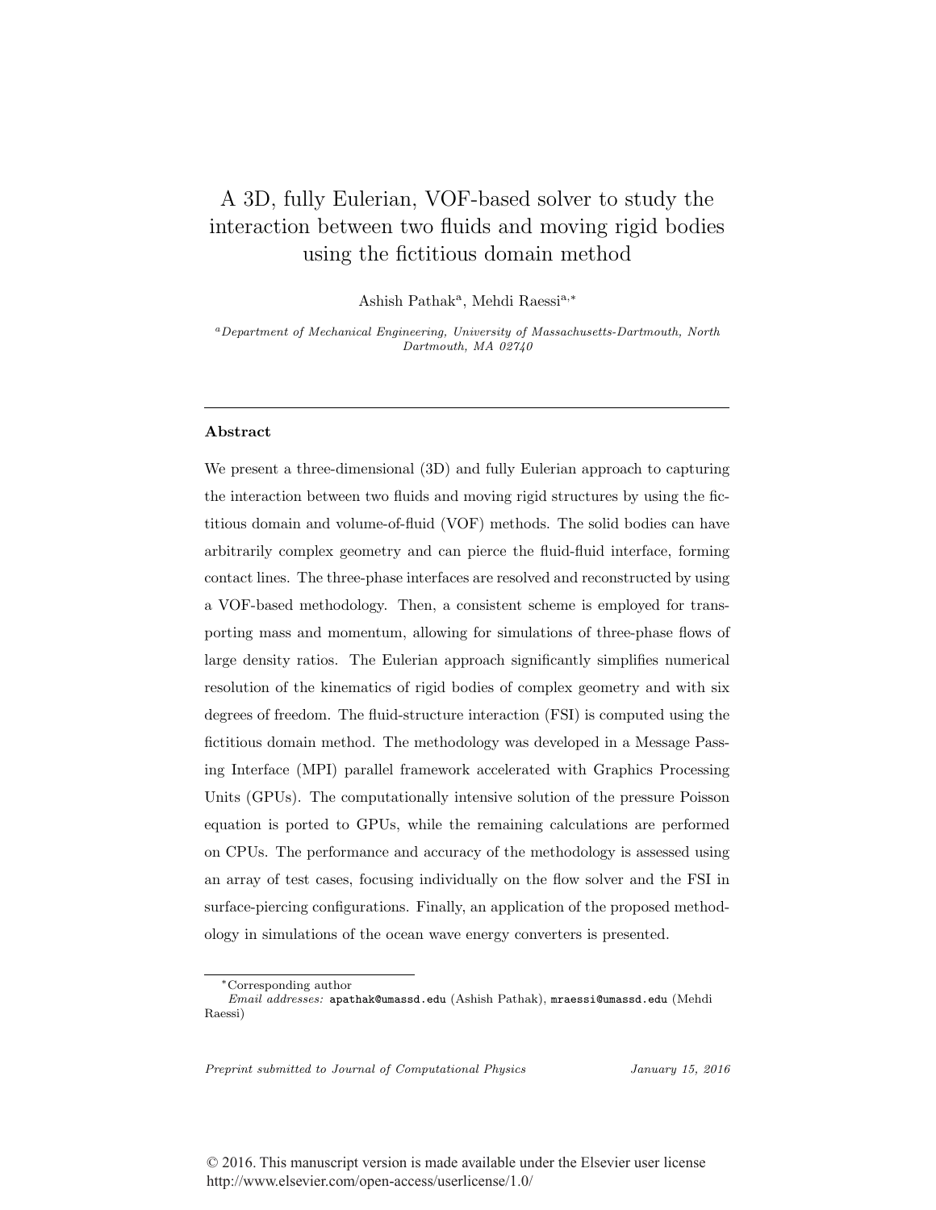# A 3D, fully Eulerian, VOF-based solver to study the interaction between two fluids and moving rigid bodies using the fictitious domain method

Ashish Pathak[a], Mehdi Raessi[a,*]

[a] *Department of Mechanical Engineering, University of Massachusetts-Dartmouth, North Dartmouth, MA 02740*

---

## Abstract

We present a three-dimensional (3D) and fully Eulerian approach to capturing the interaction between two fluids and moving rigid structures by using the fictitious domain and volume-of-fluid (VOF) methods. The solid bodies can have arbitrarily complex geometry and can pierce the fluid-fluid interface, forming contact lines. The three-phase interfaces are resolved and reconstructed by using a VOF-based methodology. Then, a consistent scheme is employed for transporting mass and momentum, allowing for simulations of three-phase flows of large density ratios. The Eulerian approach significantly simplifies numerical resolution of the kinematics of rigid bodies of complex geometry and with six degrees of freedom. The fluid-structure interaction (FSI) is computed using the fictitious domain method. The methodology was developed in a Message Passing Interface (MPI) parallel framework accelerated with Graphics Processing Units (GPUs). The computationally intensive solution of the pressure Poisson equation is ported to GPUs, while the remaining calculations are performed on CPUs. The performance and accuracy of the methodology is assessed using an array of test cases, focusing individually on the flow solver and the FSI in surface-piercing configurations. Finally, an application of the proposed methodology in simulations of the ocean wave energy converters is presented.

*Corresponding author

*Email addresses:* apathak@umassd.edu (Ashish Pathak), mraessi@umassd.edu (Mehdi Raessi)

*Preprint submitted to Journal of Computational Physics* *January 15, 2016*

© 2016. This manuscript version is made available under the Elsevier user license http://www.elsevier.com/open-access/userlicense/1.0/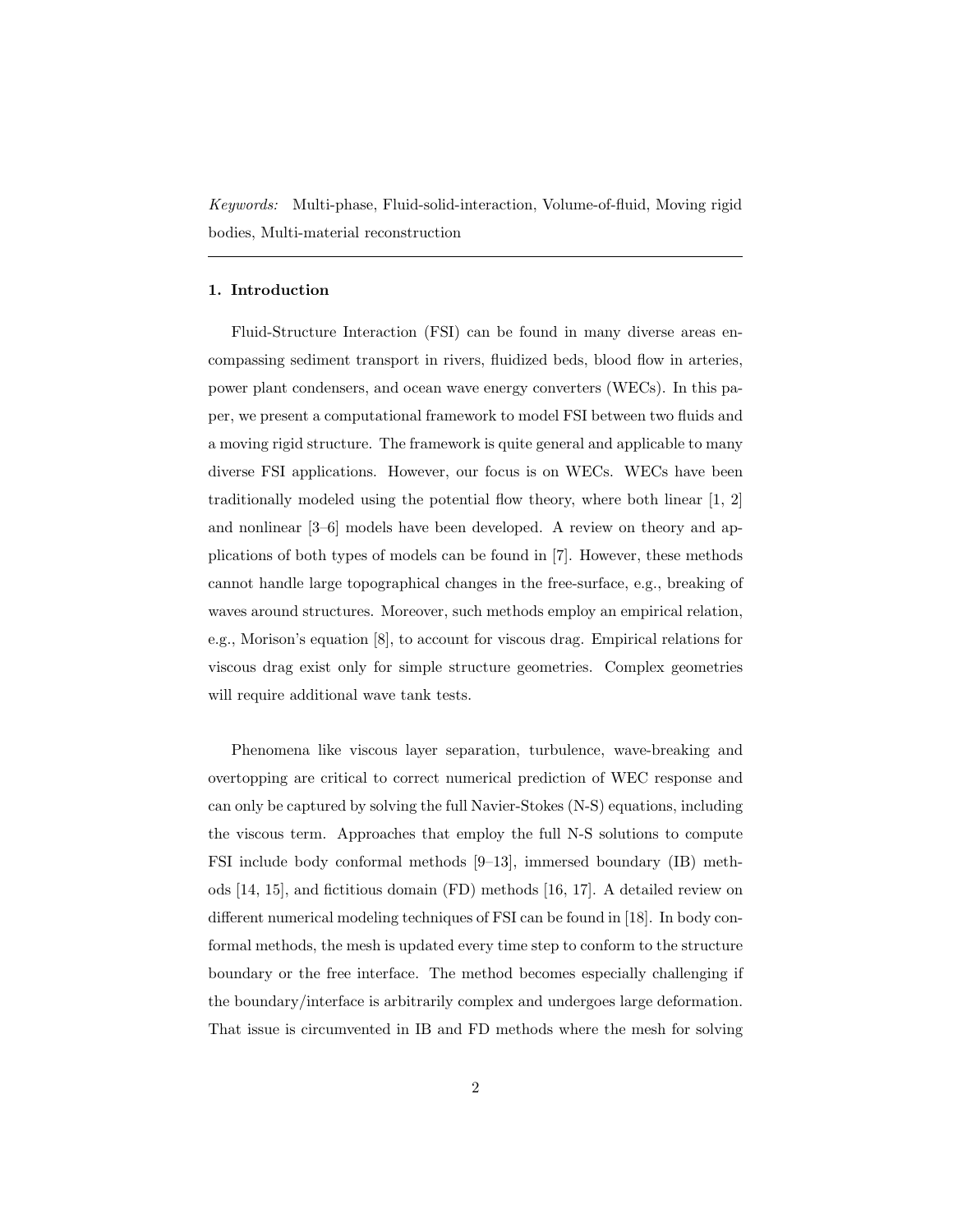*Keywords:* Multi-phase, Fluid-solid-interaction, Volume-of-fluid, Moving rigid bodies, Multi-material reconstruction

---

## 1. Introduction

Fluid-Structure Interaction (FSI) can be found in many diverse areas encompassing sediment transport in rivers, fluidized beds, blood flow in arteries, power plant condensers, and ocean wave energy converters (WECs). In this paper, we present a computational framework to model FSI between two fluids and a moving rigid structure. The framework is quite general and applicable to many diverse FSI applications. However, our focus is on WECs. WECs have been traditionally modeled using the potential flow theory, where both linear [1, 2] and nonlinear [3–6] models have been developed. A review on theory and applications of both types of models can be found in [7]. However, these methods cannot handle large topographical changes in the free-surface, e.g., breaking of waves around structures. Moreover, such methods employ an empirical relation, e.g., Morison's equation [8], to account for viscous drag. Empirical relations for viscous drag exist only for simple structure geometries. Complex geometries will require additional wave tank tests.

Phenomena like viscous layer separation, turbulence, wave-breaking and overtopping are critical to correct numerical prediction of WEC response and can only be captured by solving the full Navier-Stokes (N-S) equations, including the viscous term. Approaches that employ the full N-S solutions to compute FSI include body conformal methods [9–13], immersed boundary (IB) methods [14, 15], and fictitious domain (FD) methods [16, 17]. A detailed review on different numerical modeling techniques of FSI can be found in [18]. In body conformal methods, the mesh is updated every time step to conform to the structure boundary or the free interface. The method becomes especially challenging if the boundary/interface is arbitrarily complex and undergoes large deformation. That issue is circumvented in IB and FD methods where the mesh for solving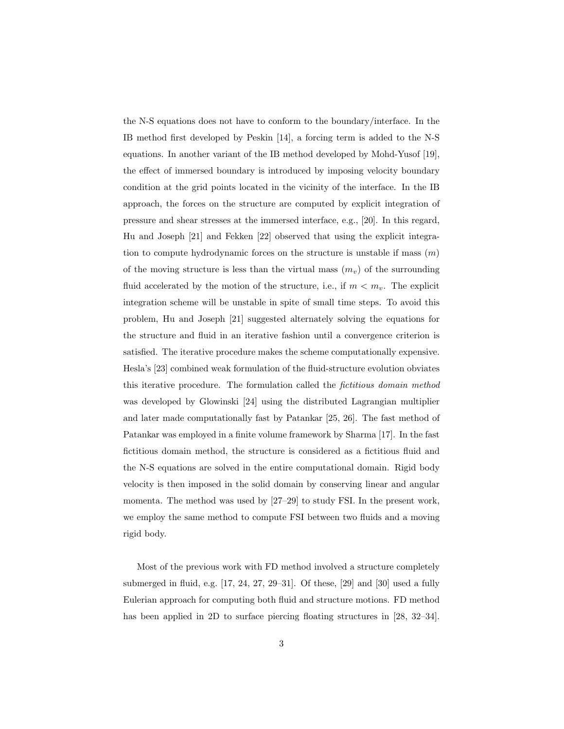the N-S equations does not have to conform to the boundary/interface. In the IB method first developed by Peskin [14], a forcing term is added to the N-S equations. In another variant of the IB method developed by Mohd-Yusof [19], the effect of immersed boundary is introduced by imposing velocity boundary condition at the grid points located in the vicinity of the interface. In the IB approach, the forces on the structure are computed by explicit integration of pressure and shear stresses at the immersed interface, e.g., [20]. In this regard, Hu and Joseph [21] and Fekken [22] observed that using the explicit integration to compute hydrodynamic forces on the structure is unstable if mass ($m$) of the moving structure is less than the virtual mass ($m_v$) of the surrounding fluid accelerated by the motion of the structure, i.e., if $m < m_v$. The explicit integration scheme will be unstable in spite of small time steps. To avoid this problem, Hu and Joseph [21] suggested alternately solving the equations for the structure and fluid in an iterative fashion until a convergence criterion is satisfied. The iterative procedure makes the scheme computationally expensive. Hesla's [23] combined weak formulation of the fluid-structure evolution obviates this iterative procedure. The formulation called the *fictitious domain method* was developed by Glowinski [24] using the distributed Lagrangian multiplier and later made computationally fast by Patankar [25, 26]. The fast method of Patankar was employed in a finite volume framework by Sharma [17]. In the fast fictitious domain method, the structure is considered as a fictitious fluid and the N-S equations are solved in the entire computational domain. Rigid body velocity is then imposed in the solid domain by conserving linear and angular momenta. The method was used by [27–29] to study FSI. In the present work, we employ the same method to compute FSI between two fluids and a moving rigid body.

Most of the previous work with FD method involved a structure completely submerged in fluid, e.g. [17, 24, 27, 29–31]. Of these, [29] and [30] used a fully Eulerian approach for computing both fluid and structure motions. FD method has been applied in 2D to surface piercing floating structures in [28, 32–34].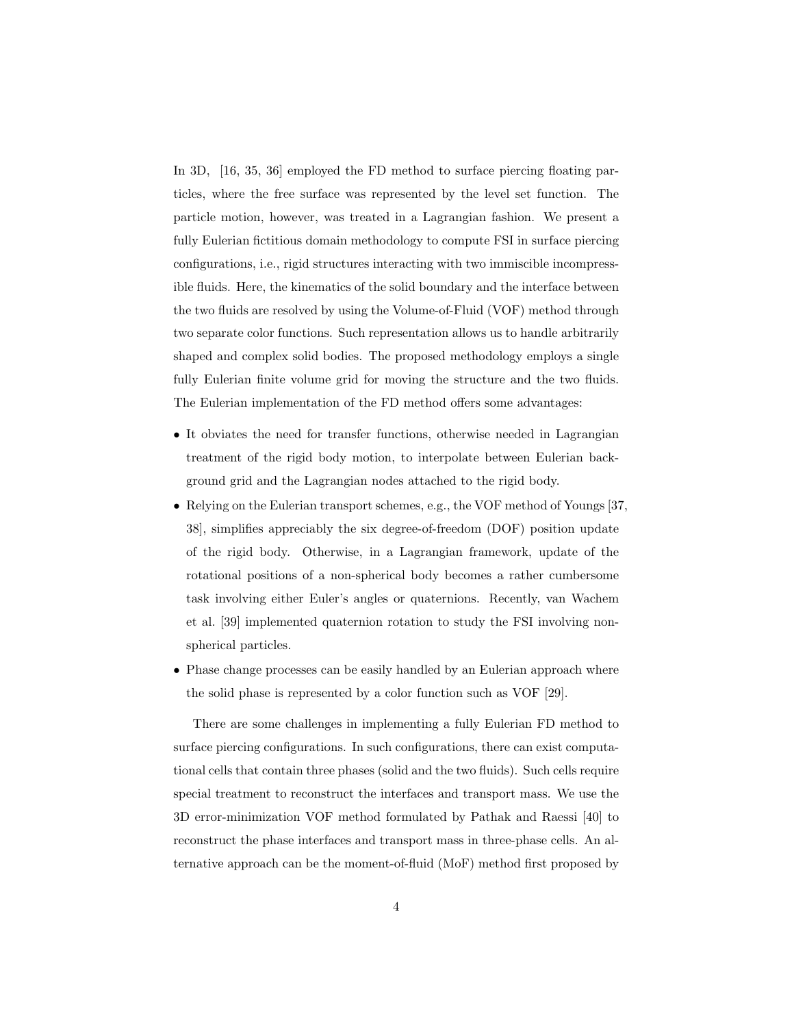In 3D, [16, 35, 36] employed the FD method to surface piercing floating particles, where the free surface was represented by the level set function. The particle motion, however, was treated in a Lagrangian fashion. We present a fully Eulerian fictitious domain methodology to compute FSI in surface piercing configurations, i.e., rigid structures interacting with two immiscible incompressible fluids. Here, the kinematics of the solid boundary and the interface between the two fluids are resolved by using the Volume-of-Fluid (VOF) method through two separate color functions. Such representation allows us to handle arbitrarily shaped and complex solid bodies. The proposed methodology employs a single fully Eulerian finite volume grid for moving the structure and the two fluids. The Eulerian implementation of the FD method offers some advantages:

- It obviates the need for transfer functions, otherwise needed in Lagrangian treatment of the rigid body motion, to interpolate between Eulerian background grid and the Lagrangian nodes attached to the rigid body.
- Relying on the Eulerian transport schemes, e.g., the VOF method of Youngs [37, 38], simplifies appreciably the six degree-of-freedom (DOF) position update of the rigid body. Otherwise, in a Lagrangian framework, update of the rotational positions of a non-spherical body becomes a rather cumbersome task involving either Euler's angles or quaternions. Recently, van Wachem et al. [39] implemented quaternion rotation to study the FSI involving non-spherical particles.
- Phase change processes can be easily handled by an Eulerian approach where the solid phase is represented by a color function such as VOF [29].

There are some challenges in implementing a fully Eulerian FD method to surface piercing configurations. In such configurations, there can exist computational cells that contain three phases (solid and the two fluids). Such cells require special treatment to reconstruct the interfaces and transport mass. We use the 3D error-minimization VOF method formulated by Pathak and Raessi [40] to reconstruct the phase interfaces and transport mass in three-phase cells. An alternative approach can be the moment-of-fluid (MoF) method first proposed by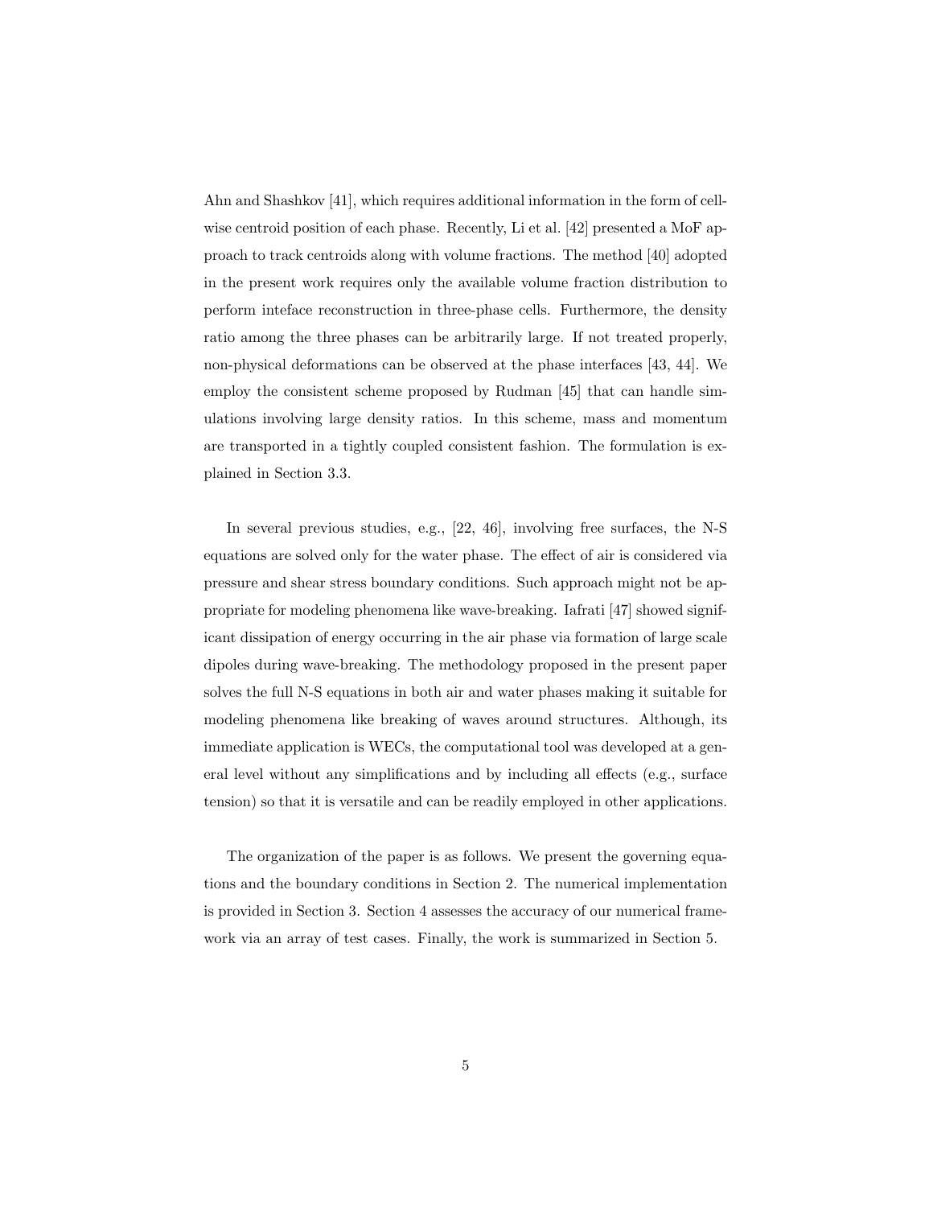Ahn and Shashkov [41], which requires additional information in the form of cell-wise centroid position of each phase. Recently, Li et al. [42] presented a MoF approach to track centroids along with volume fractions. The method [40] adopted in the present work requires only the available volume fraction distribution to perform inteface reconstruction in three-phase cells. Furthermore, the density ratio among the three phases can be arbitrarily large. If not treated properly, non-physical deformations can be observed at the phase interfaces [43, 44]. We employ the consistent scheme proposed by Rudman [45] that can handle simulations involving large density ratios. In this scheme, mass and momentum are transported in a tightly coupled consistent fashion. The formulation is explained in Section 3.3.

In several previous studies, e.g., [22, 46], involving free surfaces, the N-S equations are solved only for the water phase. The effect of air is considered via pressure and shear stress boundary conditions. Such approach might not be appropriate for modeling phenomena like wave-breaking. Iafrati [47] showed significant dissipation of energy occurring in the air phase via formation of large scale dipoles during wave-breaking. The methodology proposed in the present paper solves the full N-S equations in both air and water phases making it suitable for modeling phenomena like breaking of waves around structures. Although, its immediate application is WECs, the computational tool was developed at a general level without any simplifications and by including all effects (e.g., surface tension) so that it is versatile and can be readily employed in other applications.

The organization of the paper is as follows. We present the governing equations and the boundary conditions in Section 2. The numerical implementation is provided in Section 3. Section 4 assesses the accuracy of our numerical framework via an array of test cases. Finally, the work is summarized in Section 5.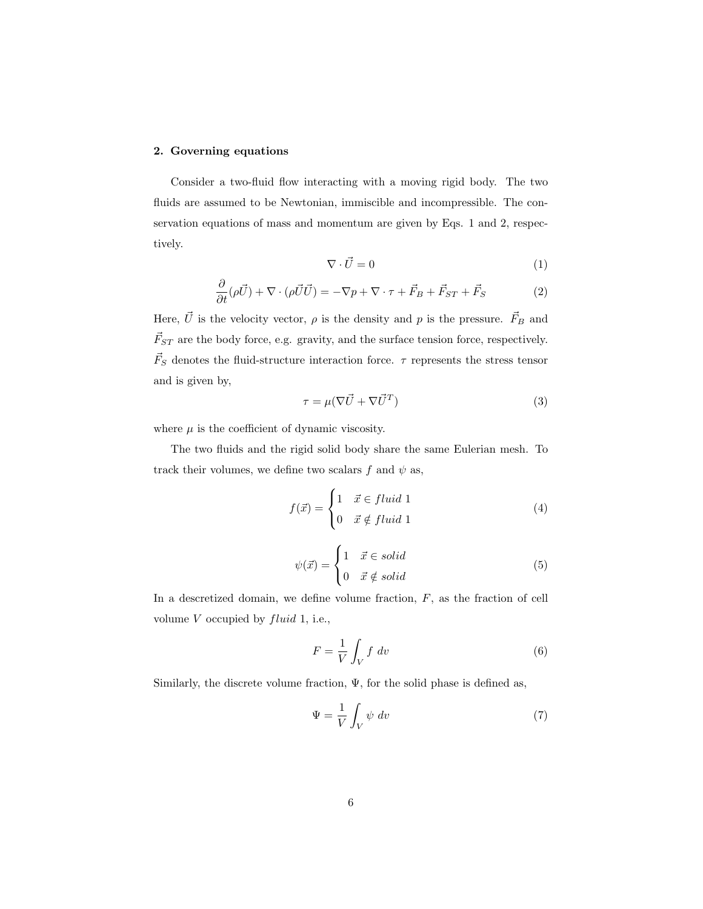## 2. Governing equations

Consider a two-fluid flow interacting with a moving rigid body. The two fluids are assumed to be Newtonian, immiscible and incompressible. The conservation equations of mass and momentum are given by Eqs. 1 and 2, respectively.

$$\nabla \cdot \vec{U} = 0 \tag{1}$$

$$\frac{\partial}{\partial t}(\rho \vec{U}) + \nabla \cdot (\rho \vec{U}\vec{U}) = -\nabla p + \nabla \cdot \tau + \vec{F}_B + \vec{F}_{ST} + \vec{F}_S \tag{2}$$

Here, $\vec{U}$ is the velocity vector, $\rho$ is the density and $p$ is the pressure. $\vec{F}_B$ and $\vec{F}_{ST}$ are the body force, e.g. gravity, and the surface tension force, respectively. $\vec{F}_S$ denotes the fluid-structure interaction force. $\tau$ represents the stress tensor and is given by,

$$\tau = \mu(\nabla \vec{U} + \nabla \vec{U}^T) \tag{3}$$

where $\mu$ is the coefficient of dynamic viscosity.

The two fluids and the rigid solid body share the same Eulerian mesh. To track their volumes, we define two scalars $f$ and $\psi$ as,

$$f(\vec{x}) = \begin{cases} 1 & \vec{x} \in fluid\ 1 \\ 0 & \vec{x} \notin fluid\ 1 \end{cases} \tag{4}$$

$$\psi(\vec{x}) = \begin{cases} 1 & \vec{x} \in solid \\ 0 & \vec{x} \notin solid \end{cases} \tag{5}$$

In a descretized domain, we define volume fraction, $F$, as the fraction of cell volume $V$ occupied by $fluid$ 1, i.e.,

$$F = \frac{1}{V}\int_V f\ dv \tag{6}$$

Similarly, the discrete volume fraction, $\Psi$, for the solid phase is defined as,

$$\Psi = \frac{1}{V}\int_V \psi\ dv \tag{7}$$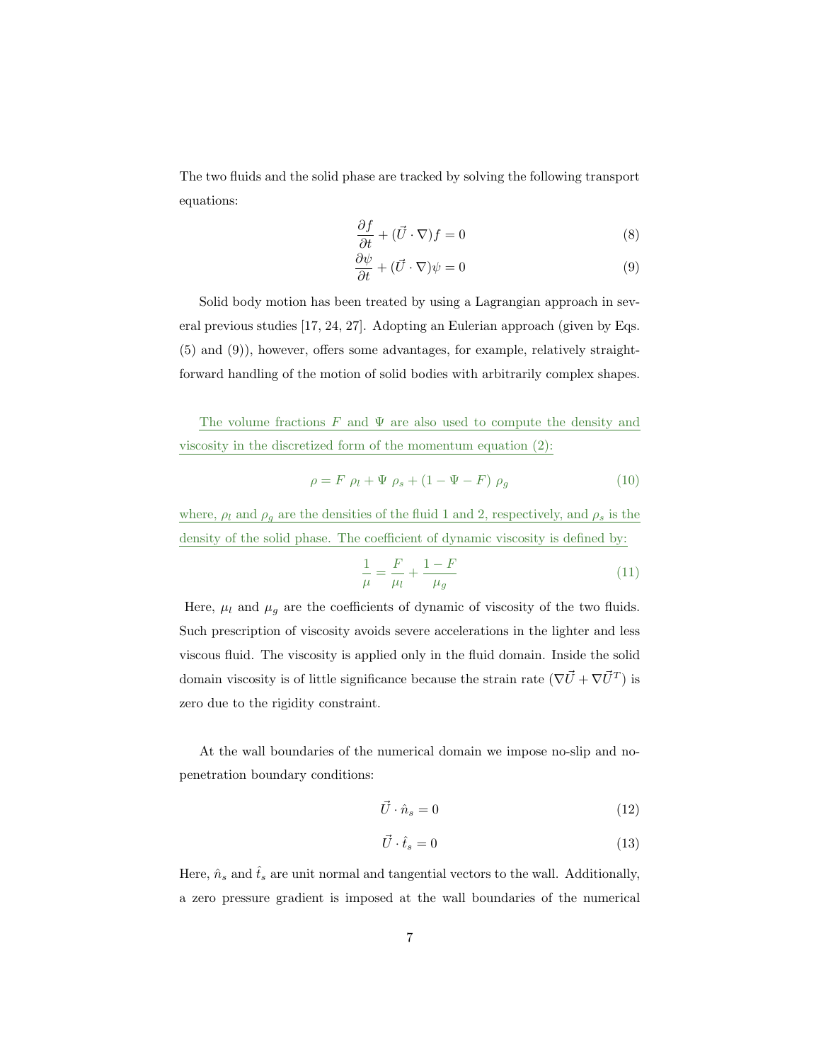The two fluids and the solid phase are tracked by solving the following transport equations:

$$\frac{\partial f}{\partial t} + (\vec{U} \cdot \nabla) f = 0 \tag{8}$$

$$\frac{\partial \psi}{\partial t} + (\vec{U} \cdot \nabla) \psi = 0 \tag{9}$$

Solid body motion has been treated by using a Lagrangian approach in several previous studies [17, 24, 27]. Adopting an Eulerian approach (given by Eqs. (5) and (9)), however, offers some advantages, for example, relatively straightforward handling of the motion of solid bodies with arbitrarily complex shapes.

The volume fractions $F$ and $\Psi$ are also used to compute the density and viscosity in the discretized form of the momentum equation (2):

$$\rho = F \ \rho_l + \Psi \ \rho_s + (1 - \Psi - F) \ \rho_g \tag{10}$$

where, $\rho_l$ and $\rho_g$ are the densities of the fluid 1 and 2, respectively, and $\rho_s$ is the density of the solid phase. The coefficient of dynamic viscosity is defined by:

$$\frac{1}{\mu} = \frac{F}{\mu_l} + \frac{1 - F}{\mu_g} \tag{11}$$

Here, $\mu_l$ and $\mu_g$ are the coefficients of dynamic of viscosity of the two fluids. Such prescription of viscosity avoids severe accelerations in the lighter and less viscous fluid. The viscosity is applied only in the fluid domain. Inside the solid domain viscosity is of little significance because the strain rate $(\nabla \vec{U} + \nabla \vec{U}^T)$ is zero due to the rigidity constraint.

At the wall boundaries of the numerical domain we impose no-slip and no-penetration boundary conditions:

$$\vec{U} \cdot \hat{n}_s = 0 \tag{12}$$

$$\vec{U} \cdot \hat{t}_s = 0 \tag{13}$$

Here, $\hat{n}_s$ and $\hat{t}_s$ are unit normal and tangential vectors to the wall. Additionally, a zero pressure gradient is imposed at the wall boundaries of the numerical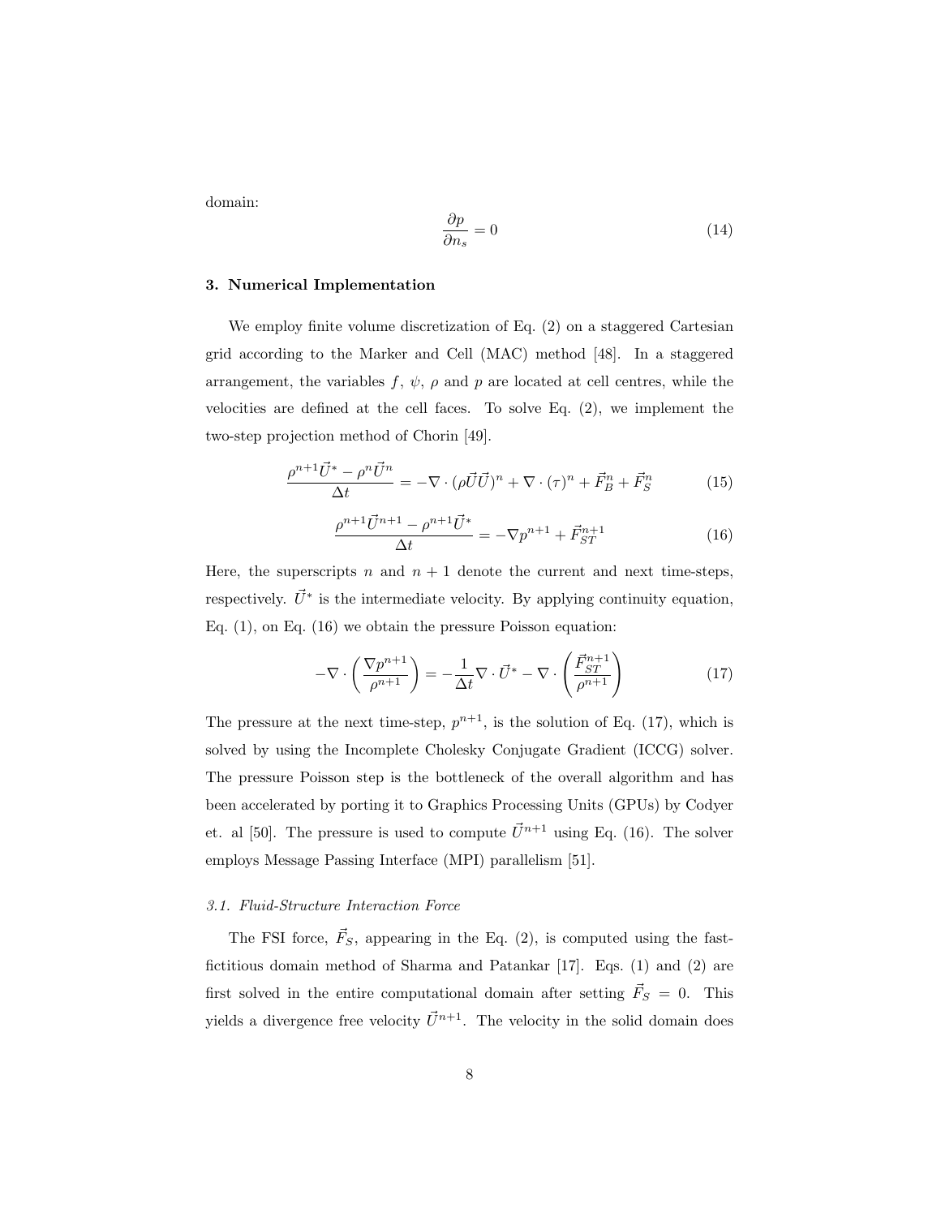domain:

$$\frac{\partial p}{\partial n_s} = 0 \tag{14}$$

## 3. Numerical Implementation

We employ finite volume discretization of Eq. (2) on a staggered Cartesian grid according to the Marker and Cell (MAC) method [48]. In a staggered arrangement, the variables $f$, $\psi$, $\rho$ and $p$ are located at cell centres, while the velocities are defined at the cell faces. To solve Eq. (2), we implement the two-step projection method of Chorin [49].

$$\frac{\rho^{n+1}\vec{U}^{*} - \rho^{n}\vec{U}^{n}}{\Delta t} = -\nabla \cdot (\rho\vec{U}\vec{U})^{n} + \nabla \cdot (\tau)^{n} + \vec{F}_{B}^{n} + \vec{F}_{S}^{n} \tag{15}$$

$$\frac{\rho^{n+1}\vec{U}^{n+1} - \rho^{n+1}\vec{U}^{*}}{\Delta t} = -\nabla p^{n+1} + \vec{F}_{ST}^{n+1} \tag{16}$$

Here, the superscripts $n$ and $n+1$ denote the current and next time-steps, respectively. $\vec{U}^{*}$ is the intermediate velocity. By applying continuity equation, Eq. (1), on Eq. (16) we obtain the pressure Poisson equation:

$$-\nabla \cdot \left(\frac{\nabla p^{n+1}}{\rho^{n+1}}\right) = -\frac{1}{\Delta t}\nabla \cdot \vec{U}^{*} - \nabla \cdot \left(\frac{\vec{F}_{ST}^{n+1}}{\rho^{n+1}}\right) \tag{17}$$

The pressure at the next time-step, $p^{n+1}$, is the solution of Eq. (17), which is solved by using the Incomplete Cholesky Conjugate Gradient (ICCG) solver. The pressure Poisson step is the bottleneck of the overall algorithm and has been accelerated by porting it to Graphics Processing Units (GPUs) by Codyer et. al [50]. The pressure is used to compute $\vec{U}^{n+1}$ using Eq. (16). The solver employs Message Passing Interface (MPI) parallelism [51].

### *3.1. Fluid-Structure Interaction Force*

The FSI force, $\vec{F}_S$, appearing in the Eq. (2), is computed using the fast-fictitious domain method of Sharma and Patankar [17]. Eqs. (1) and (2) are first solved in the entire computational domain after setting $\vec{F}_S = 0$. This yields a divergence free velocity $\vec{U}^{n+1}$. The velocity in the solid domain does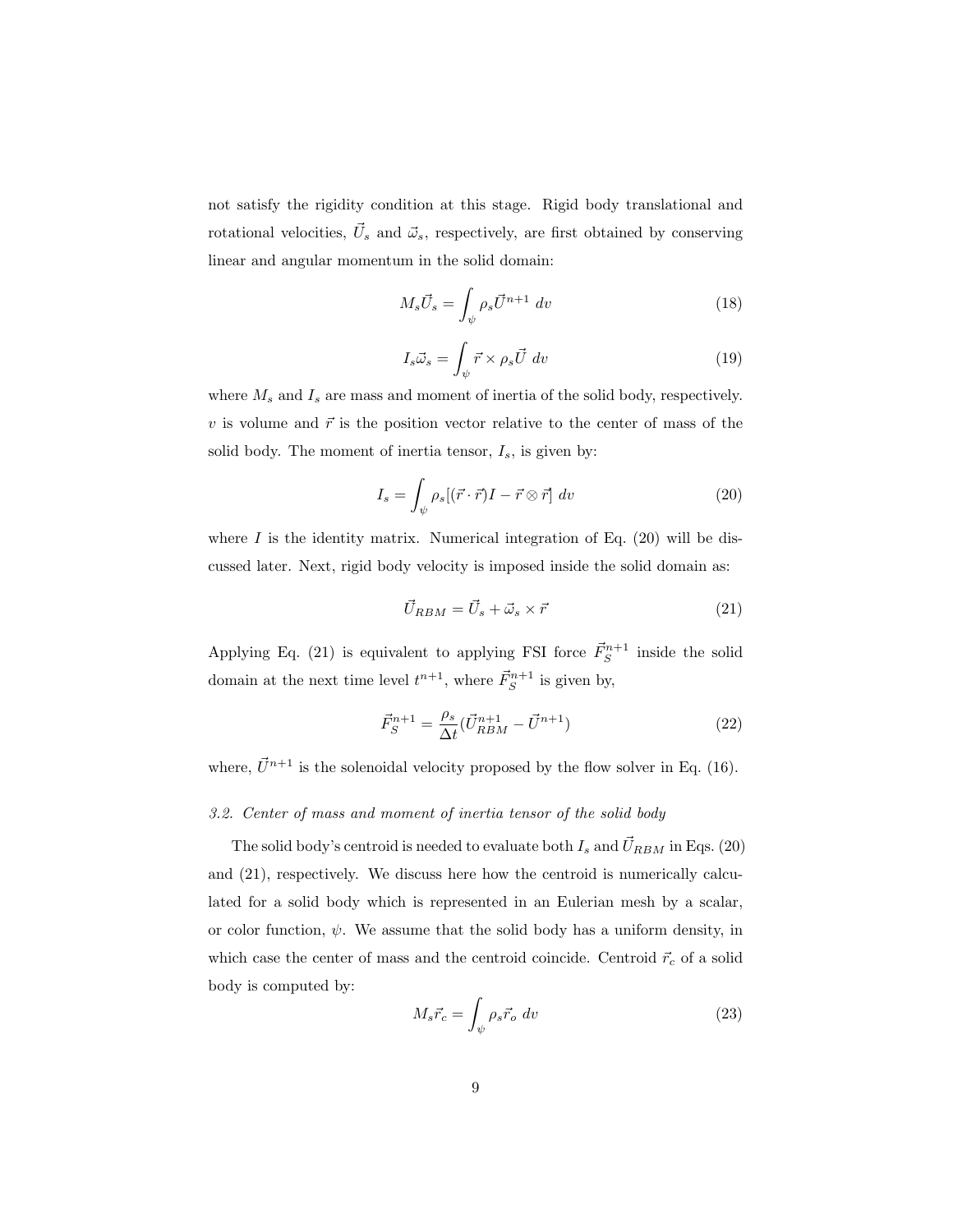not satisfy the rigidity condition at this stage. Rigid body translational and rotational velocities, $\vec{U}_s$ and $\vec{\omega}_s$, respectively, are first obtained by conserving linear and angular momentum in the solid domain:

$$M_s \vec{U}_s = \int_{\psi} \rho_s \vec{U}^{n+1} \, dv \tag{18}$$

$$I_s \vec{\omega}_s = \int_{\psi} \vec{r} \times \rho_s \vec{U} \, dv \tag{19}$$

where $M_s$ and $I_s$ are mass and moment of inertia of the solid body, respectively. $v$ is volume and $\vec{r}$ is the position vector relative to the center of mass of the solid body. The moment of inertia tensor, $I_s$, is given by:

$$I_s = \int_{\psi} \rho_s [(\vec{r} \cdot \vec{r}) I - \vec{r} \otimes \vec{r}] \, dv \tag{20}$$

where $I$ is the identity matrix. Numerical integration of Eq. (20) will be discussed later. Next, rigid body velocity is imposed inside the solid domain as:

$$\vec{U}_{RBM} = \vec{U}_s + \vec{\omega}_s \times \vec{r} \tag{21}$$

Applying Eq. (21) is equivalent to applying FSI force $\vec{F}_S^{n+1}$ inside the solid domain at the next time level $t^{n+1}$, where $\vec{F}_S^{n+1}$ is given by,

$$\vec{F}_S^{n+1} = \frac{\rho_s}{\Delta t} (\vec{U}_{RBM}^{n+1} - \vec{U}^{n+1}) \tag{22}$$

where, $\vec{U}^{n+1}$ is the solenoidal velocity proposed by the flow solver in Eq. (16).

### *3.2. Center of mass and moment of inertia tensor of the solid body*

The solid body's centroid is needed to evaluate both $I_s$ and $\vec{U}_{RBM}$ in Eqs. (20) and (21), respectively. We discuss here how the centroid is numerically calculated for a solid body which is represented in an Eulerian mesh by a scalar, or color function, $\psi$. We assume that the solid body has a uniform density, in which case the center of mass and the centroid coincide. Centroid $\vec{r}_c$ of a solid body is computed by:

$$M_s \vec{r}_c = \int_{\psi} \rho_s \vec{r}_o \, dv \tag{23}$$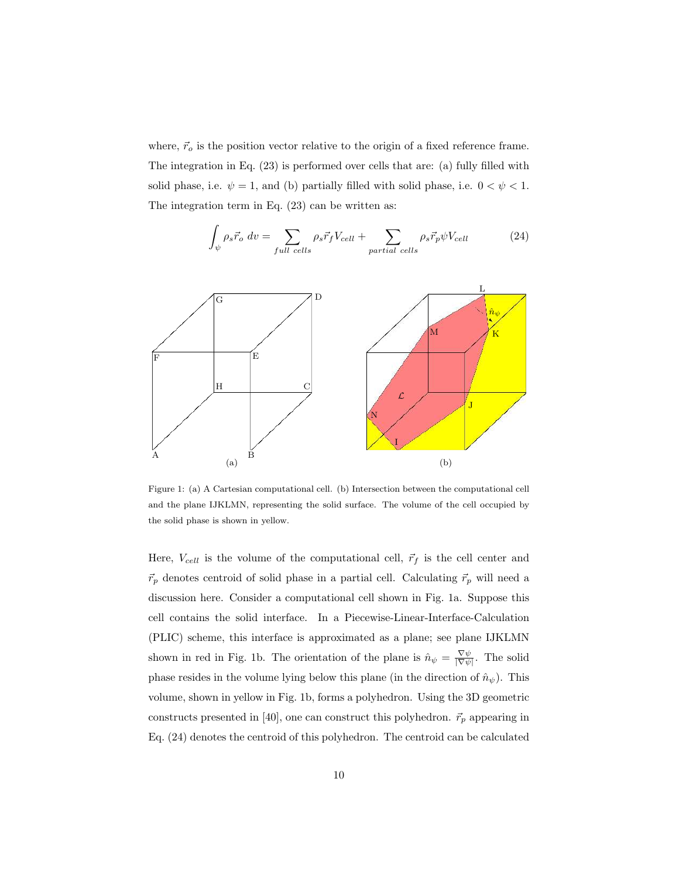where, $\vec{r}_o$ is the position vector relative to the origin of a fixed reference frame. The integration in Eq. (23) is performed over cells that are: (a) fully filled with solid phase, i.e. $\psi = 1$, and (b) partially filled with solid phase, i.e. $0 < \psi < 1$. The integration term in Eq. (23) can be written as:

$$\int_{\psi} \rho_s \vec{r}_o \; dv = \sum_{full\ cells} \rho_s \vec{r}_f V_{cell} + \sum_{partial\ cells} \rho_s \vec{r}_p \psi V_{cell} \tag{24}$$

Figure 1: (a) A Cartesian computational cell. (b) Intersection between the computational cell and the plane IJKLMN, representing the solid surface. The volume of the cell occupied by the solid phase is shown in yellow.

Here, $V_{cell}$ is the volume of the computational cell, $\vec{r}_f$ is the cell center and $\vec{r}_p$ denotes centroid of solid phase in a partial cell. Calculating $\vec{r}_p$ will need a discussion here. Consider a computational cell shown in Fig. 1a. Suppose this cell contains the solid interface. In a Piecewise-Linear-Interface-Calculation (PLIC) scheme, this interface is approximated as a plane; see plane IJKLMN shown in red in Fig. 1b. The orientation of the plane is $\hat{n}_\psi = \frac{\nabla \psi}{|\nabla \psi|}$. The solid phase resides in the volume lying below this plane (in the direction of $\hat{n}_\psi$). This volume, shown in yellow in Fig. 1b, forms a polyhedron. Using the 3D geometric constructs presented in [40], one can construct this polyhedron. $\vec{r}_p$ appearing in Eq. (24) denotes the centroid of this polyhedron. The centroid can be calculated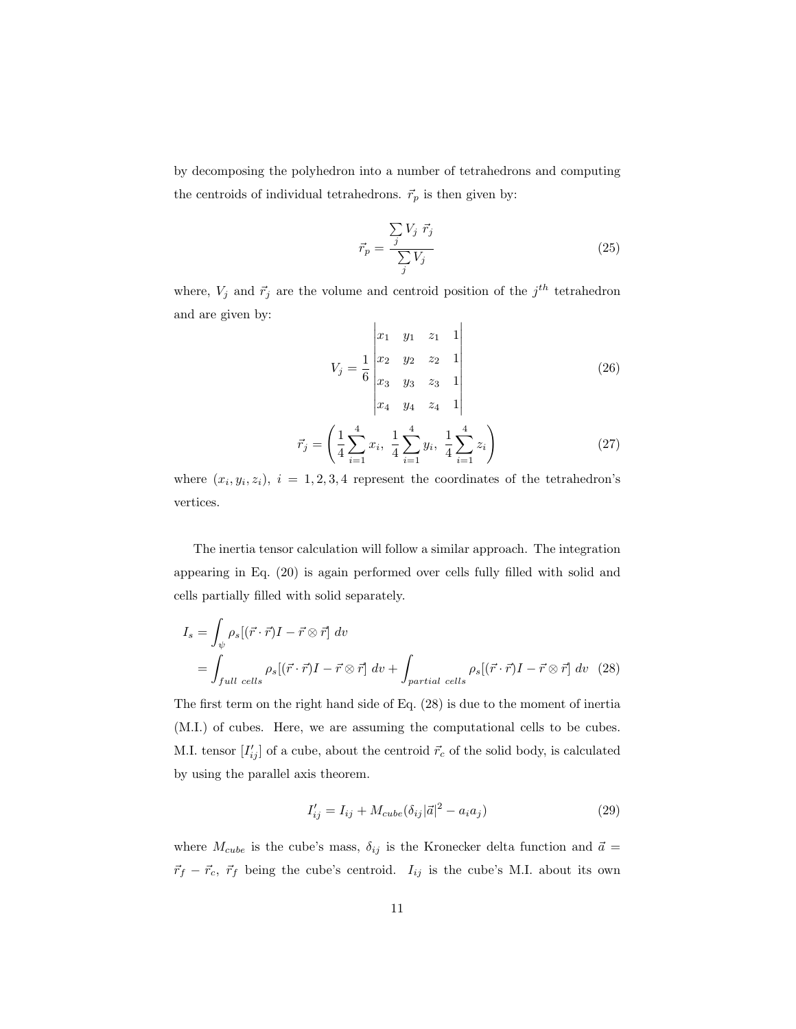by decomposing the polyhedron into a number of tetrahedrons and computing the centroids of individual tetrahedrons. $\vec{r}_p$ is then given by:

$$\vec{r}_p = \frac{\sum_j V_j \ \vec{r}_j}{\sum_j V_j} \tag{25}$$

where, $V_j$ and $\vec{r}_j$ are the volume and centroid position of the $j^{th}$ tetrahedron and are given by:

$$V_j = \frac{1}{6} \begin{vmatrix} x_1 & y_1 & z_1 & 1 \\ x_2 & y_2 & z_2 & 1 \\ x_3 & y_3 & z_3 & 1 \\ x_4 & y_4 & z_4 & 1 \end{vmatrix} \tag{26}$$

$$\vec{r}_j = \left( \frac{1}{4}\sum_{i=1}^{4} x_i, \ \frac{1}{4}\sum_{i=1}^{4} y_i, \ \frac{1}{4}\sum_{i=1}^{4} z_i \right) \tag{27}$$

where $(x_i, y_i, z_i), \ i = 1, 2, 3, 4$ represent the coordinates of the tetrahedron's vertices.

The inertia tensor calculation will follow a similar approach. The integration appearing in Eq. (20) is again performed over cells fully filled with solid and cells partially filled with solid separately.

$$\begin{aligned} I_s &= \int_{\psi} \rho_s [(\vec{r} \cdot \vec{r}) I - \vec{r} \otimes \vec{r}] \ dv \\ &= \int_{full \ cells} \rho_s [(\vec{r} \cdot \vec{r}) I - \vec{r} \otimes \vec{r}] \ dv + \int_{partial \ cells} \rho_s [(\vec{r} \cdot \vec{r}) I - \vec{r} \otimes \vec{r}] \ dv \end{aligned} \tag{28}$$

The first term on the right hand side of Eq. (28) is due to the moment of inertia (M.I.) of cubes. Here, we are assuming the computational cells to be cubes. M.I. tensor $[I'_{ij}]$ of a cube, about the centroid $\vec{r}_c$ of the solid body, is calculated by using the parallel axis theorem.

$$I'_{ij} = I_{ij} + M_{cube}(\delta_{ij}|\vec{a}|^2 - a_i a_j) \tag{29}$$

where $M_{cube}$ is the cube's mass, $\delta_{ij}$ is the Kronecker delta function and $\vec{a} = \vec{r}_f - \vec{r}_c$, $\vec{r}_f$ being the cube's centroid. $I_{ij}$ is the cube's M.I. about its own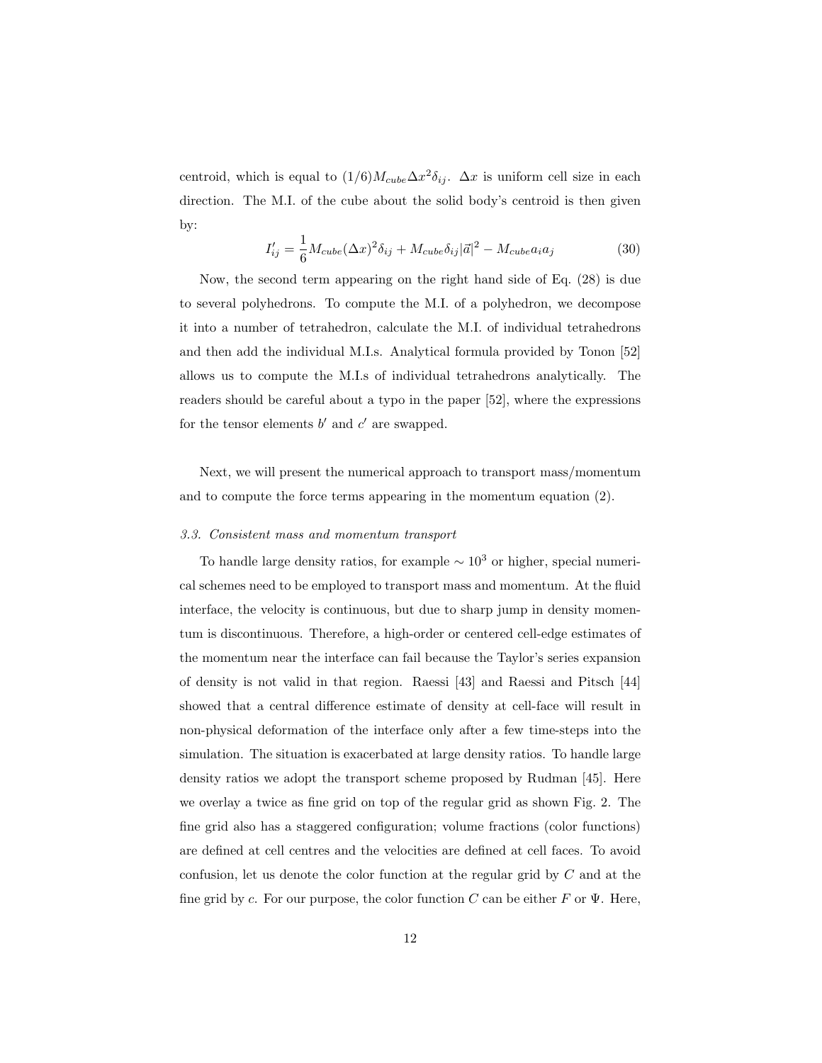centroid, which is equal to $(1/6)M_{cube}\Delta x^2\delta_{ij}$. $\Delta x$ is uniform cell size in each direction. The M.I. of the cube about the solid body's centroid is then given by:

$$I'_{ij} = \frac{1}{6}M_{cube}(\Delta x)^2\delta_{ij} + M_{cube}\delta_{ij}|\vec{a}|^2 - M_{cube}a_i a_j \tag{30}$$

Now, the second term appearing on the right hand side of Eq. (28) is due to several polyhedrons. To compute the M.I. of a polyhedron, we decompose it into a number of tetrahedron, calculate the M.I. of individual tetrahedrons and then add the individual M.I.s. Analytical formula provided by Tonon [52] allows us to compute the M.I.s of individual tetrahedrons analytically. The readers should be careful about a typo in the paper [52], where the expressions for the tensor elements $b'$ and $c'$ are swapped.

Next, we will present the numerical approach to transport mass/momentum and to compute the force terms appearing in the momentum equation (2).

### *3.3. Consistent mass and momentum transport*

To handle large density ratios, for example $\sim 10^3$ or higher, special numerical schemes need to be employed to transport mass and momentum. At the fluid interface, the velocity is continuous, but due to sharp jump in density momentum is discontinuous. Therefore, a high-order or centered cell-edge estimates of the momentum near the interface can fail because the Taylor's series expansion of density is not valid in that region. Raessi [43] and Raessi and Pitsch [44] showed that a central difference estimate of density at cell-face will result in non-physical deformation of the interface only after a few time-steps into the simulation. The situation is exacerbated at large density ratios. To handle large density ratios we adopt the transport scheme proposed by Rudman [45]. Here we overlay a twice as fine grid on top of the regular grid as shown Fig. 2. The fine grid also has a staggered configuration; volume fractions (color functions) are defined at cell centres and the velocities are defined at cell faces. To avoid confusion, let us denote the color function at the regular grid by $C$ and at the fine grid by $c$. For our purpose, the color function $C$ can be either $F$ or $\Psi$. Here,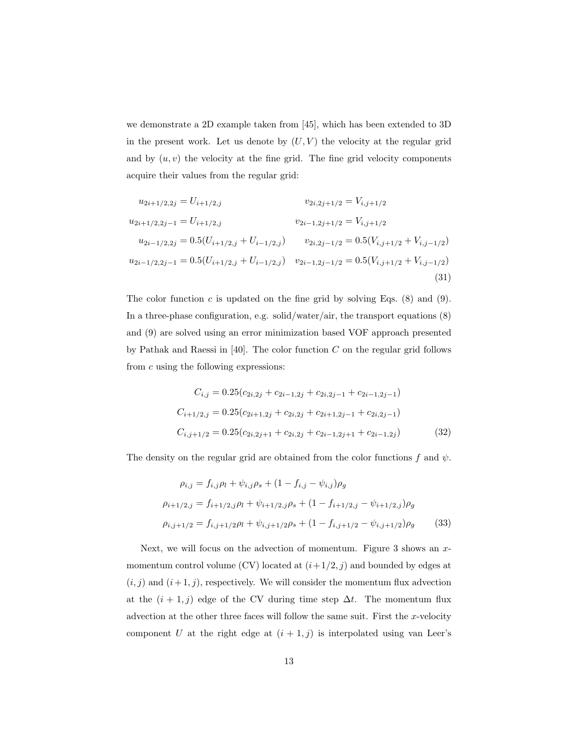we demonstrate a 2D example taken from [45], which has been extended to 3D in the present work. Let us denote by $(U, V)$ the velocity at the regular grid and by $(u, v)$ the velocity at the fine grid. The fine grid velocity components acquire their values from the regular grid:

$$
\begin{aligned}
u_{2i+1/2,2j} &= U_{i+1/2,j} & v_{2i,2j+1/2} &= V_{i,j+1/2} \\
u_{2i+1/2,2j-1} &= U_{i+1/2,j} & v_{2i-1,2j+1/2} &= V_{i,j+1/2} \\
u_{2i-1/2,2j} &= 0.5(U_{i+1/2,j} + U_{i-1/2,j}) & v_{2i,2j-1/2} &= 0.5(V_{i,j+1/2} + V_{i,j-1/2}) \\
u_{2i-1/2,2j-1} &= 0.5(U_{i+1/2,j} + U_{i-1/2,j}) & v_{2i-1,2j-1/2} &= 0.5(V_{i,j+1/2} + V_{i,j-1/2})
\end{aligned}
\tag{31}
$$

The color function $c$ is updated on the fine grid by solving Eqs. (8) and (9). In a three-phase configuration, e.g. solid/water/air, the transport equations (8) and (9) are solved using an error minimization based VOF approach presented by Pathak and Raessi in [40]. The color function $C$ on the regular grid follows from $c$ using the following expressions:

$$
\begin{aligned}
C_{i,j} &= 0.25(c_{2i,2j} + c_{2i-1,2j} + c_{2i,2j-1} + c_{2i-1,2j-1}) \\
C_{i+1/2,j} &= 0.25(c_{2i+1,2j} + c_{2i,2j} + c_{2i+1,2j-1} + c_{2i,2j-1}) \\
C_{i,j+1/2} &= 0.25(c_{2i,2j+1} + c_{2i,2j} + c_{2i-1,2j+1} + c_{2i-1,2j})
\end{aligned}
\tag{32}
$$

The density on the regular grid are obtained from the color functions $f$ and $\psi$.

$$
\begin{aligned}
\rho_{i,j} &= f_{i,j}\rho_l + \psi_{i,j}\rho_s + (1 - f_{i,j} - \psi_{i,j})\rho_g \\
\rho_{i+1/2,j} &= f_{i+1/2,j}\rho_l + \psi_{i+1/2,j}\rho_s + (1 - f_{i+1/2,j} - \psi_{i+1/2,j})\rho_g \\
\rho_{i,j+1/2} &= f_{i,j+1/2}\rho_l + \psi_{i,j+1/2}\rho_s + (1 - f_{i,j+1/2} - \psi_{i,j+1/2})\rho_g
\end{aligned}
\tag{33}
$$

Next, we will focus on the advection of momentum. Figure 3 shows an $x$-momentum control volume (CV) located at $(i+1/2, j)$ and bounded by edges at $(i, j)$ and $(i+1, j)$, respectively. We will consider the momentum flux advection at the $(i + 1, j)$ edge of the CV during time step $\Delta t$. The momentum flux advection at the other three faces will follow the same suit. First the $x$-velocity component $U$ at the right edge at $(i + 1, j)$ is interpolated using van Leer's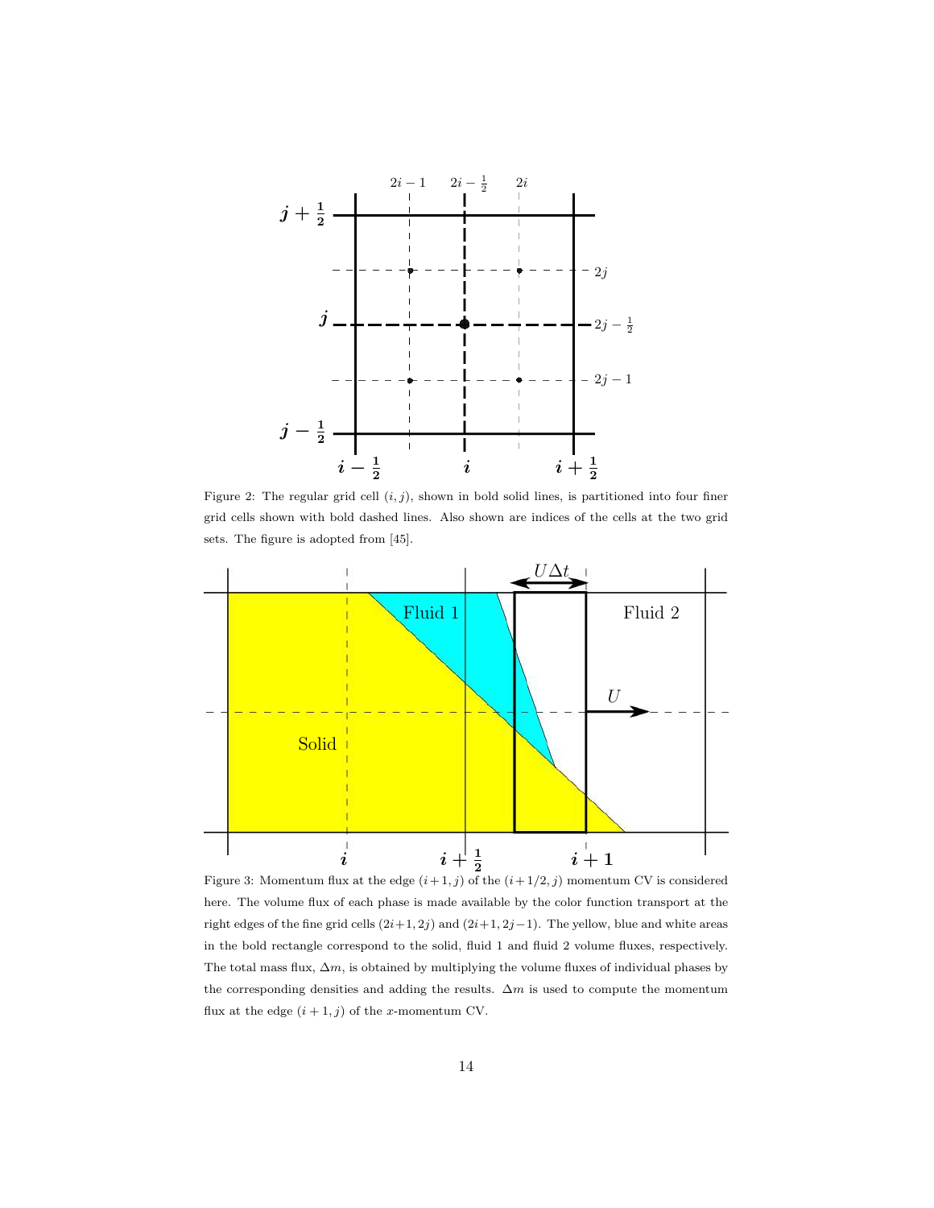Figure 2: The regular grid cell $(i, j)$, shown in bold solid lines, is partitioned into four finer grid cells shown with bold dashed lines. Also shown are indices of the cells at the two grid sets. The figure is adopted from [45].

Figure 3: Momentum flux at the edge $(i+1, j)$ of the $(i+1/2, j)$ momentum CV is considered here. The volume flux of each phase is made available by the color function transport at the right edges of the fine grid cells $(2i+1, 2j)$ and $(2i+1, 2j-1)$. The yellow, blue and white areas in the bold rectangle correspond to the solid, fluid 1 and fluid 2 volume fluxes, respectively. The total mass flux, $\Delta m$, is obtained by multiplying the volume fluxes of individual phases by the corresponding densities and adding the results. $\Delta m$ is used to compute the momentum flux at the edge $(i+1, j)$ of the $x$-momentum CV.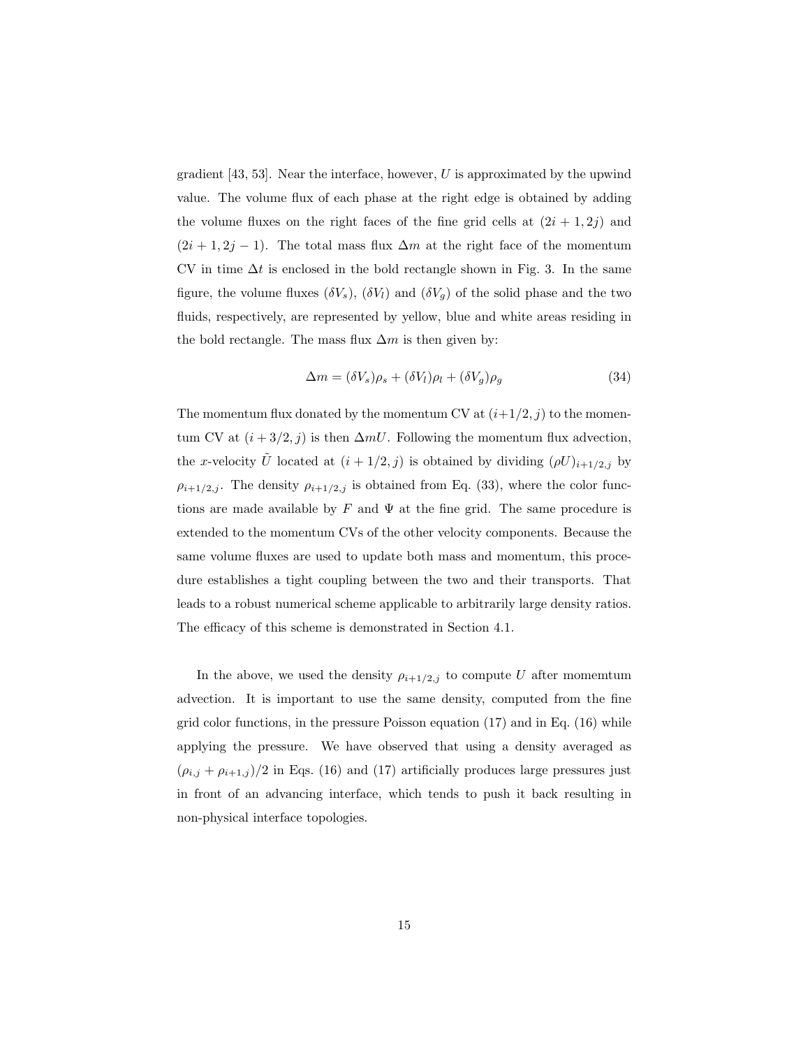gradient [43, 53]. Near the interface, however, $U$ is approximated by the upwind value. The volume flux of each phase at the right edge is obtained by adding the volume fluxes on the right faces of the fine grid cells at $(2i + 1, 2j)$ and $(2i + 1, 2j - 1)$. The total mass flux $\Delta m$ at the right face of the momentum CV in time $\Delta t$ is enclosed in the bold rectangle shown in Fig. 3. In the same figure, the volume fluxes $(\delta V_s)$, $(\delta V_l)$ and $(\delta V_g)$ of the solid phase and the two fluids, respectively, are represented by yellow, blue and white areas residing in the bold rectangle. The mass flux $\Delta m$ is then given by:

$$\Delta m = (\delta V_s)\rho_s + (\delta V_l)\rho_l + (\delta V_g)\rho_g \tag{34}$$

The momentum flux donated by the momentum CV at $(i+1/2, j)$ to the momentum CV at $(i + 3/2, j)$ is then $\Delta m U$. Following the momentum flux advection, the $x$-velocity $\tilde{U}$ located at $(i + 1/2, j)$ is obtained by dividing $(\rho U)_{i+1/2,j}$ by $\rho_{i+1/2,j}$. The density $\rho_{i+1/2,j}$ is obtained from Eq. (33), where the color functions are made available by $F$ and $\Psi$ at the fine grid. The same procedure is extended to the momentum CVs of the other velocity components. Because the same volume fluxes are used to update both mass and momentum, this procedure establishes a tight coupling between the two and their transports. That leads to a robust numerical scheme applicable to arbitrarily large density ratios. The efficacy of this scheme is demonstrated in Section 4.1.

In the above, we used the density $\rho_{i+1/2,j}$ to compute $U$ after momemtum advection. It is important to use the same density, computed from the fine grid color functions, in the pressure Poisson equation (17) and in Eq. (16) while applying the pressure. We have observed that using a density averaged as $(\rho_{i,j} + \rho_{i+1,j})/2$ in Eqs. (16) and (17) artificially produces large pressures just in front of an advancing interface, which tends to push it back resulting in non-physical interface topologies.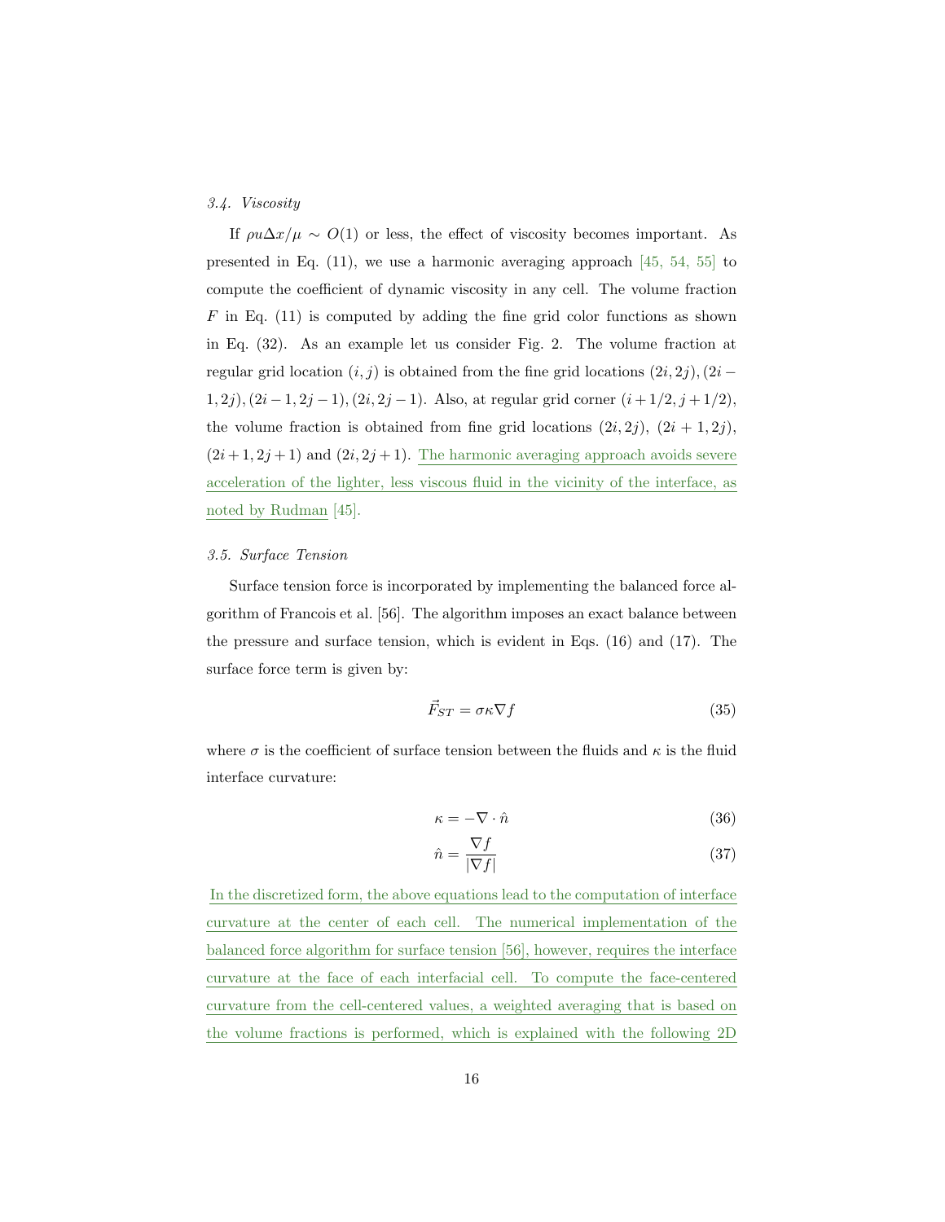### 3.4. Viscosity

If $\rho u \Delta x/\mu \sim O(1)$ or less, the effect of viscosity becomes important. As presented in Eq. (11), we use a harmonic averaging approach [45, 54, 55] to compute the coefficient of dynamic viscosity in any cell. The volume fraction $F$ in Eq. (11) is computed by adding the fine grid color functions as shown in Eq. (32). As an example let us consider Fig. 2. The volume fraction at regular grid location $(i, j)$ is obtained from the fine grid locations $(2i, 2j), (2i-1, 2j), (2i-1, 2j-1), (2i, 2j-1)$. Also, at regular grid corner $(i+1/2, j+1/2)$, the volume fraction is obtained from fine grid locations $(2i, 2j)$, $(2i+1, 2j)$, $(2i+1, 2j+1)$ and $(2i, 2j+1)$. The harmonic averaging approach avoids severe acceleration of the lighter, less viscous fluid in the vicinity of the interface, as noted by Rudman [45].

### 3.5. Surface Tension

Surface tension force is incorporated by implementing the balanced force algorithm of Francois et al. [56]. The algorithm imposes an exact balance between the pressure and surface tension, which is evident in Eqs. (16) and (17). The surface force term is given by:

$$\vec{F}_{ST} = \sigma \kappa \nabla f \tag{35}$$

where $\sigma$ is the coefficient of surface tension between the fluids and $\kappa$ is the fluid interface curvature:

$$\kappa = -\nabla \cdot \hat{n} \tag{36}$$

$$\hat{n} = \frac{\nabla f}{|\nabla f|} \tag{37}$$

In the discretized form, the above equations lead to the computation of interface curvature at the center of each cell. The numerical implementation of the balanced force algorithm for surface tension [56], however, requires the interface curvature at the face of each interfacial cell. To compute the face-centered curvature from the cell-centered values, a weighted averaging that is based on the volume fractions is performed, which is explained with the following 2D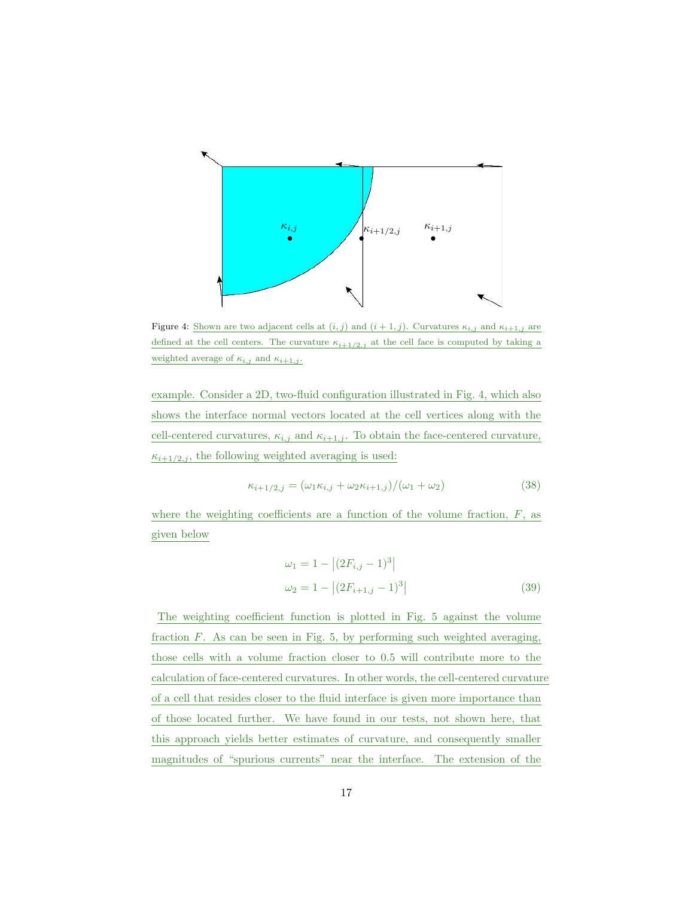Figure 4: Shown are two adjacent cells at $(i, j)$ and $(i+1, j)$. Curvatures $\kappa_{i,j}$ and $\kappa_{i+1,j}$ are defined at the cell centers. The curvature $\kappa_{i+1/2,j}$ at the cell face is computed by taking a weighted average of $\kappa_{i,j}$ and $\kappa_{i+1,j}$.

example. Consider a 2D, two-fluid configuration illustrated in Fig. 4, which also shows the interface normal vectors located at the cell vertices along with the cell-centered curvatures, $\kappa_{i,j}$ and $\kappa_{i+1,j}$. To obtain the face-centered curvature, $\kappa_{i+1/2,j}$, the following weighted averaging is used:

$$\kappa_{i+1/2,j} = (\omega_1 \kappa_{i,j} + \omega_2 \kappa_{i+1,j})/(\omega_1 + \omega_2) \tag{38}$$

where the weighting coefficients are a function of the volume fraction, $F$, as given below

$$\begin{aligned} \omega_1 &= 1 - \left|(2F_{i,j} - 1)^3\right| \\ \omega_2 &= 1 - \left|(2F_{i+1,j} - 1)^3\right| \end{aligned} \tag{39}$$

The weighting coefficient function is plotted in Fig. 5 against the volume fraction $F$. As can be seen in Fig. 5, by performing such weighted averaging, those cells with a volume fraction closer to 0.5 will contribute more to the calculation of face-centered curvatures. In other words, the cell-centered curvature of a cell that resides closer to the fluid interface is given more importance than of those located further. We have found in our tests, not shown here, that this approach yields better estimates of curvature, and consequently smaller magnitudes of "spurious currents" near the interface. The extension of the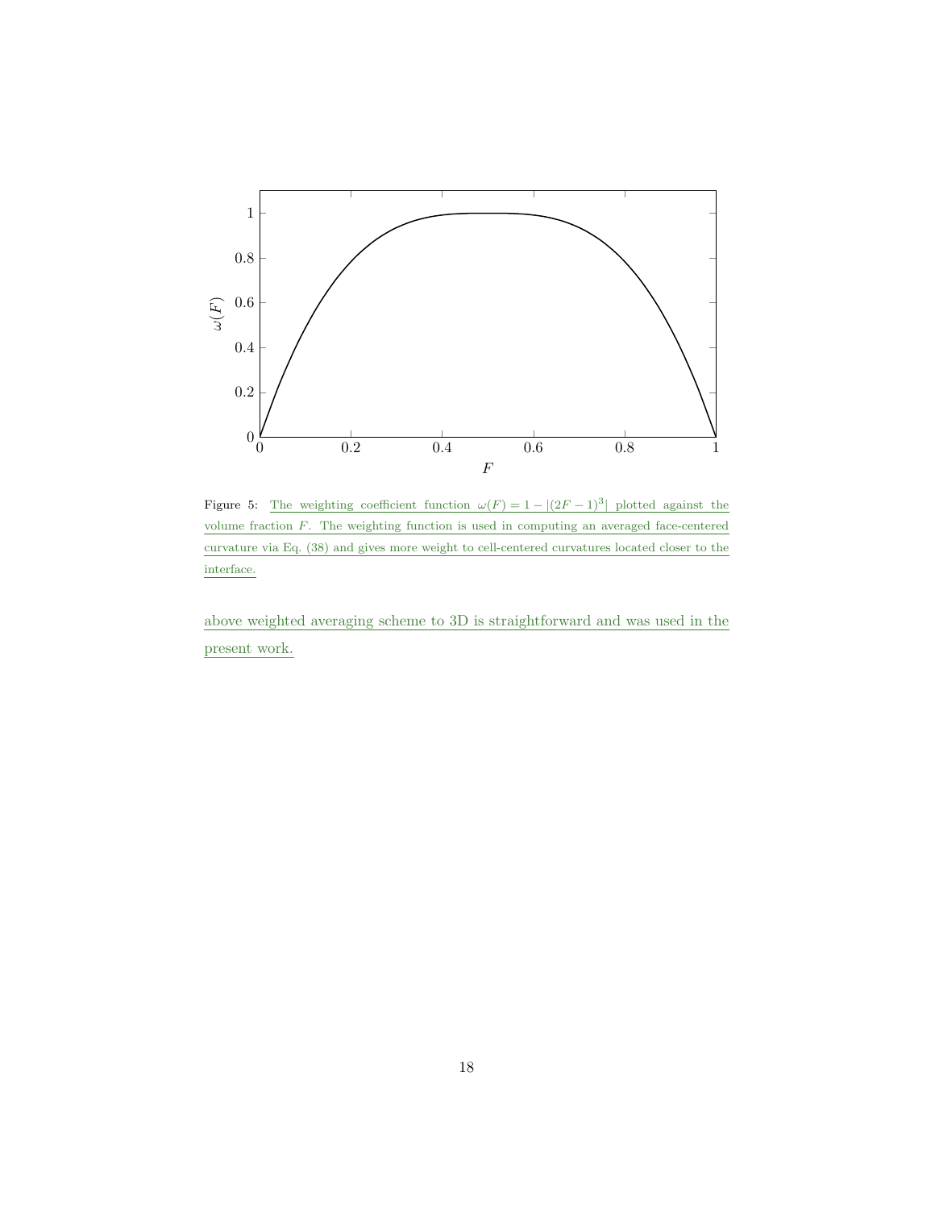Figure 5: The weighting coefficient function $\omega(F) = 1 - |(2F-1)^3|$ plotted against the volume fraction $F$. The weighting function is used in computing an averaged face-centered curvature via Eq. (38) and gives more weight to cell-centered curvatures located closer to the interface.

above weighted averaging scheme to 3D is straightforward and was used in the present work.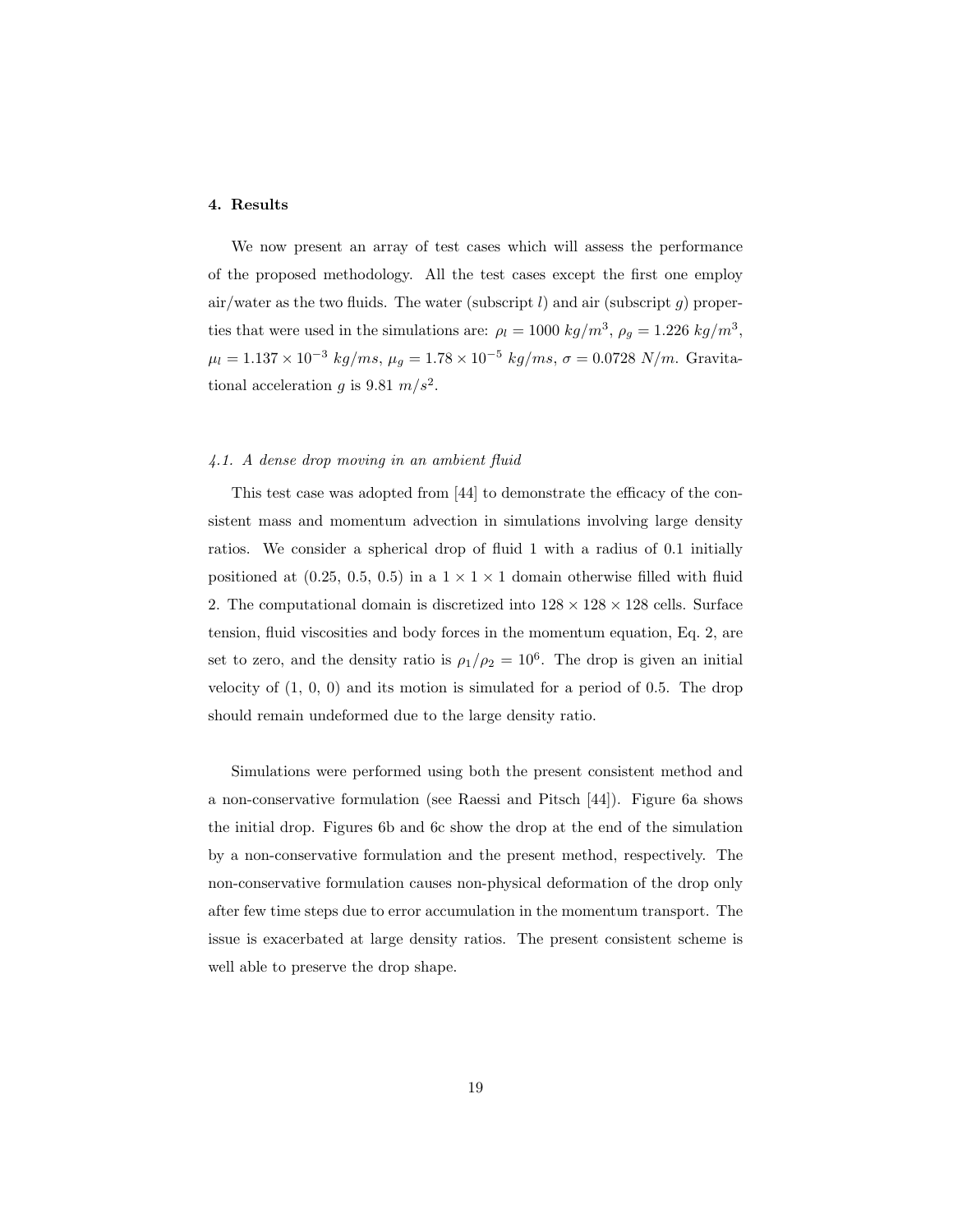## 4. Results

We now present an array of test cases which will assess the performance of the proposed methodology. All the test cases except the first one employ air/water as the two fluids. The water (subscript $l$) and air (subscript $g$) properties that were used in the simulations are: $\rho_l = 1000\ kg/m^3$, $\rho_g = 1.226\ kg/m^3$, $\mu_l = 1.137 \times 10^{-3}\ kg/ms$, $\mu_g = 1.78 \times 10^{-5}\ kg/ms$, $\sigma = 0.0728\ N/m$. Gravitational acceleration $g$ is $9.81\ m/s^2$.

### *4.1. A dense drop moving in an ambient fluid*

This test case was adopted from [44] to demonstrate the efficacy of the consistent mass and momentum advection in simulations involving large density ratios. We consider a spherical drop of fluid 1 with a radius of 0.1 initially positioned at (0.25, 0.5, 0.5) in a $1 \times 1 \times 1$ domain otherwise filled with fluid 2. The computational domain is discretized into $128 \times 128 \times 128$ cells. Surface tension, fluid viscosities and body forces in the momentum equation, Eq. 2, are set to zero, and the density ratio is $\rho_1/\rho_2 = 10^6$. The drop is given an initial velocity of (1, 0, 0) and its motion is simulated for a period of 0.5. The drop should remain undeformed due to the large density ratio.

Simulations were performed using both the present consistent method and a non-conservative formulation (see Raessi and Pitsch [44]). Figure 6a shows the initial drop. Figures 6b and 6c show the drop at the end of the simulation by a non-conservative formulation and the present method, respectively. The non-conservative formulation causes non-physical deformation of the drop only after few time steps due to error accumulation in the momentum transport. The issue is exacerbated at large density ratios. The present consistent scheme is well able to preserve the drop shape.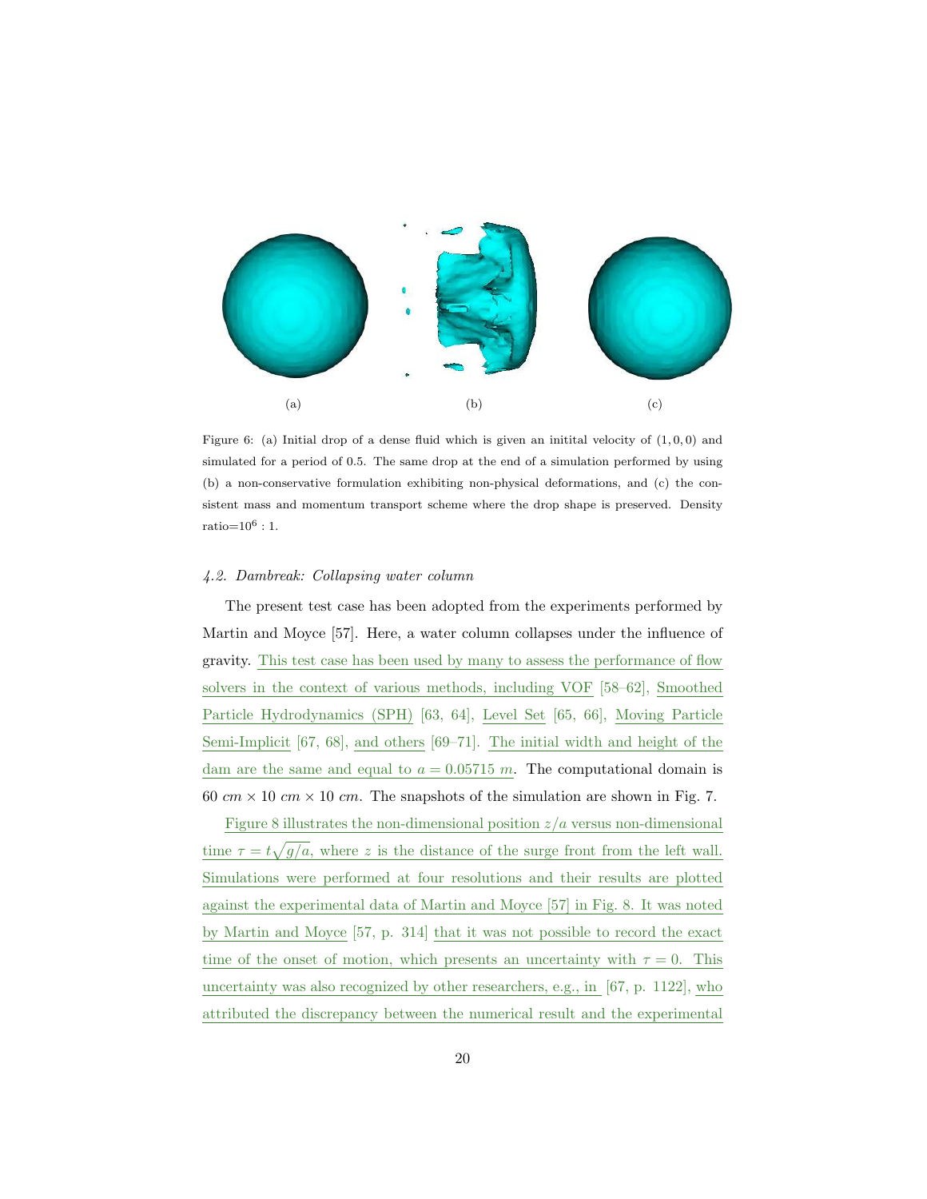(a) (b) (c)

Figure 6: (a) Initial drop of a dense fluid which is given an initital velocity of $(1, 0, 0)$ and simulated for a period of 0.5. The same drop at the end of a simulation performed by using (b) a non-conservative formulation exhibiting non-physical deformations, and (c) the consistent mass and momentum transport scheme where the drop shape is preserved. Density ratio=$10^6 : 1$.

#### *4.2. Dambreak: Collapsing water column*

The present test case has been adopted from the experiments performed by Martin and Moyce [57]. Here, a water column collapses under the influence of gravity. This test case has been used by many to assess the performance of flow solvers in the context of various methods, including VOF [58–62], Smoothed Particle Hydrodynamics (SPH) [63, 64], Level Set [65, 66], Moving Particle Semi-Implicit [67, 68], and others [69–71]. The initial width and height of the dam are the same and equal to $a = 0.05715\ m$. The computational domain is $60\ cm \times 10\ cm \times 10\ cm$. The snapshots of the simulation are shown in Fig. 7.

Figure 8 illustrates the non-dimensional position $z/a$ versus non-dimensional time $\tau = t\sqrt{g/a}$, where $z$ is the distance of the surge front from the left wall. Simulations were performed at four resolutions and their results are plotted against the experimental data of Martin and Moyce [57] in Fig. 8. It was noted by Martin and Moyce [57, p. 314] that it was not possible to record the exact time of the onset of motion, which presents an uncertainty with $\tau = 0$. This uncertainty was also recognized by other researchers, e.g., in [67, p. 1122], who attributed the discrepancy between the numerical result and the experimental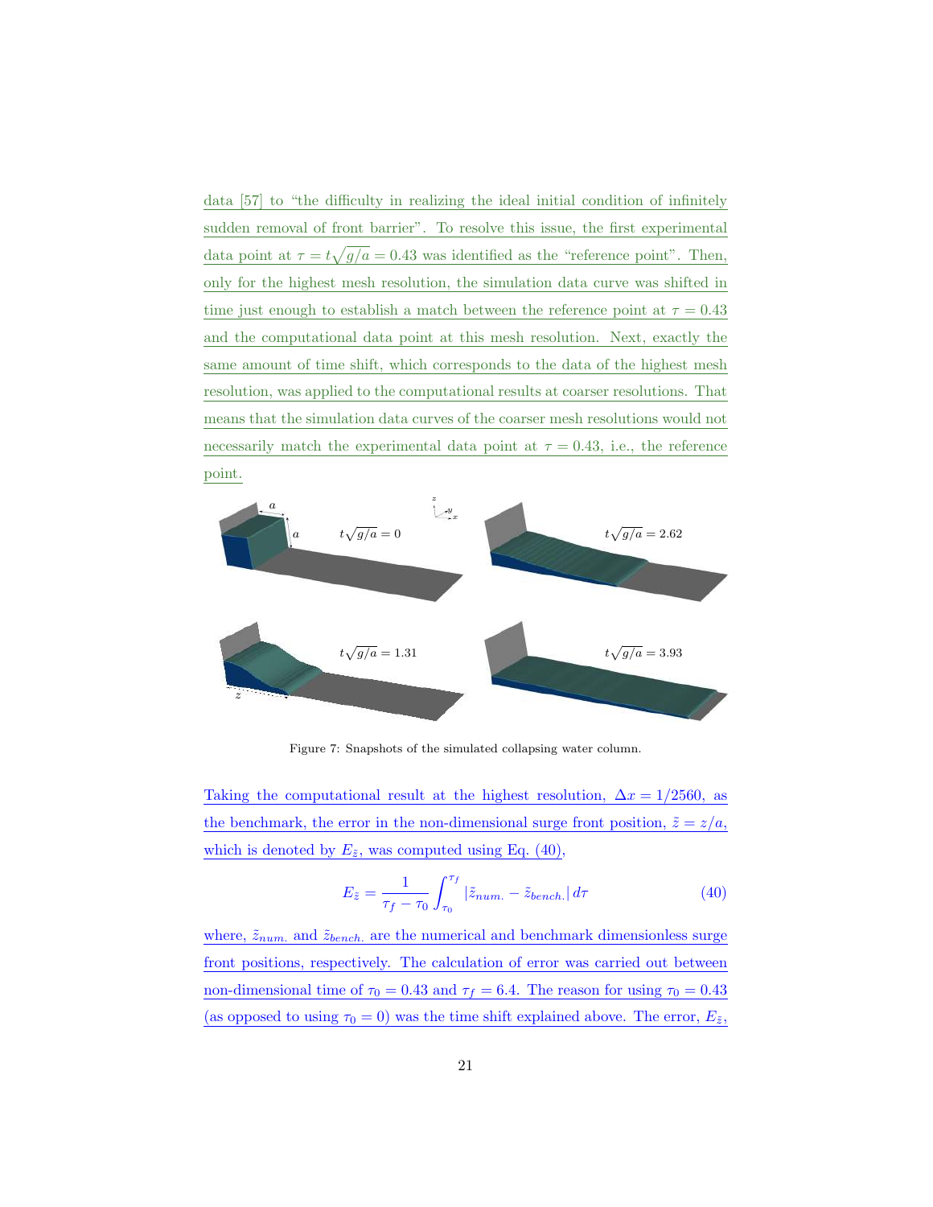data [57] to "the difficulty in realizing the ideal initial condition of infinitely sudden removal of front barrier". To resolve this issue, the first experimental data point at $\tau = t\sqrt{g/a} = 0.43$ was identified as the "reference point". Then, only for the highest mesh resolution, the simulation data curve was shifted in time just enough to establish a match between the reference point at $\tau = 0.43$ and the computational data point at this mesh resolution. Next, exactly the same amount of time shift, which corresponds to the data of the highest mesh resolution, was applied to the computational results at coarser resolutions. That means that the simulation data curves of the coarser mesh resolutions would not necessarily match the experimental data point at $\tau = 0.43$, i.e., the reference point.

Figure 7: Snapshots of the simulated collapsing water column.

Taking the computational result at the highest resolution, $\Delta x = 1/2560$, as the benchmark, the error in the non-dimensional surge front position, $\tilde{z} = z/a$, which is denoted by $E_{\tilde{z}}$, was computed using Eq. (40),

$$E_{\tilde{z}} = \frac{1}{\tau_f - \tau_0} \int_{\tau_0}^{\tau_f} |\tilde{z}_{num.} - \tilde{z}_{bench.}| \, d\tau \tag{40}$$

where, $\tilde{z}_{num.}$ and $\tilde{z}_{bench.}$ are the numerical and benchmark dimensionless surge front positions, respectively. The calculation of error was carried out between non-dimensional time of $\tau_0 = 0.43$ and $\tau_f = 6.4$. The reason for using $\tau_0 = 0.43$ (as opposed to using $\tau_0 = 0$) was the time shift explained above. The error, $E_{\tilde{z}}$,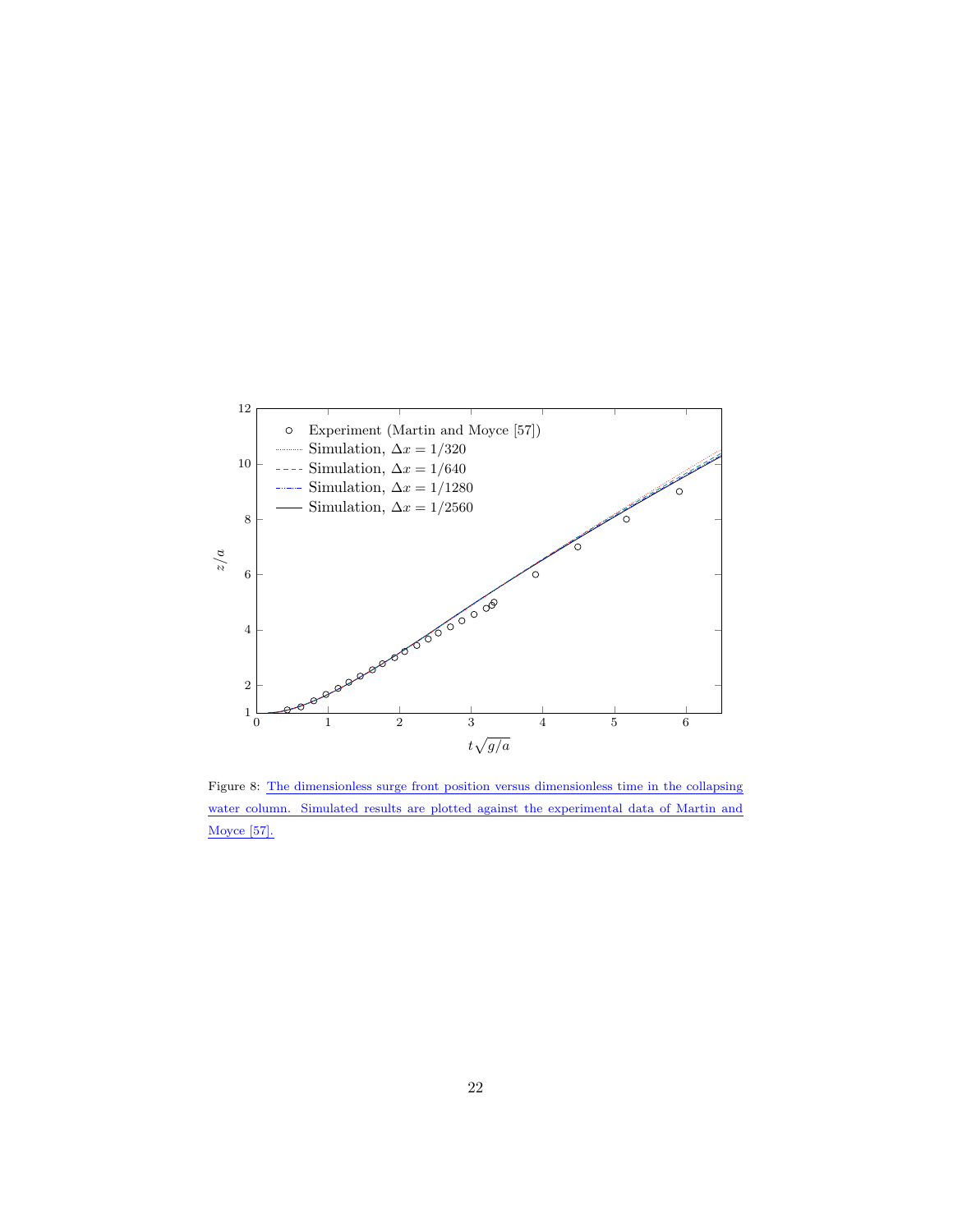Figure 8: The dimensionless surge front position versus dimensionless time in the collapsing water column. Simulated results are plotted against the experimental data of Martin and Moyce [57].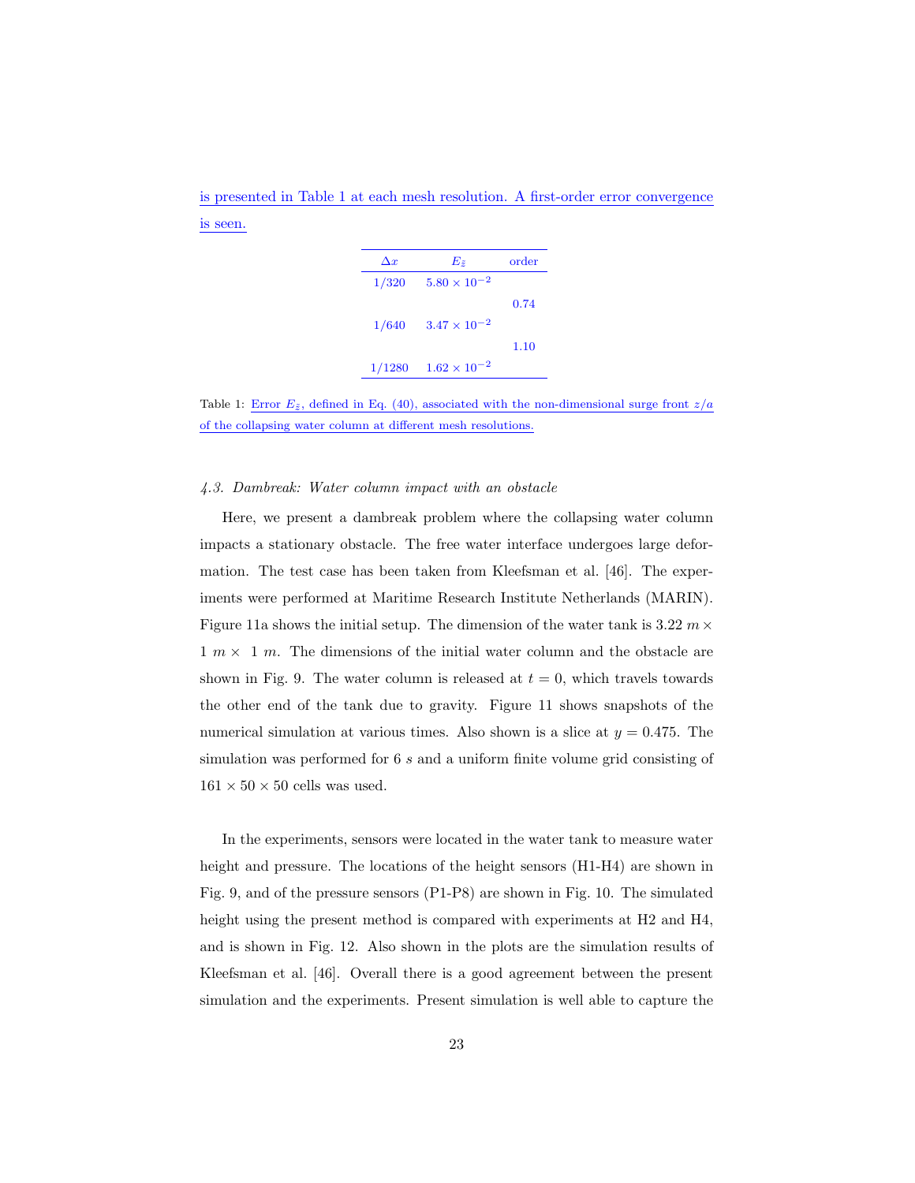is presented in Table 1 at each mesh resolution. A first-order error convergence is seen.

| $\Delta x$ | $E_{\tilde{z}}$ | order |
|---|---|---|
| 1/320 | $5.80 \times 10^{-2}$ | |
| | | 0.74 |
| 1/640 | $3.47 \times 10^{-2}$ | |
| | | 1.10 |
| 1/1280 | $1.62 \times 10^{-2}$ | |

Table 1: Error $E_{\tilde{z}}$, defined in Eq. (40), associated with the non-dimensional surge front $z/a$ of the collapsing water column at different mesh resolutions.

### *4.3. Dambreak: Water column impact with an obstacle*

Here, we present a dambreak problem where the collapsing water column impacts a stationary obstacle. The free water interface undergoes large deformation. The test case has been taken from Kleefsman et al. [46]. The experiments were performed at Maritime Research Institute Netherlands (MARIN). Figure 11a shows the initial setup. The dimension of the water tank is $3.22\ m \times 1\ m \times\ 1\ m$. The dimensions of the initial water column and the obstacle are shown in Fig. 9. The water column is released at $t = 0$, which travels towards the other end of the tank due to gravity. Figure 11 shows snapshots of the numerical simulation at various times. Also shown is a slice at $y = 0.475$. The simulation was performed for 6 $s$ and a uniform finite volume grid consisting of $161 \times 50 \times 50$ cells was used.

In the experiments, sensors were located in the water tank to measure water height and pressure. The locations of the height sensors (H1-H4) are shown in Fig. 9, and of the pressure sensors (P1-P8) are shown in Fig. 10. The simulated height using the present method is compared with experiments at H2 and H4, and is shown in Fig. 12. Also shown in the plots are the simulation results of Kleefsman et al. [46]. Overall there is a good agreement between the present simulation and the experiments. Present simulation is well able to capture the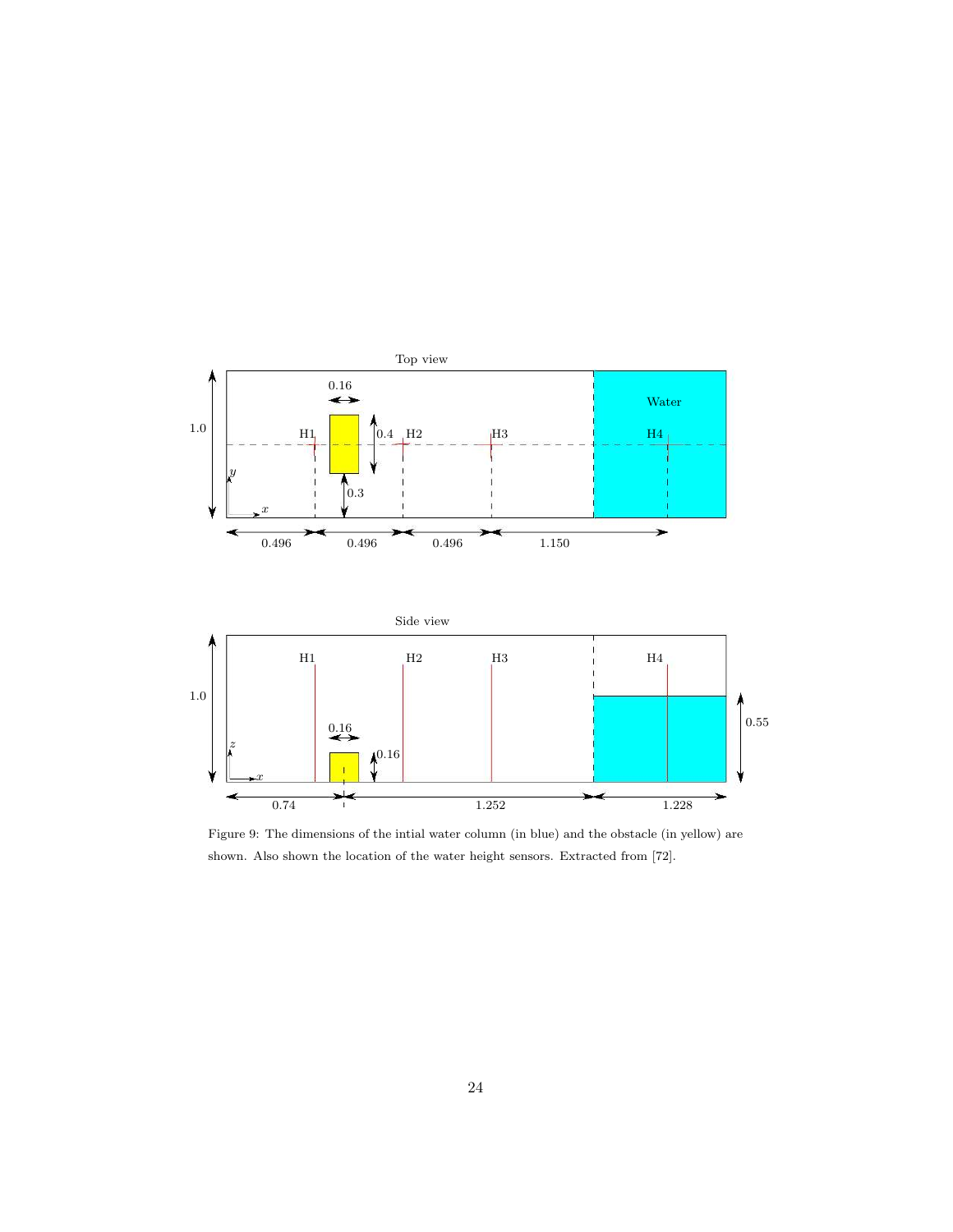Figure 9: The dimensions of the intial water column (in blue) and the obstacle (in yellow) are shown. Also shown the location of the water height sensors. Extracted from [72].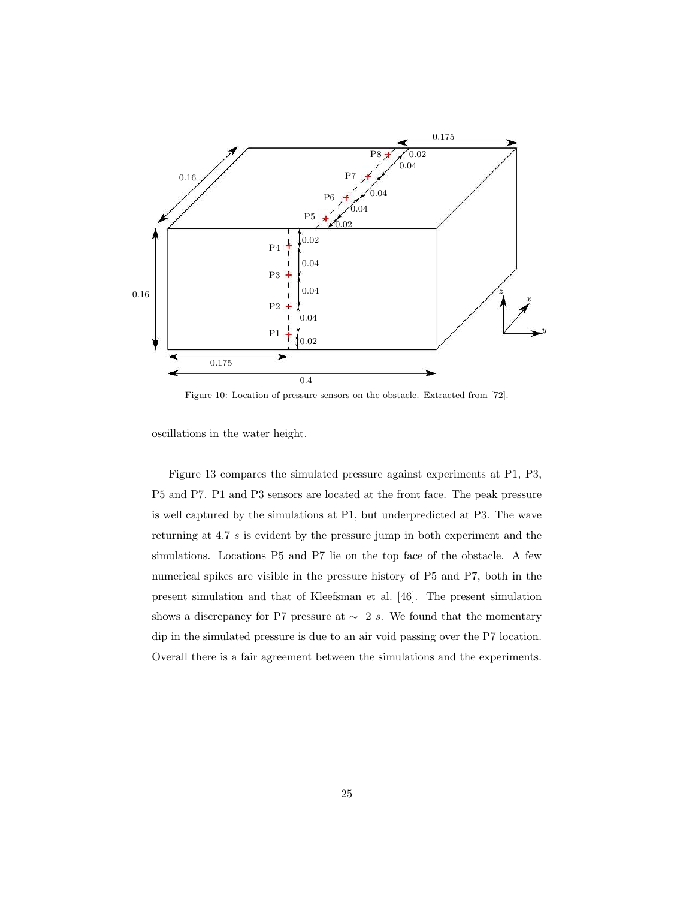Figure 10: Location of pressure sensors on the obstacle. Extracted from [72].

oscillations in the water height.

Figure 13 compares the simulated pressure against experiments at P1, P3, P5 and P7. P1 and P3 sensors are located at the front face. The peak pressure is well captured by the simulations at P1, but underpredicted at P3. The wave returning at 4.7 $s$ is evident by the pressure jump in both experiment and the simulations. Locations P5 and P7 lie on the top face of the obstacle. A few numerical spikes are visible in the pressure history of P5 and P7, both in the present simulation and that of Kleefsman et al. [46]. The present simulation shows a discrepancy for P7 pressure at $\sim$ 2 $s$. We found that the momentary dip in the simulated pressure is due to an air void passing over the P7 location. Overall there is a fair agreement between the simulations and the experiments.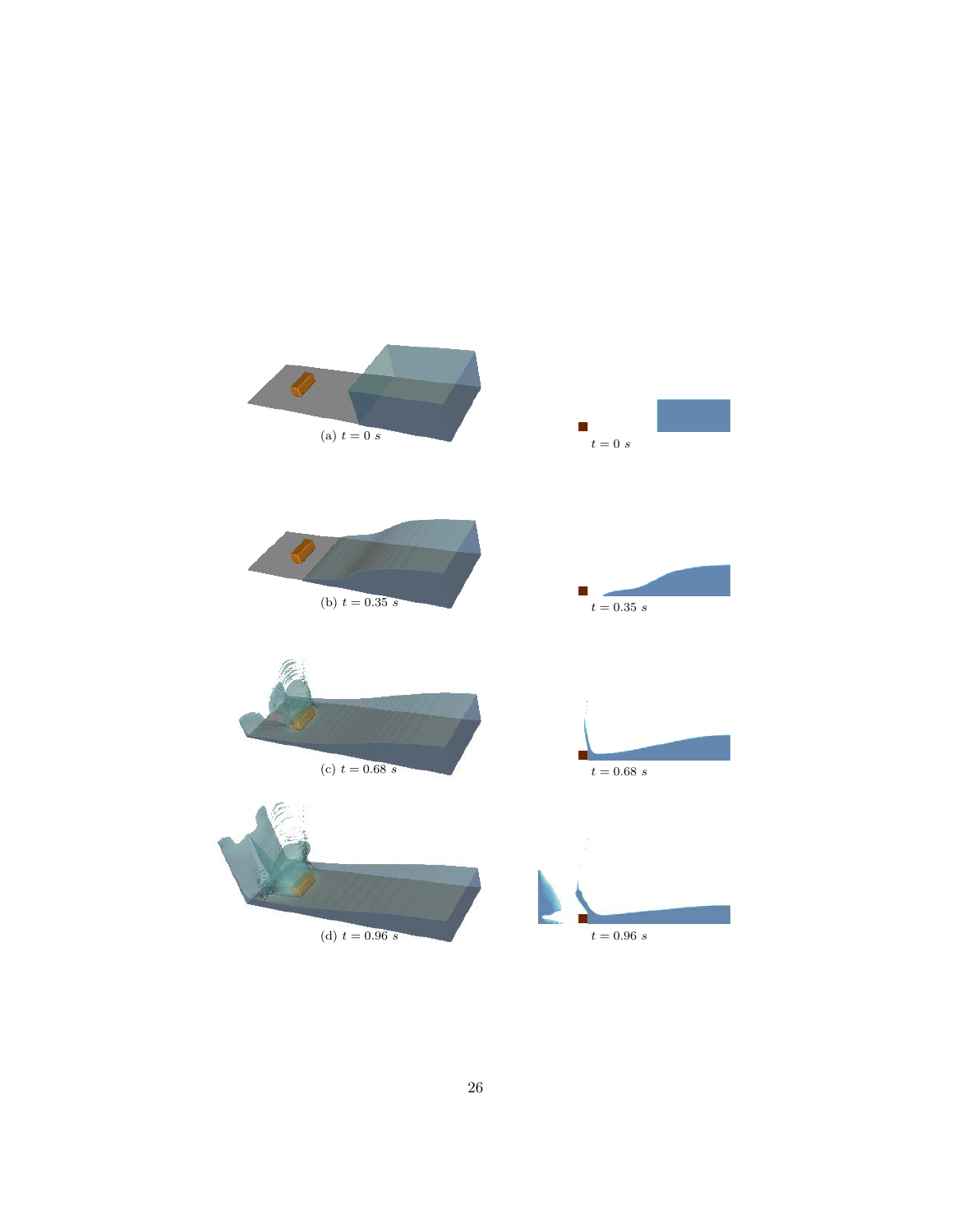(a) $t = 0\ s$

$t = 0\ s$

(b) $t = 0.35\ s$

$t = 0.35\ s$

(c) $t = 0.68\ s$

$t = 0.68\ s$

(d) $t = 0.96\ s$

$t = 0.96\ s$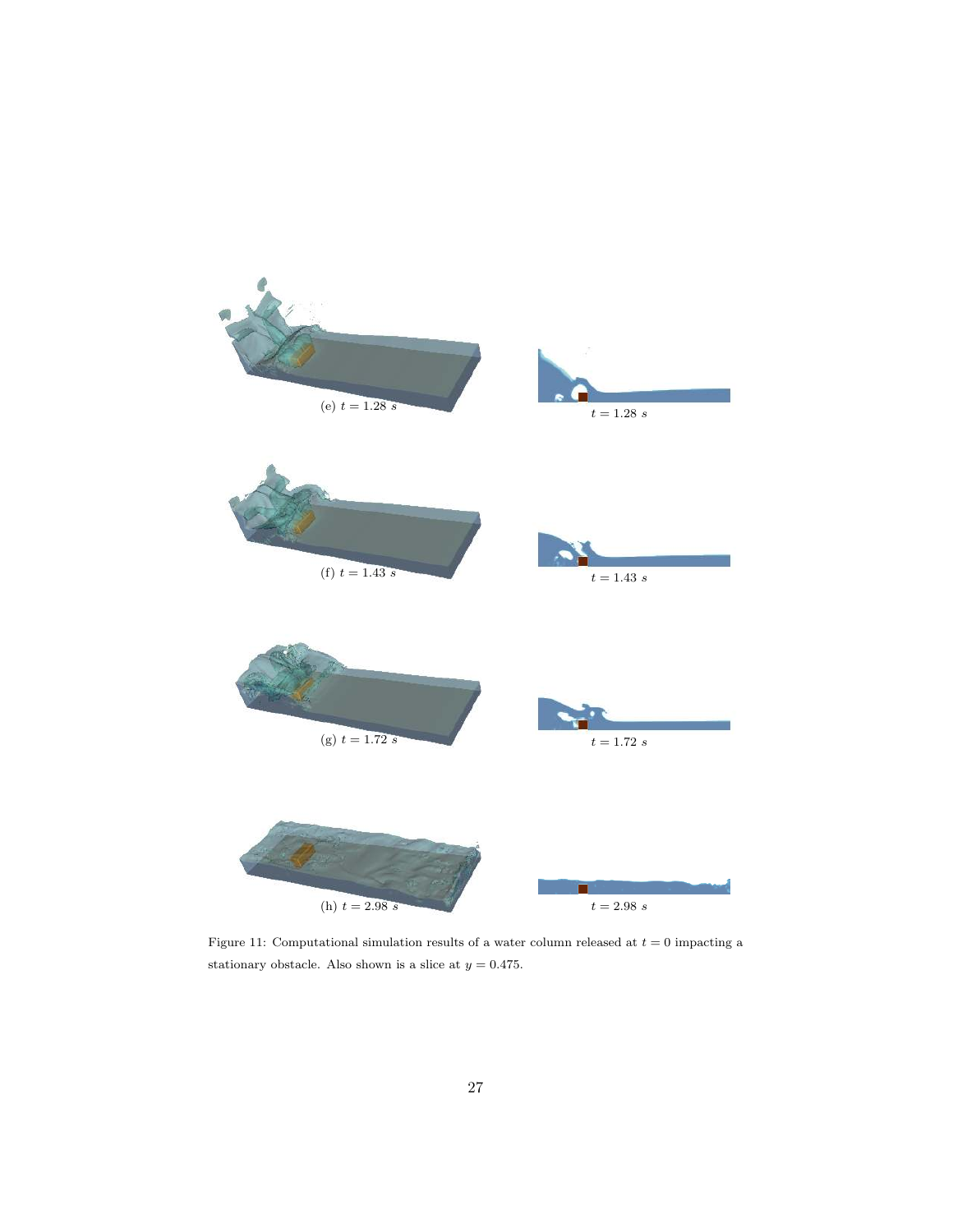(e) $t = 1.28\ s$

$t = 1.28\ s$

(f) $t = 1.43\ s$

$t = 1.43\ s$

(g) $t = 1.72\ s$

$t = 1.72\ s$

(h) $t = 2.98\ s$

$t = 2.98\ s$

Figure 11: Computational simulation results of a water column released at $t = 0$ impacting a stationary obstacle. Also shown is a slice at $y = 0.475$.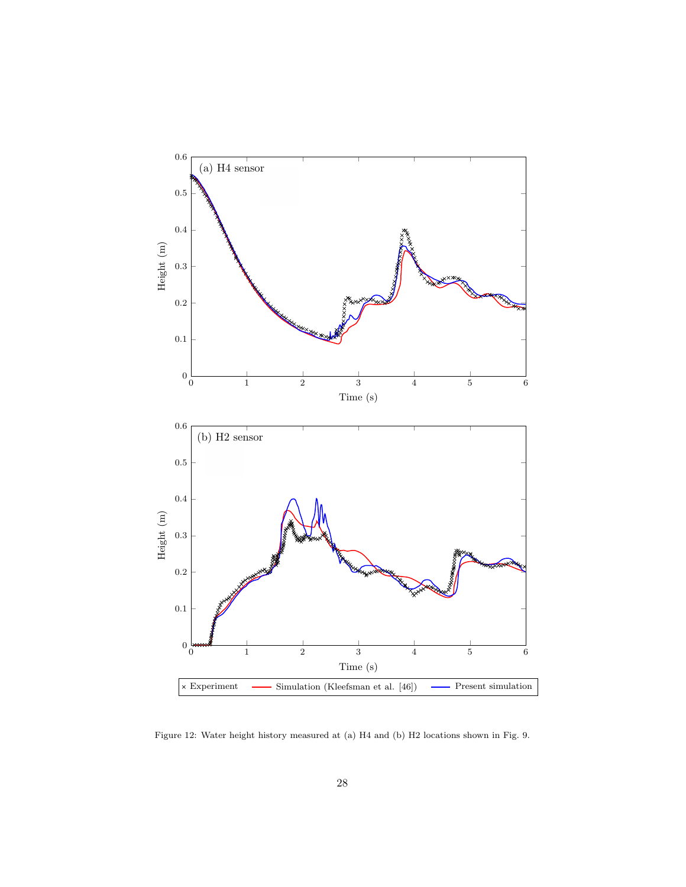Figure 12: Water height history measured at (a) H4 and (b) H2 locations shown in Fig. 9.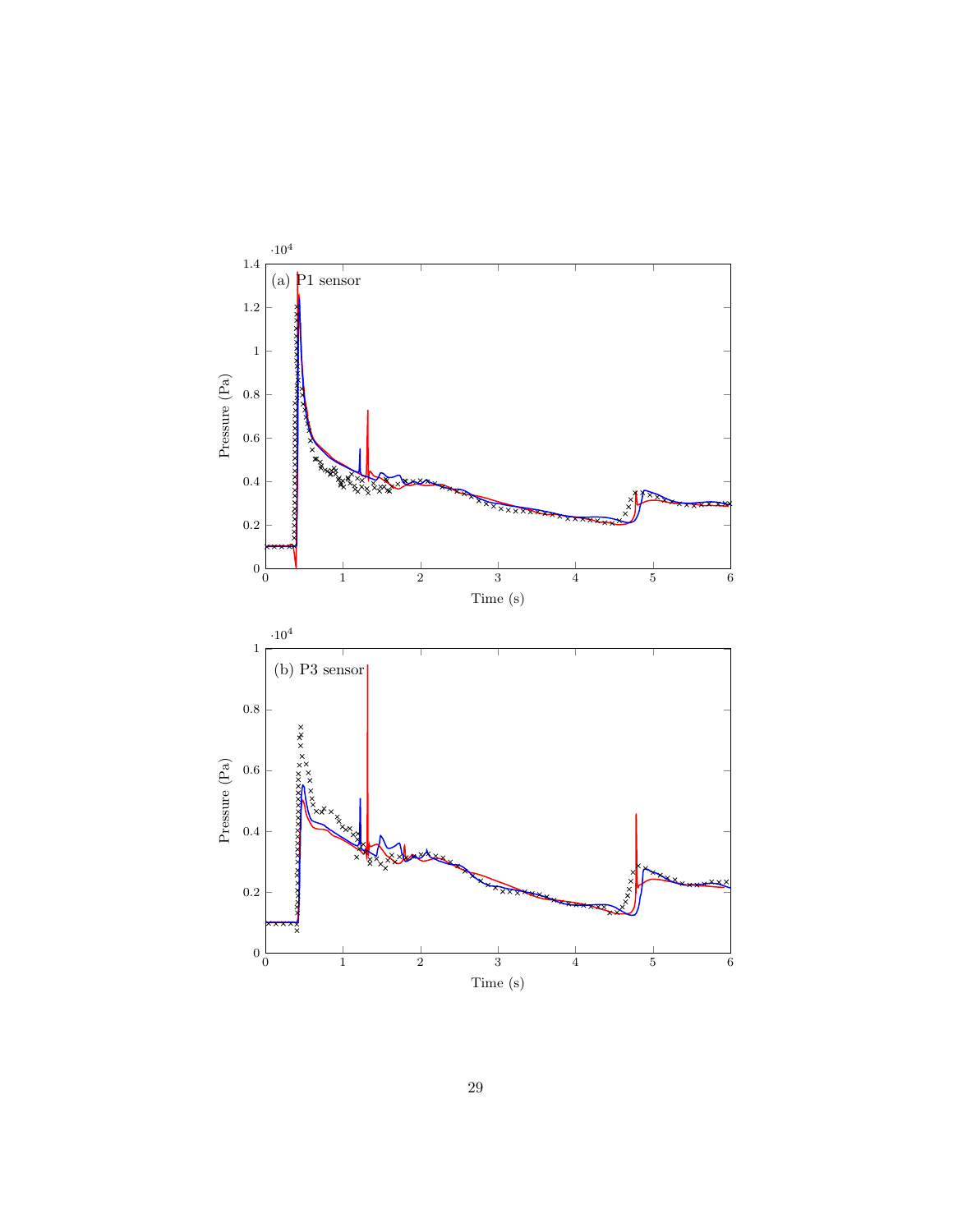(a) P1 sensor

Pressure (Pa) $\cdot 10^4$

Time (s)

(b) P3 sensor

Pressure (Pa) $\cdot 10^4$

Time (s)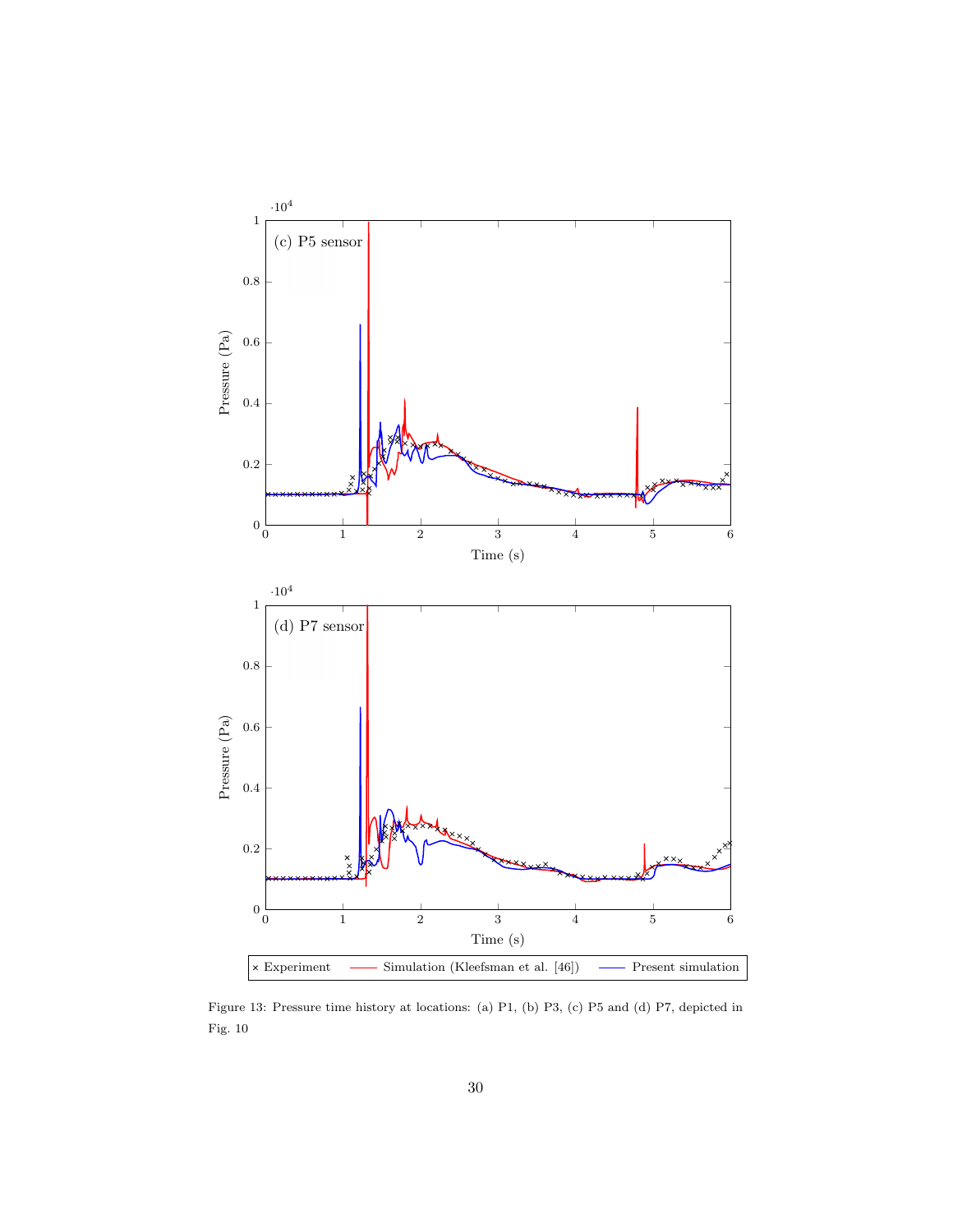Figure 13: Pressure time history at locations: (a) P1, (b) P3, (c) P5 and (d) P7, depicted in Fig. 10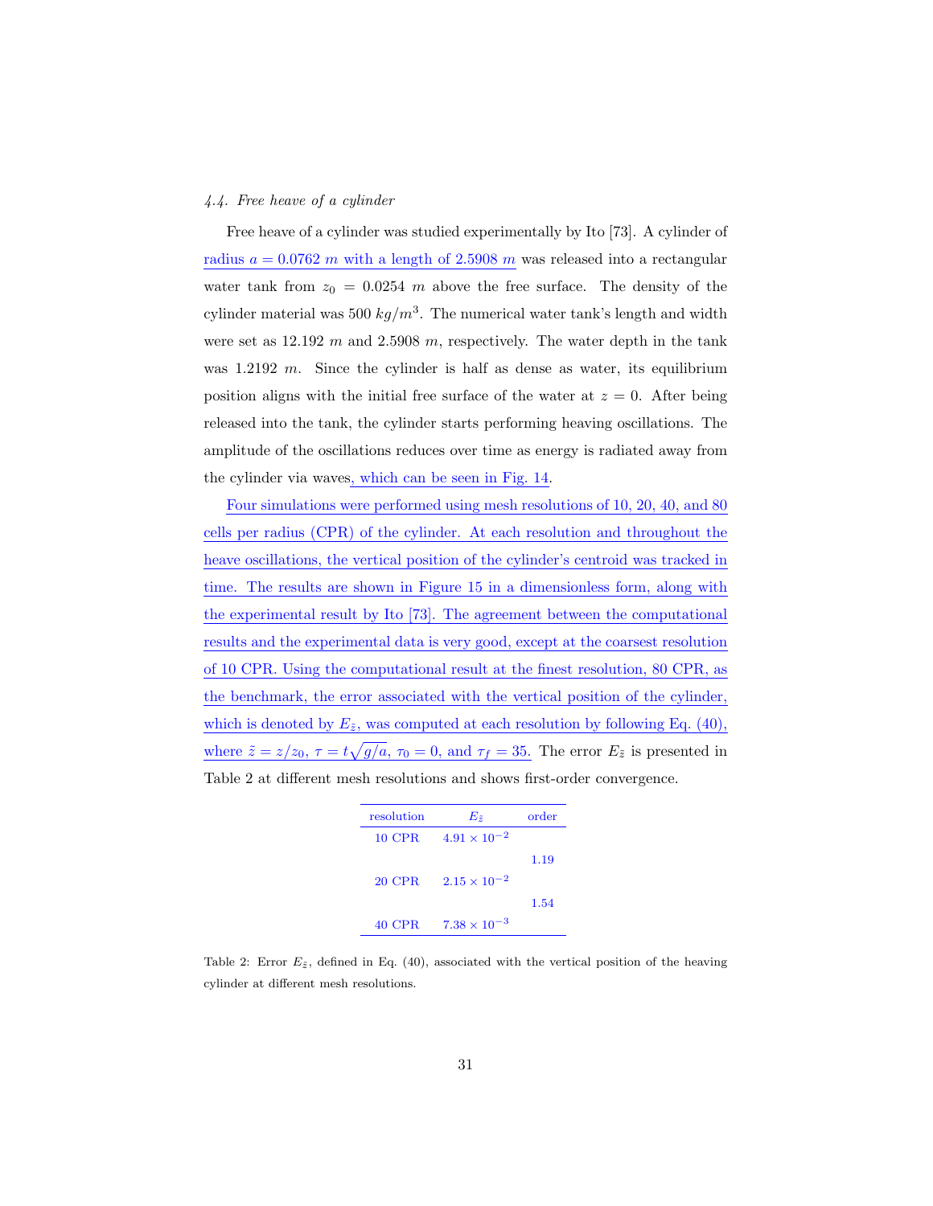### 4.4. Free heave of a cylinder

Free heave of a cylinder was studied experimentally by Ito [73]. A cylinder of radius $a = 0.0762\ m$ with a length of $2.5908\ m$ was released into a rectangular water tank from $z_0 = 0.0254\ m$ above the free surface. The density of the cylinder material was $500\ kg/m^3$. The numerical water tank's length and width were set as $12.192\ m$ and $2.5908\ m$, respectively. The water depth in the tank was $1.2192\ m$. Since the cylinder is half as dense as water, its equilibrium position aligns with the initial free surface of the water at $z = 0$. After being released into the tank, the cylinder starts performing heaving oscillations. The amplitude of the oscillations reduces over time as energy is radiated away from the cylinder via waves, which can be seen in Fig. 14.

Four simulations were performed using mesh resolutions of 10, 20, 40, and 80 cells per radius (CPR) of the cylinder. At each resolution and throughout the heave oscillations, the vertical position of the cylinder's centroid was tracked in time. The results are shown in Figure 15 in a dimensionless form, along with the experimental result by Ito [73]. The agreement between the computational results and the experimental data is very good, except at the coarsest resolution of 10 CPR. Using the computational result at the finest resolution, 80 CPR, as the benchmark, the error associated with the vertical position of the cylinder, which is denoted by $E_{\tilde{z}}$, was computed at each resolution by following Eq. (40), where $\tilde{z} = z/z_0$, $\tau = t\sqrt{g/a}$, $\tau_0 = 0$, and $\tau_f = 35$. The error $E_{\tilde{z}}$ is presented in Table 2 at different mesh resolutions and shows first-order convergence.

| resolution | $E_{\tilde{z}}$ | order |
|---|---|---|
| 10 CPR | $4.91 \times 10^{-2}$ | |
| | | 1.19 |
| 20 CPR | $2.15 \times 10^{-2}$ | |
| | | 1.54 |
| 40 CPR | $7.38 \times 10^{-3}$ | |

Table 2: Error $E_{\tilde{z}}$, defined in Eq. (40), associated with the vertical position of the heaving cylinder at different mesh resolutions.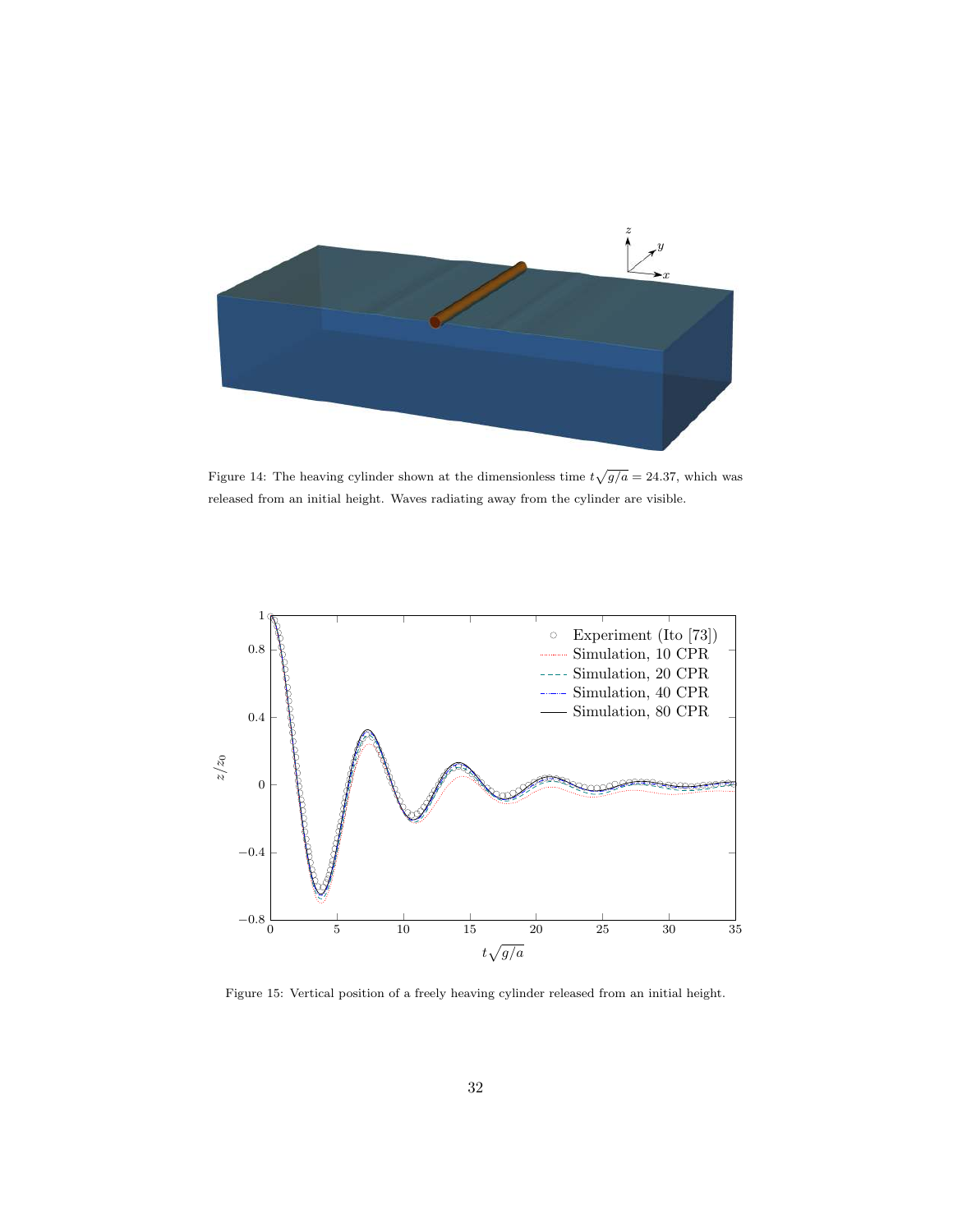Figure 14: The heavying cylinder shown at the dimensionless time $t\sqrt{g/a} = 24.37$, which was released from an initial height. Waves radiating away from the cylinder are visible.

Figure 15: Vertical position of a freely heaving cylinder released from an initial height.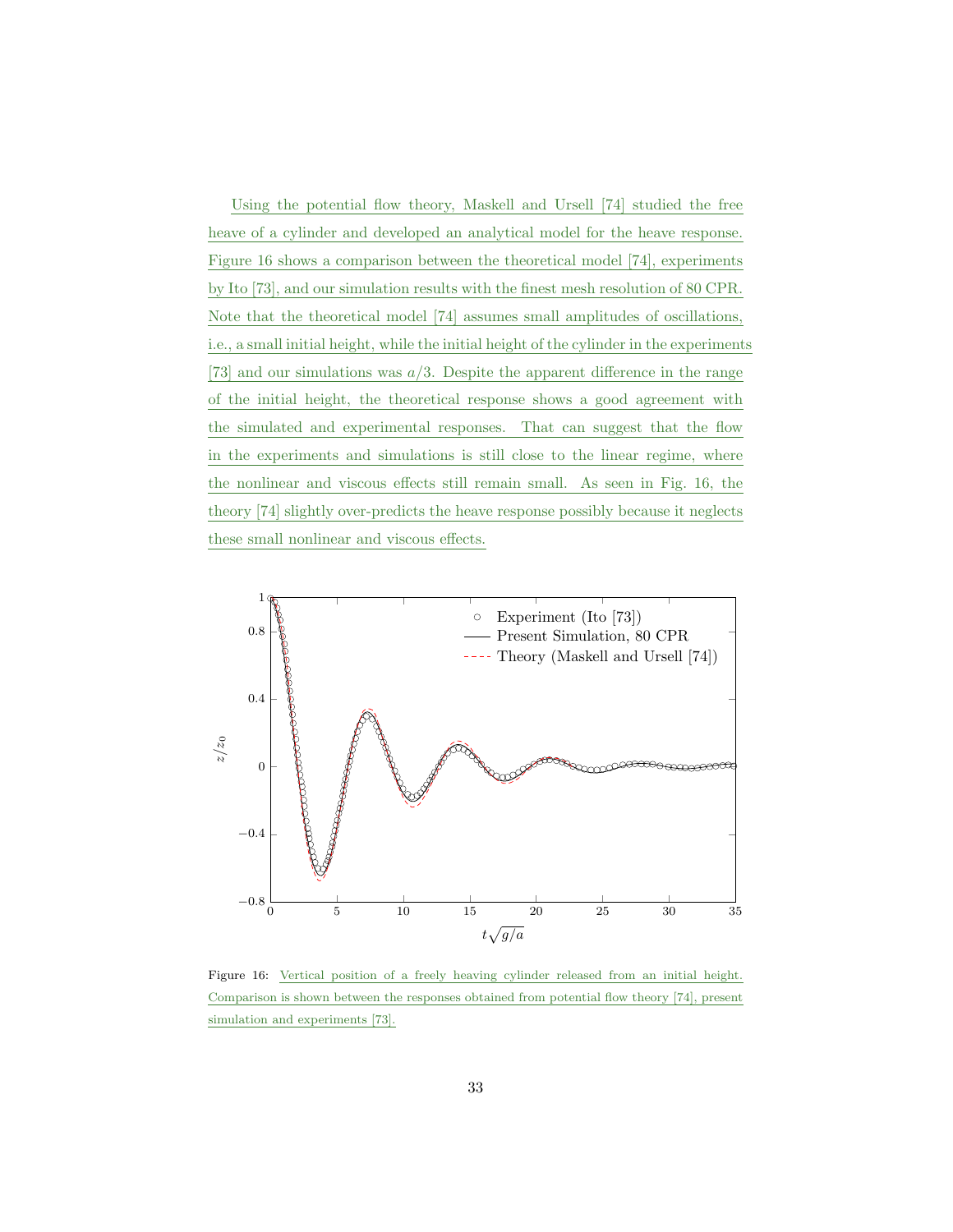Using the potential flow theory, Maskell and Ursell [74] studied the free heave of a cylinder and developed an analytical model for the heave response. Figure 16 shows a comparison between the theoretical model [74], experiments by Ito [73], and our simulation results with the finest mesh resolution of 80 CPR. Note that the theoretical model [74] assumes small amplitudes of oscillations, i.e., a small initial height, while the initial height of the cylinder in the experiments [73] and our simulations was $a/3$. Despite the apparent difference in the range of the initial height, the theoretical response shows a good agreement with the simulated and experimental responses. That can suggest that the flow in the experiments and simulations is still close to the linear regime, where the nonlinear and viscous effects still remain small. As seen in Fig. 16, the theory [74] slightly over-predicts the heave response possibly because it neglects these small nonlinear and viscous effects.

Figure 16: Vertical position of a freely heaving cylinder released from an initial height. Comparison is shown between the responses obtained from potential flow theory [74], present simulation and experiments [73].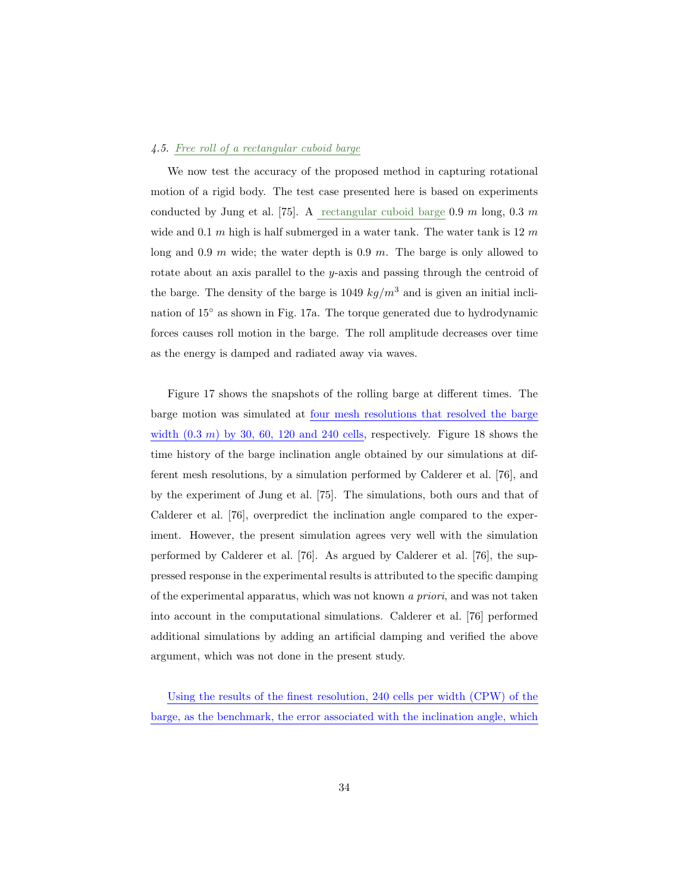### 4.5. *Free roll of a rectangular cuboid barge*

We now test the accuracy of the proposed method in capturing rotational motion of a rigid body. The test case presented here is based on experiments conducted by Jung et al. [75]. A rectangular cuboid barge 0.9 $m$ long, 0.3 $m$ wide and 0.1 $m$ high is half submerged in a water tank. The water tank is 12 $m$ long and 0.9 $m$ wide; the water depth is 0.9 $m$. The barge is only allowed to rotate about an axis parallel to the $y$-axis and passing through the centroid of the barge. The density of the barge is 1049 $kg/m^3$ and is given an initial inclination of $15^\circ$ as shown in Fig. 17a. The torque generated due to hydrodynamic forces causes roll motion in the barge. The roll amplitude decreases over time as the energy is damped and radiated away via waves.

Figure 17 shows the snapshots of the rolling barge at different times. The barge motion was simulated at four mesh resolutions that resolved the barge width (0.3 $m$) by 30, 60, 120 and 240 cells, respectively. Figure 18 shows the time history of the barge inclination angle obtained by our simulations at different mesh resolutions, by a simulation performed by Calderer et al. [76], and by the experiment of Jung et al. [75]. The simulations, both ours and that of Calderer et al. [76], overpredict the inclination angle compared to the experiment. However, the present simulation agrees very well with the simulation performed by Calderer et al. [76]. As argued by Calderer et al. [76], the suppressed response in the experimental results is attributed to the specific damping of the experimental apparatus, which was not known *a priori*, and was not taken into account in the computational simulations. Calderer et al. [76] performed additional simulations by adding an artificial damping and verified the above argument, which was not done in the present study.

Using the results of the finest resolution, 240 cells per width (CPW) of the barge, as the benchmark, the error associated with the inclination angle, which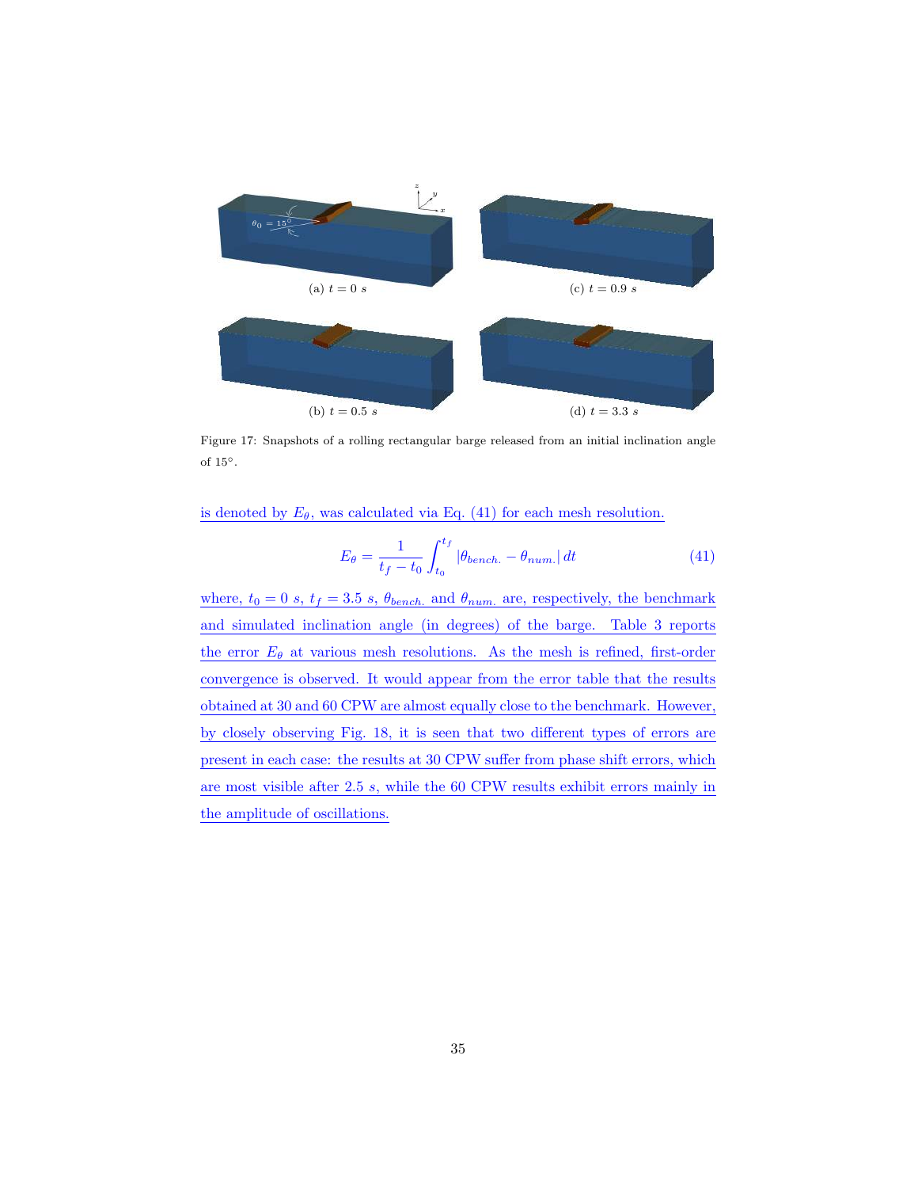Figure 17: Snapshots of a rolling rectangular barge released from an initial inclination angle of 15°.

is denoted by $E_\theta$, was calculated via Eq. (41) for each mesh resolution.

$$E_\theta = \frac{1}{t_f - t_0} \int_{t_0}^{t_f} |\theta_{bench.} - \theta_{num.}| \, dt \tag{41}$$

where, $t_0 = 0$ $s$, $t_f = 3.5$ $s$, $\theta_{bench.}$ and $\theta_{num.}$ are, respectively, the benchmark and simulated inclination angle (in degrees) of the barge. Table 3 reports the error $E_\theta$ at various mesh resolutions. As the mesh is refined, first-order convergence is observed. It would appear from the error table that the results obtained at 30 and 60 CPW are almost equally close to the benchmark. However, by closely observing Fig. 18, it is seen that two different types of errors are present in each case: the results at 30 CPW suffer from phase shift errors, which are most visible after 2.5 $s$, while the 60 CPW results exhibit errors mainly in the amplitude of oscillations.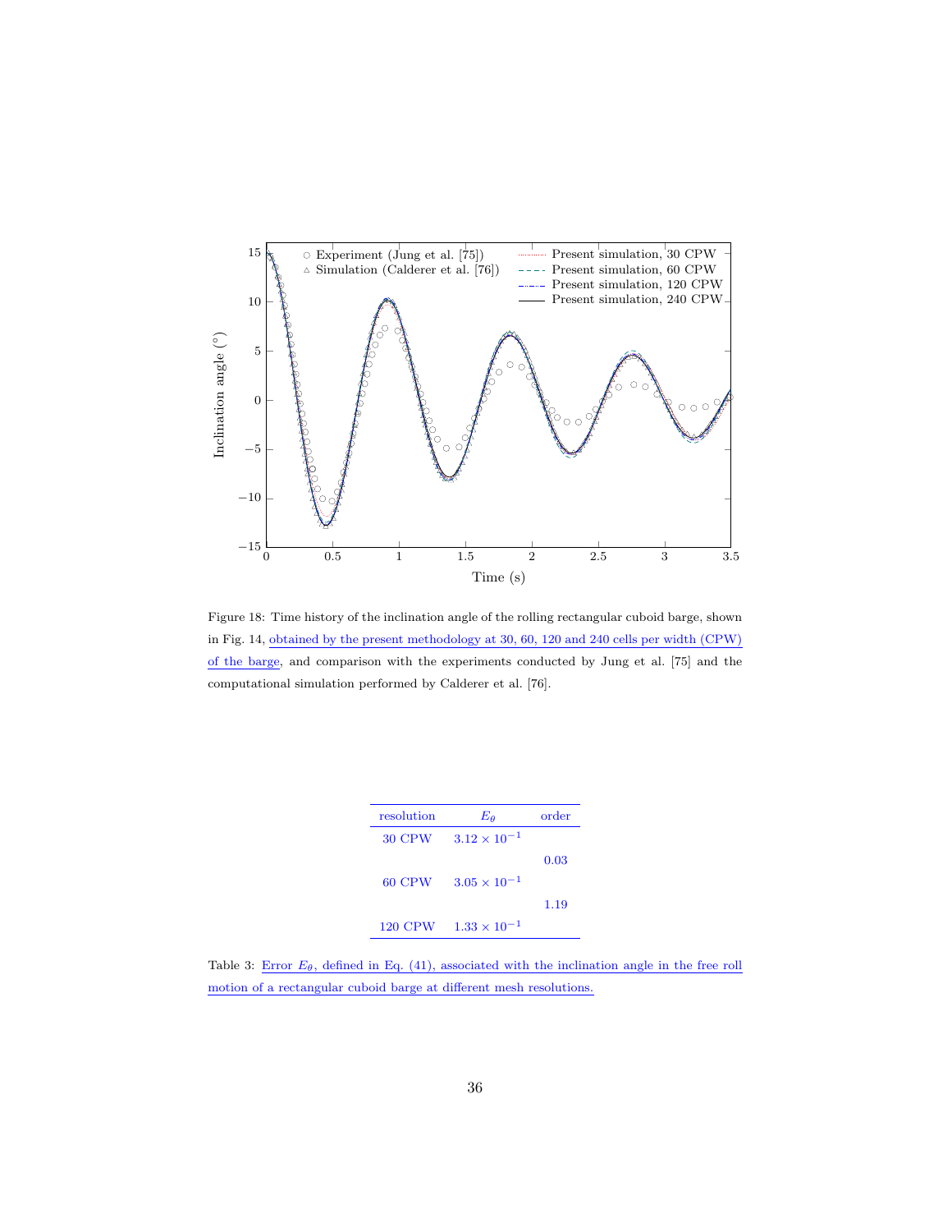Figure 18: Time history of the inclination angle of the rolling rectangular cuboid barge, shown in Fig. 14, obtained by the present methodology at 30, 60, 120 and 240 cells per width (CPW) of the barge, and comparison with the experiments conducted by Jung et al. [75] and the computational simulation performed by Calderer et al. [76].

| resolution | $E_\theta$ | order |
|---|---|---|
| 30 CPW | $3.12 \times 10^{-1}$ | |
| | | 0.03 |
| 60 CPW | $3.05 \times 10^{-1}$ | |
| | | 1.19 |
| 120 CPW | $1.33 \times 10^{-1}$ | |

Table 3: Error $E_\theta$, defined in Eq. (41), associated with the inclination angle in the free roll motion of a rectangular cuboid barge at different mesh resolutions.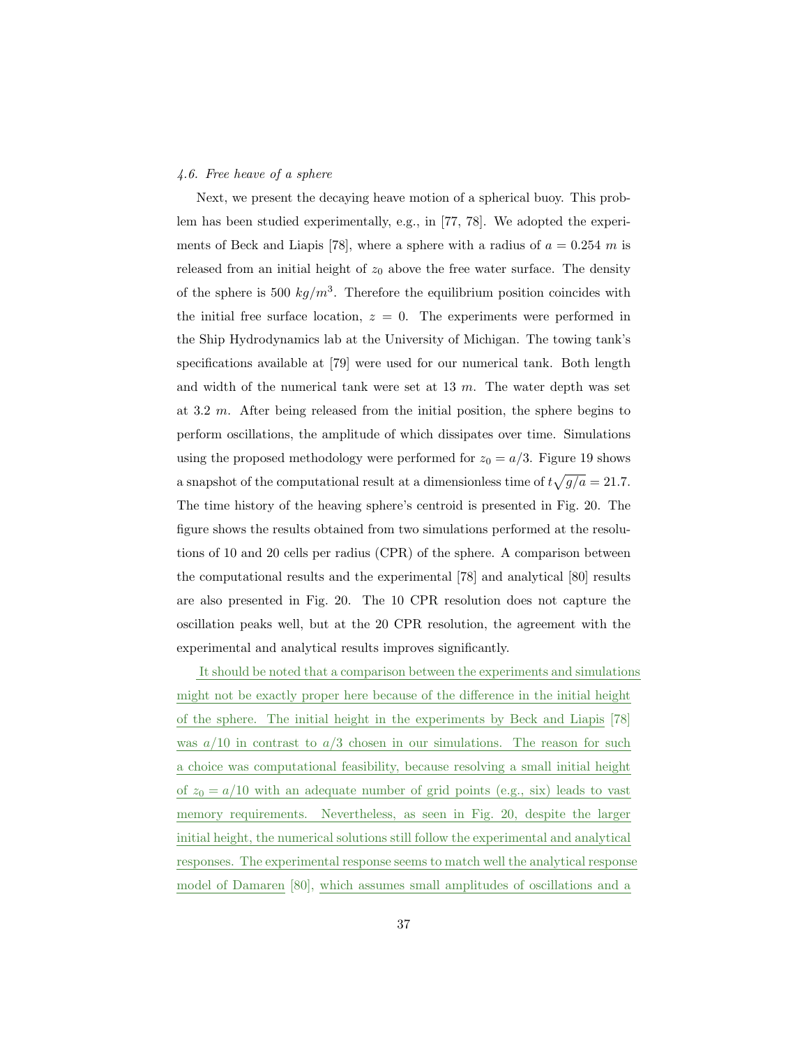### 4.6. Free heave of a sphere

Next, we present the decaying heave motion of a spherical buoy. This problem has been studied experimentally, e.g., in [77, 78]. We adopted the experiments of Beck and Liapis [78], where a sphere with a radius of $a = 0.254$ $m$ is released from an initial height of $z_0$ above the free water surface. The density of the sphere is 500 $kg/m^3$. Therefore the equilibrium position coincides with the initial free surface location, $z = 0$. The experiments were performed in the Ship Hydrodynamics lab at the University of Michigan. The towing tank's specifications available at [79] were used for our numerical tank. Both length and width of the numerical tank were set at 13 $m$. The water depth was set at 3.2 $m$. After being released from the initial position, the sphere begins to perform oscillations, the amplitude of which dissipates over time. Simulations using the proposed methodology were performed for $z_0 = a/3$. Figure 19 shows a snapshot of the computational result at a dimensionless time of $t\sqrt{g/a} = 21.7$. The time history of the heaving sphere's centroid is presented in Fig. 20. The figure shows the results obtained from two simulations performed at the resolutions of 10 and 20 cells per radius (CPR) of the sphere. A comparison between the computational results and the experimental [78] and analytical [80] results are also presented in Fig. 20. The 10 CPR resolution does not capture the oscillation peaks well, but at the 20 CPR resolution, the agreement with the experimental and analytical results improves significantly.

It should be noted that a comparison between the experiments and simulations might not be exactly proper here because of the difference in the initial height of the sphere. The initial height in the experiments by Beck and Liapis [78] was $a/10$ in contrast to $a/3$ chosen in our simulations. The reason for such a choice was computational feasibility, because resolving a small initial height of $z_0 = a/10$ with an adequate number of grid points (e.g., six) leads to vast memory requirements. Nevertheless, as seen in Fig. 20, despite the larger initial height, the numerical solutions still follow the experimental and analytical responses. The experimental response seems to match well the analytical response model of Damaren [80], which assumes small amplitudes of oscillations and a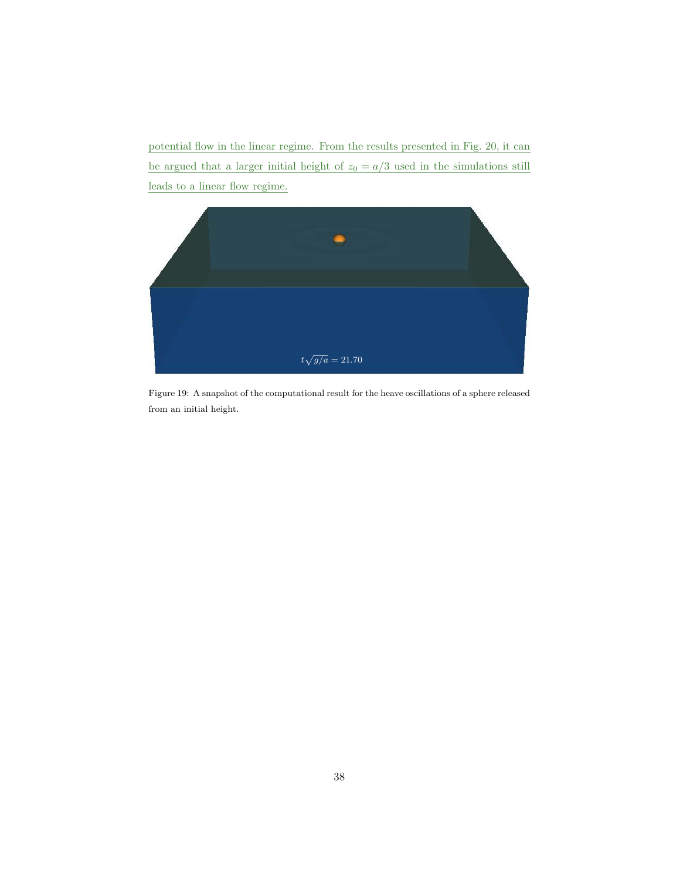potential flow in the linear regime. From the results presented in Fig. 20, it can be argued that a larger initial height of $z_0 = a/3$ used in the simulations still leads to a linear flow regime.

Figure 19: A snapshot of the computational result for the heave oscillations of a sphere released from an initial height.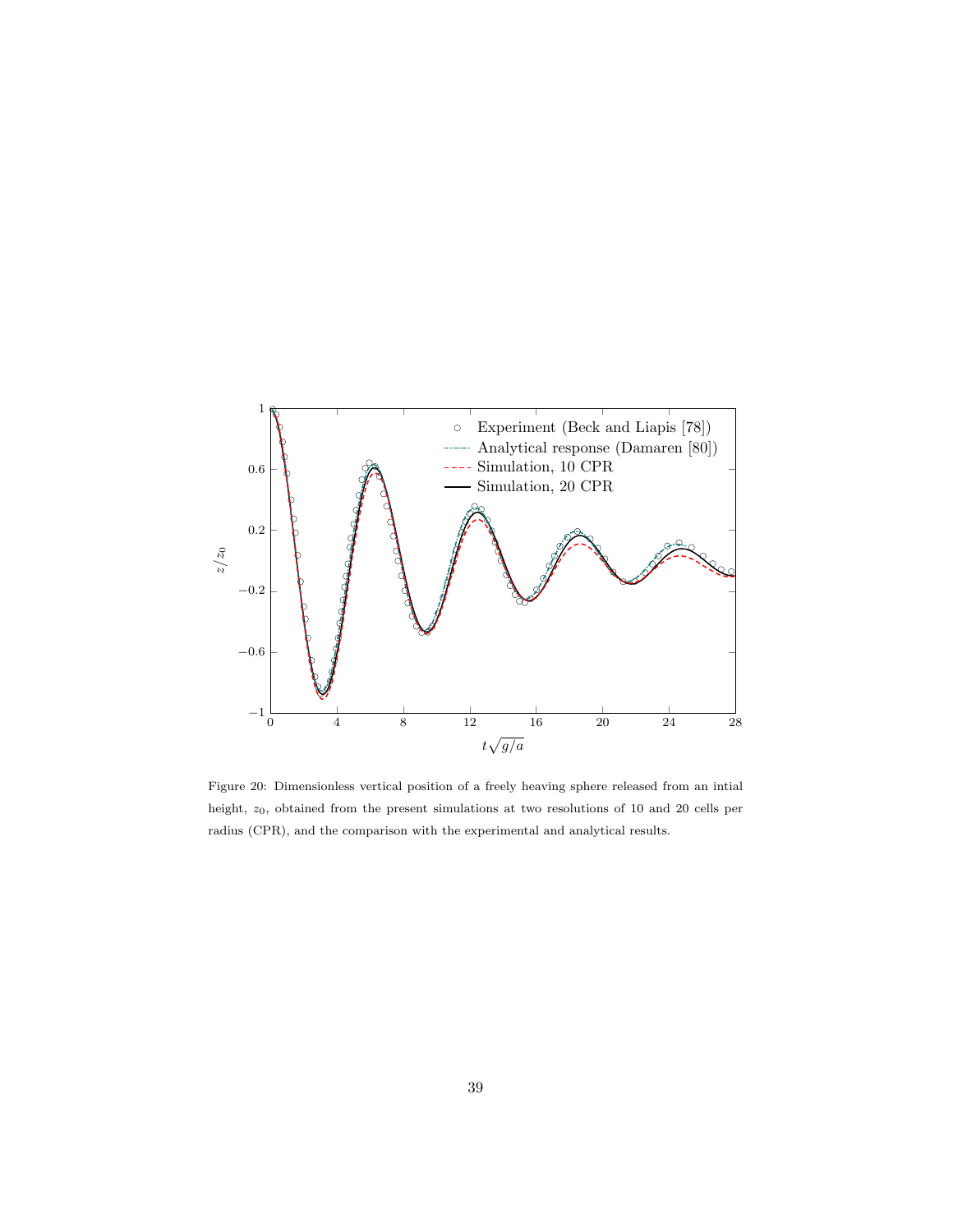Figure 20: Dimensionless vertical position of a freely heaving sphere released from an intial height, $z_0$, obtained from the present simulations at two resolutions of 10 and 20 cells per radius (CPR), and the comparison with the experimental and analytical results.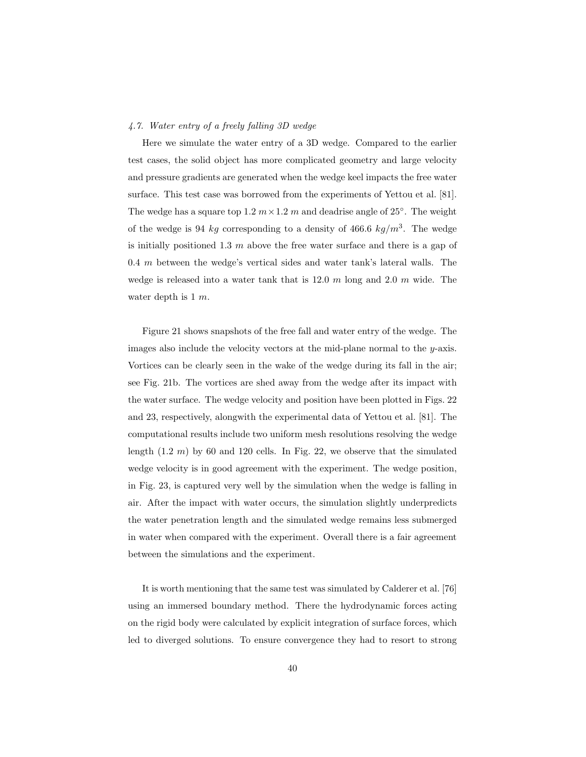### 4.7. Water entry of a freely falling 3D wedge

Here we simulate the water entry of a 3D wedge. Compared to the earlier test cases, the solid object has more complicated geometry and large velocity and pressure gradients are generated when the wedge keel impacts the free water surface. This test case was borrowed from the experiments of Yettou et al. [81]. The wedge has a square top $1.2\ m \times 1.2\ m$ and deadrise angle of $25^{\circ}$. The weight of the wedge is $94\ kg$ corresponding to a density of $466.6\ kg/m^3$. The wedge is initially positioned $1.3\ m$ above the free water surface and there is a gap of $0.4\ m$ between the wedge's vertical sides and water tank's lateral walls. The wedge is released into a water tank that is $12.0\ m$ long and $2.0\ m$ wide. The water depth is $1\ m$.

Figure 21 shows snapshots of the free fall and water entry of the wedge. The images also include the velocity vectors at the mid-plane normal to the $y$-axis. Vortices can be clearly seen in the wake of the wedge during its fall in the air; see Fig. 21b. The vortices are shed away from the wedge after its impact with the water surface. The wedge velocity and position have been plotted in Figs. 22 and 23, respectively, alongwith the experimental data of Yettou et al. [81]. The computational results include two uniform mesh resolutions resolving the wedge length ($1.2\ m$) by 60 and 120 cells. In Fig. 22, we observe that the simulated wedge velocity is in good agreement with the experiment. The wedge position, in Fig. 23, is captured very well by the simulation when the wedge is falling in air. After the impact with water occurs, the simulation slightly underpredicts the water penetration length and the simulated wedge remains less submerged in water when compared with the experiment. Overall there is a fair agreement between the simulations and the experiment.

It is worth mentioning that the same test was simulated by Calderer et al. [76] using an immersed boundary method. There the hydrodynamic forces acting on the rigid body were calculated by explicit integration of surface forces, which led to diverged solutions. To ensure convergence they had to resort to strong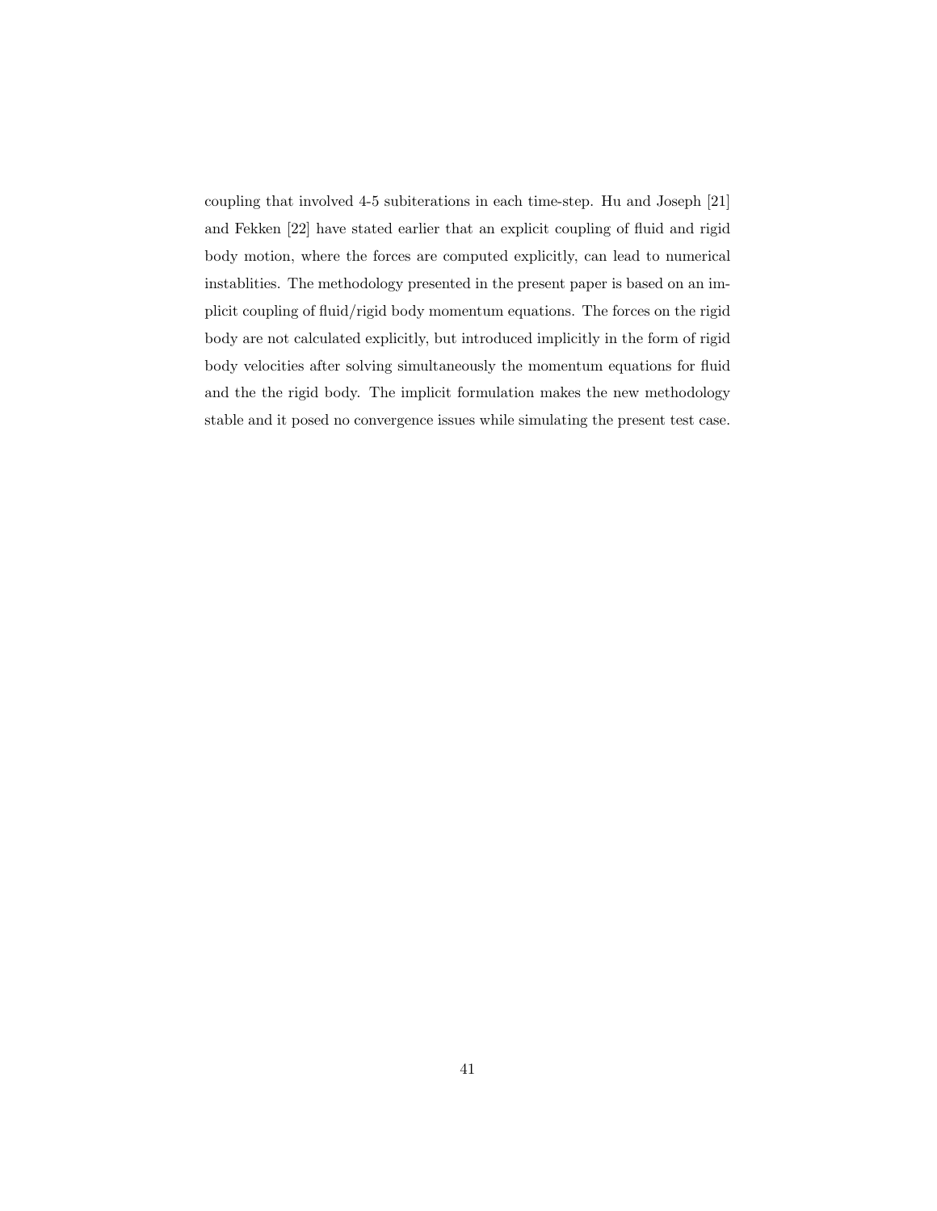coupling that involved 4-5 subiterations in each time-step. Hu and Joseph [21] and Fekken [22] have stated earlier that an explicit coupling of fluid and rigid body motion, where the forces are computed explicitly, can lead to numerical instablities. The methodology presented in the present paper is based on an implicit coupling of fluid/rigid body momentum equations. The forces on the rigid body are not calculated explicitly, but introduced implicitly in the form of rigid body velocities after solving simultaneously the momentum equations for fluid and the the rigid body. The implicit formulation makes the new methodology stable and it posed no convergence issues while simulating the present test case.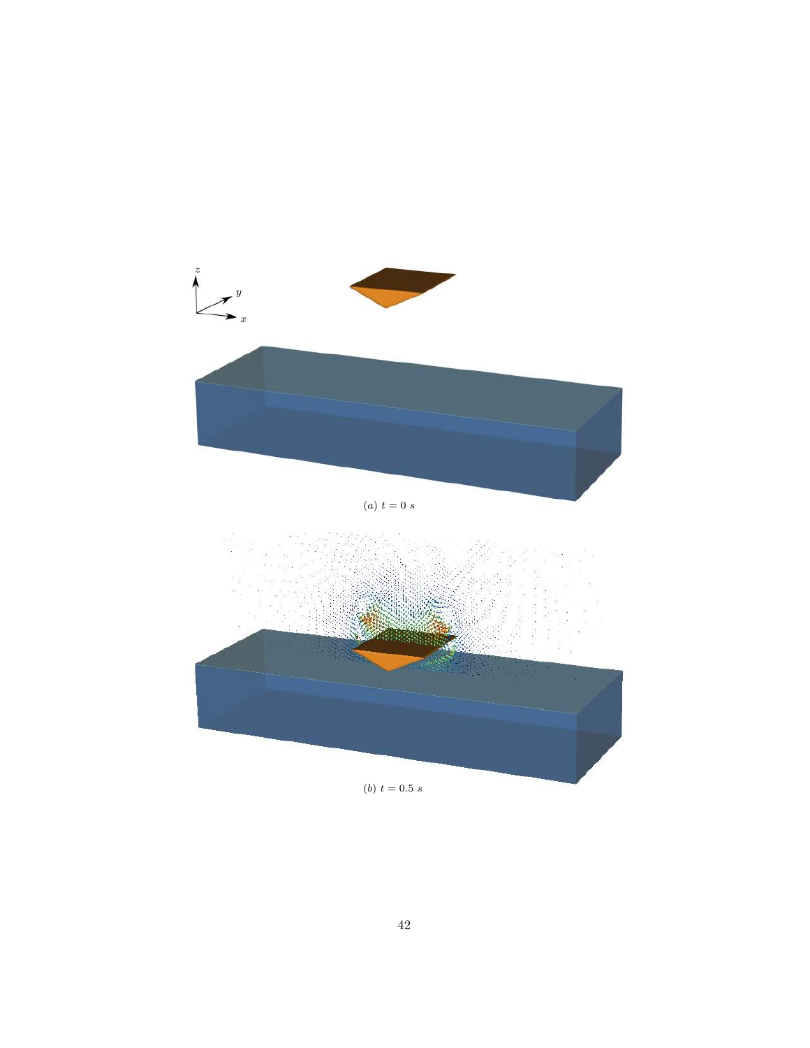$(a)\ t = 0\ s$

$(b)\ t = 0.5\ s$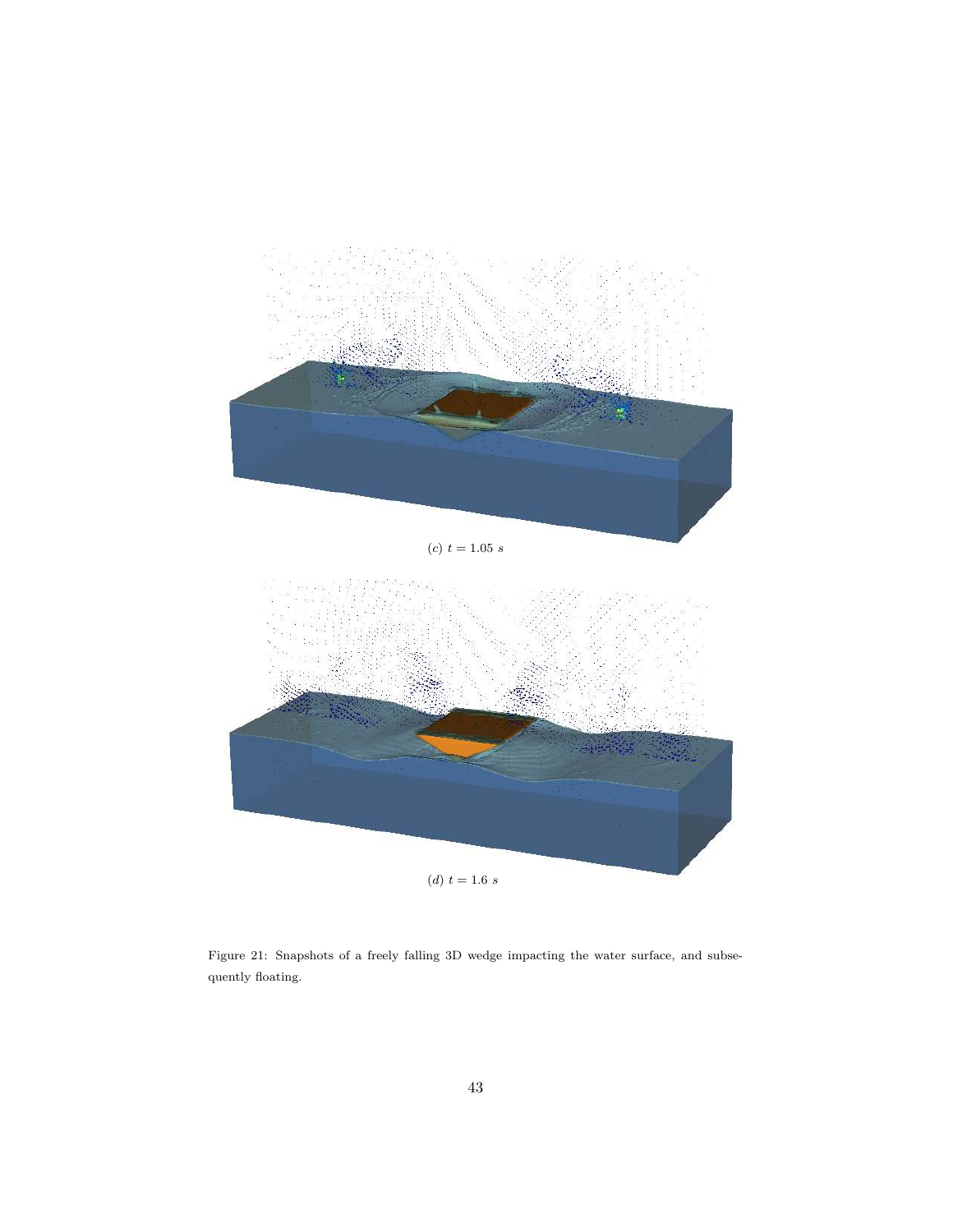(c) $t = 1.05\ s$

(d) $t = 1.6\ s$

Figure 21: Snapshots of a freely falling 3D wedge impacting the water surface, and subsequently floating.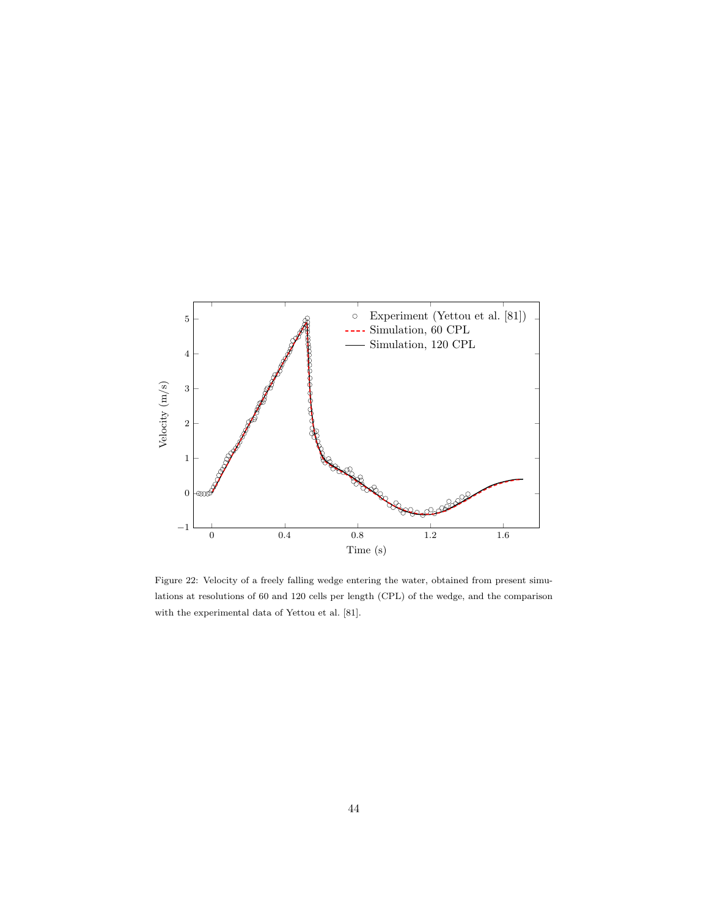Figure 22: Velocity of a freely falling wedge entering the water, obtained from present simulations at resolutions of 60 and 120 cells per length (CPL) of the wedge, and the comparison with the experimental data of Yettou et al. [81].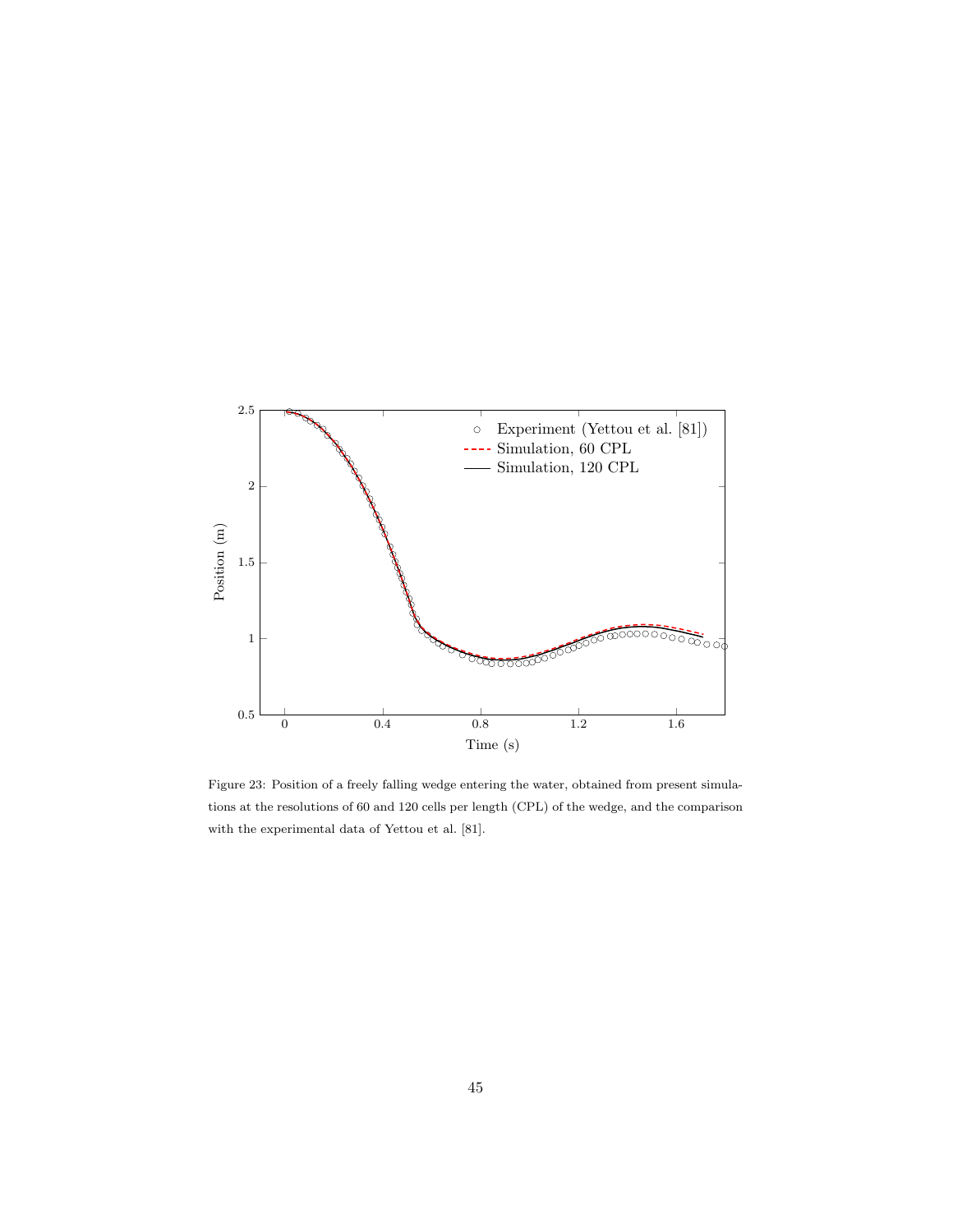Figure 23: Position of a freely falling wedge entering the water, obtained from present simulations at the resolutions of 60 and 120 cells per length (CPL) of the wedge, and the comparison with the experimental data of Yettou et al. [81].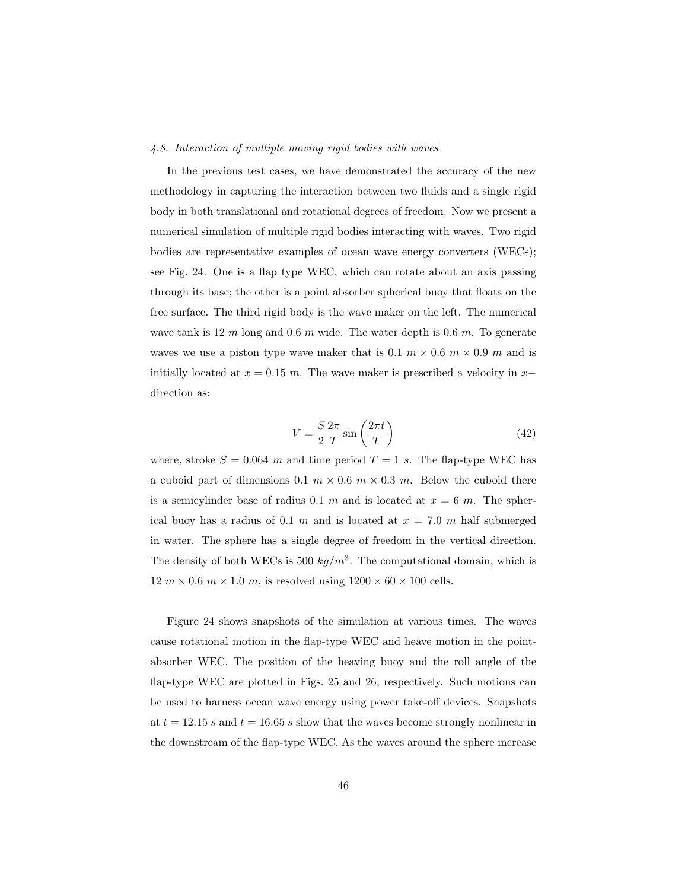### *4.8. Interaction of multiple moving rigid bodies with waves*

In the previous test cases, we have demonstrated the accuracy of the new methodology in capturing the interaction between two fluids and a single rigid body in both translational and rotational degrees of freedom. Now we present a numerical simulation of multiple rigid bodies interacting with waves. Two rigid bodies are representative examples of ocean wave energy converters (WECs); see Fig. 24. One is a flap type WEC, which can rotate about an axis passing through its base; the other is a point absorber spherical buoy that floats on the free surface. The third rigid body is the wave maker on the left. The numerical wave tank is 12 $m$ long and 0.6 $m$ wide. The water depth is 0.6 $m$. To generate waves we use a piston type wave maker that is 0.1 $m \times 0.6$ $m \times 0.9$ $m$ and is initially located at $x = 0.15$ $m$. The wave maker is prescribed a velocity in $x-$direction as:

$$V = \frac{S}{2}\frac{2\pi}{T}\sin\left(\frac{2\pi t}{T}\right) \tag{42}$$

where, stroke $S = 0.064$ $m$ and time period $T = 1$ $s$. The flap-type WEC has a cuboid part of dimensions 0.1 $m \times 0.6$ $m \times 0.3$ $m$. Below the cuboid there is a semicylinder base of radius 0.1 $m$ and is located at $x = 6$ $m$. The spherical buoy has a radius of 0.1 $m$ and is located at $x = 7.0$ $m$ half submerged in water. The sphere has a single degree of freedom in the vertical direction. The density of both WECs is 500 $kg/m^3$. The computational domain, which is 12 $m \times 0.6$ $m \times 1.0$ $m$, is resolved using $1200 \times 60 \times 100$ cells.

Figure 24 shows snapshots of the simulation at various times. The waves cause rotational motion in the flap-type WEC and heave motion in the point-absorber WEC. The position of the heaving buoy and the roll angle of the flap-type WEC are plotted in Figs. 25 and 26, respectively. Such motions can be used to harness ocean wave energy using power take-off devices. Snapshots at $t = 12.15$ $s$ and $t = 16.65$ $s$ show that the waves become strongly nonlinear in the downstream of the flap-type WEC. As the waves around the sphere increase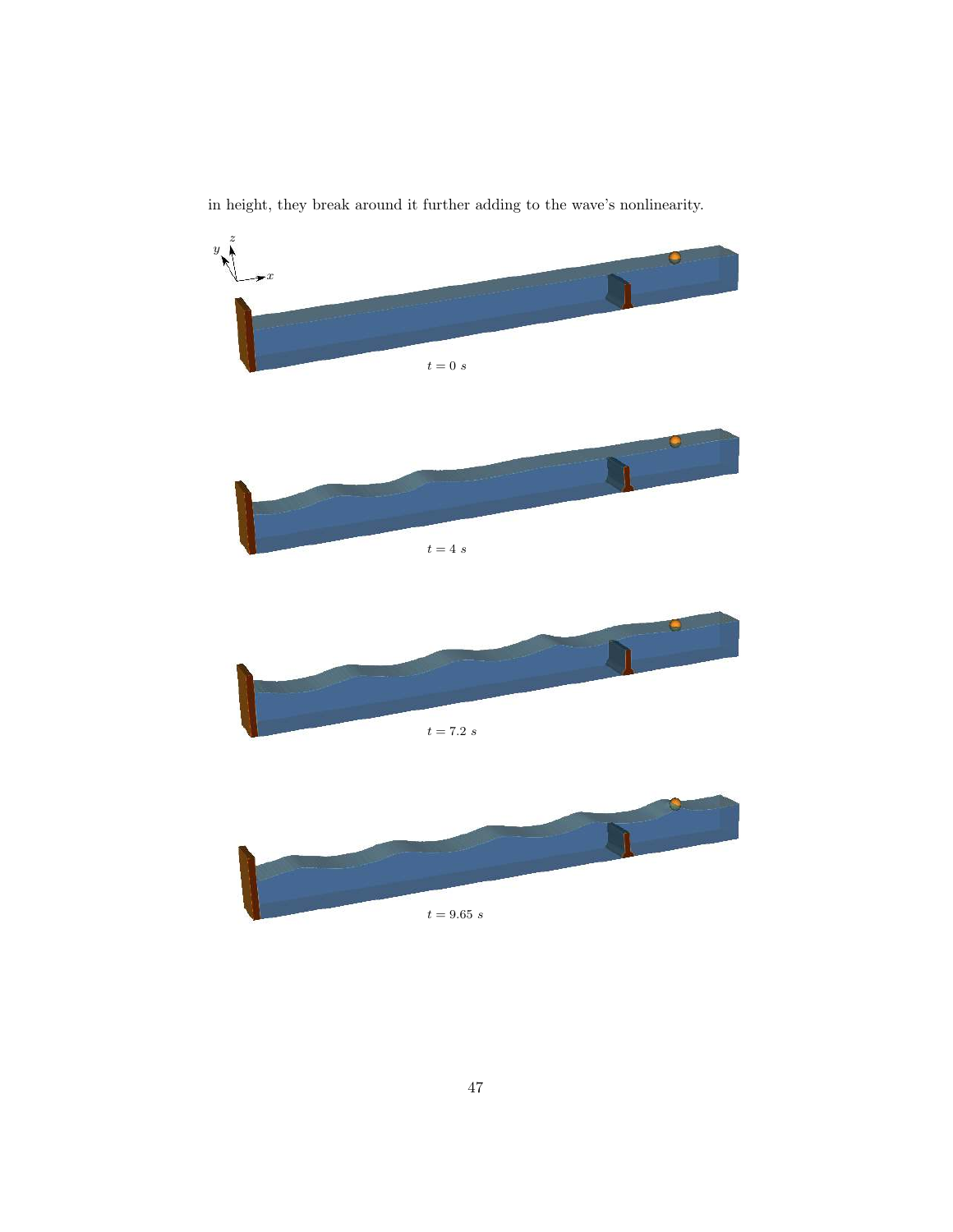in height, they break around it further adding to the wave's nonlinearity.

$t = 0\ s$

$t = 4\ s$

$t = 7.2\ s$

$t = 9.65\ s$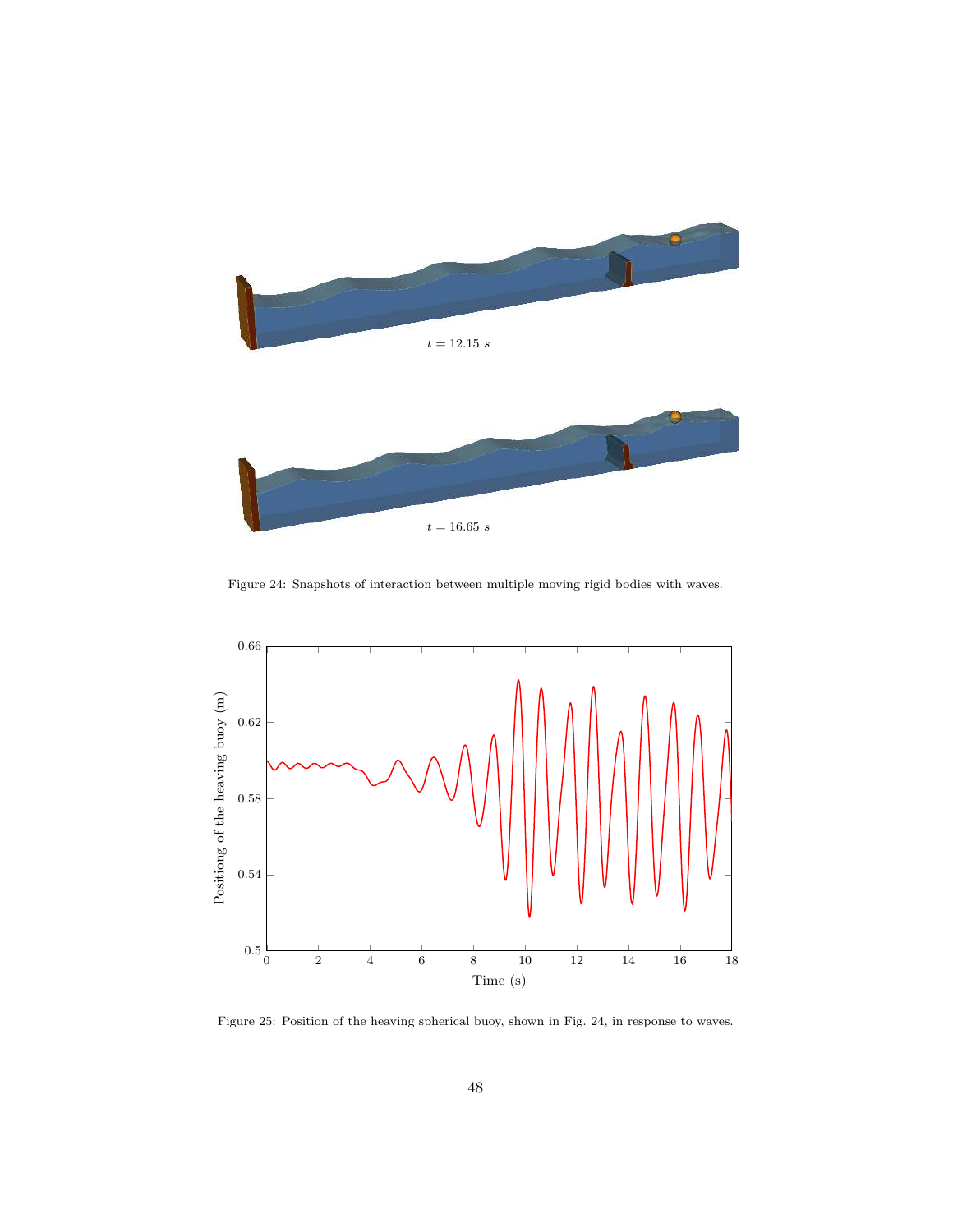$t = 12.15\ s$

$t = 16.65\ s$

Figure 24: Snapshots of interaction between multiple moving rigid bodies with waves.

Figure 25: Position of the heaving spherical buoy, shown in Fig. 24, in response to waves.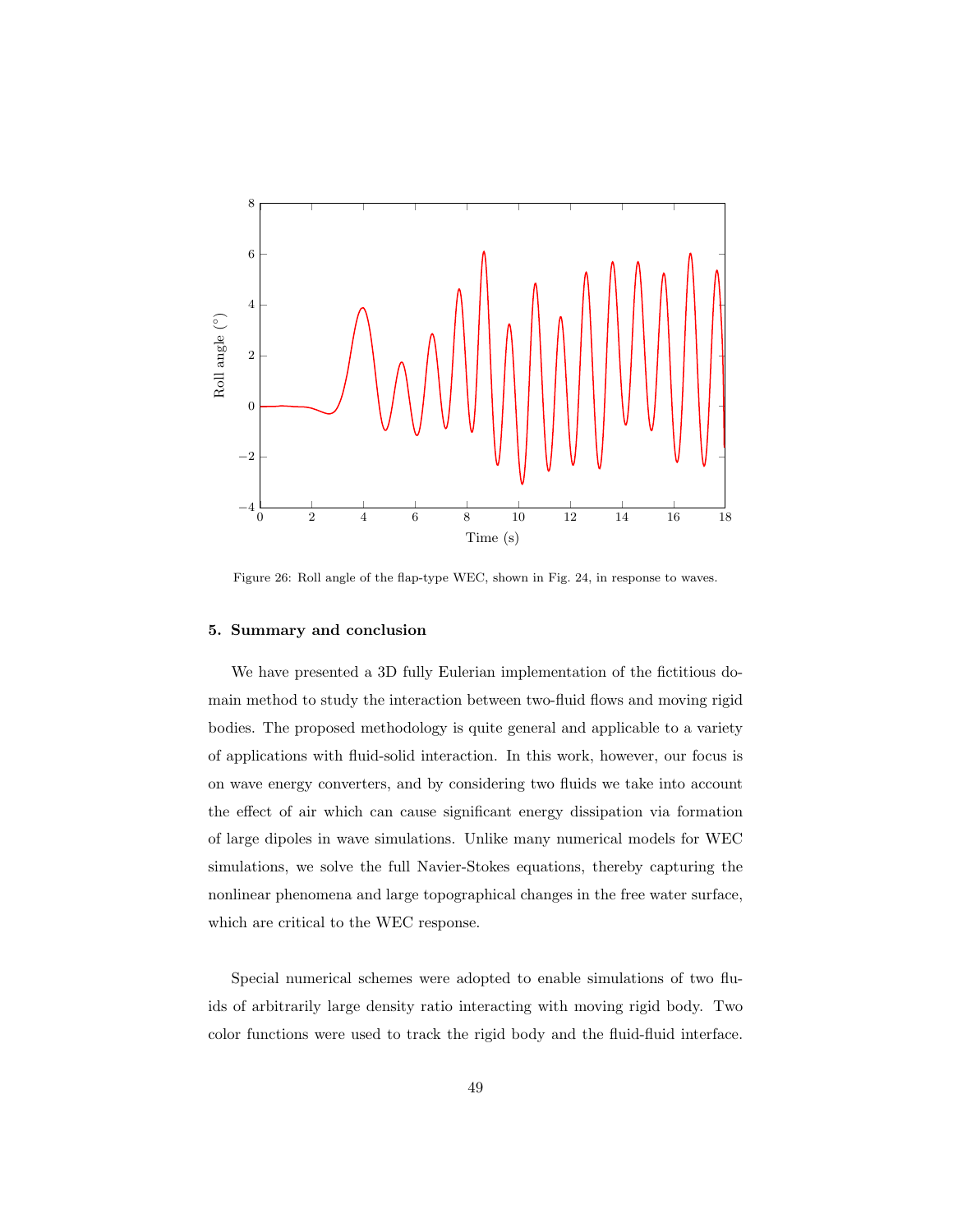Figure 26: Roll angle of the flap-type WEC, shown in Fig. 24, in response to waves.

## 5. Summary and conclusion

We have presented a 3D fully Eulerian implementation of the fictitious domain method to study the interaction between two-fluid flows and moving rigid bodies. The proposed methodology is quite general and applicable to a variety of applications with fluid-solid interaction. In this work, however, our focus is on wave energy converters, and by considering two fluids we take into account the effect of air which can cause significant energy dissipation via formation of large dipoles in wave simulations. Unlike many numerical models for WEC simulations, we solve the full Navier-Stokes equations, thereby capturing the nonlinear phenomena and large topographical changes in the free water surface, which are critical to the WEC response.

Special numerical schemes were adopted to enable simulations of two fluids of arbitrarily large density ratio interacting with moving rigid body. Two color functions were used to track the rigid body and the fluid-fluid interface.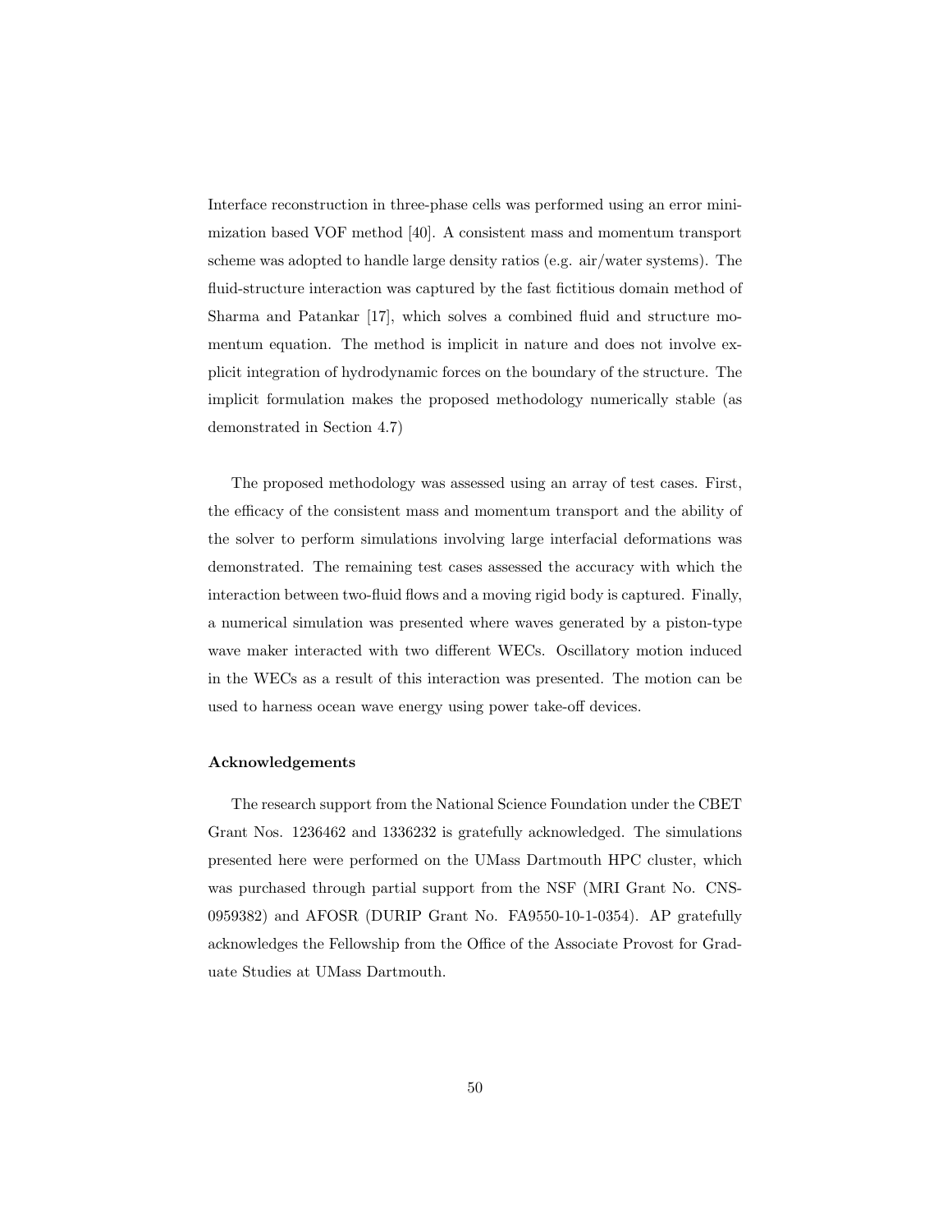Interface reconstruction in three-phase cells was performed using an error minimization based VOF method [40]. A consistent mass and momentum transport scheme was adopted to handle large density ratios (e.g. air/water systems). The fluid-structure interaction was captured by the fast fictitious domain method of Sharma and Patankar [17], which solves a combined fluid and structure momentum equation. The method is implicit in nature and does not involve explicit integration of hydrodynamic forces on the boundary of the structure. The implicit formulation makes the proposed methodology numerically stable (as demonstrated in Section 4.7)

The proposed methodology was assessed using an array of test cases. First, the efficacy of the consistent mass and momentum transport and the ability of the solver to perform simulations involving large interfacial deformations was demonstrated. The remaining test cases assessed the accuracy with which the interaction between two-fluid flows and a moving rigid body is captured. Finally, a numerical simulation was presented where waves generated by a piston-type wave maker interacted with two different WECs. Oscillatory motion induced in the WECs as a result of this interaction was presented. The motion can be used to harness ocean wave energy using power take-off devices.

#### Acknowledgements

The research support from the National Science Foundation under the CBET Grant Nos. 1236462 and 1336232 is gratefully acknowledged. The simulations presented here were performed on the UMass Dartmouth HPC cluster, which was purchased through partial support from the NSF (MRI Grant No. CNS-0959382) and AFOSR (DURIP Grant No. FA9550-10-1-0354). AP gratefully acknowledges the Fellowship from the Office of the Associate Provost for Graduate Studies at UMass Dartmouth.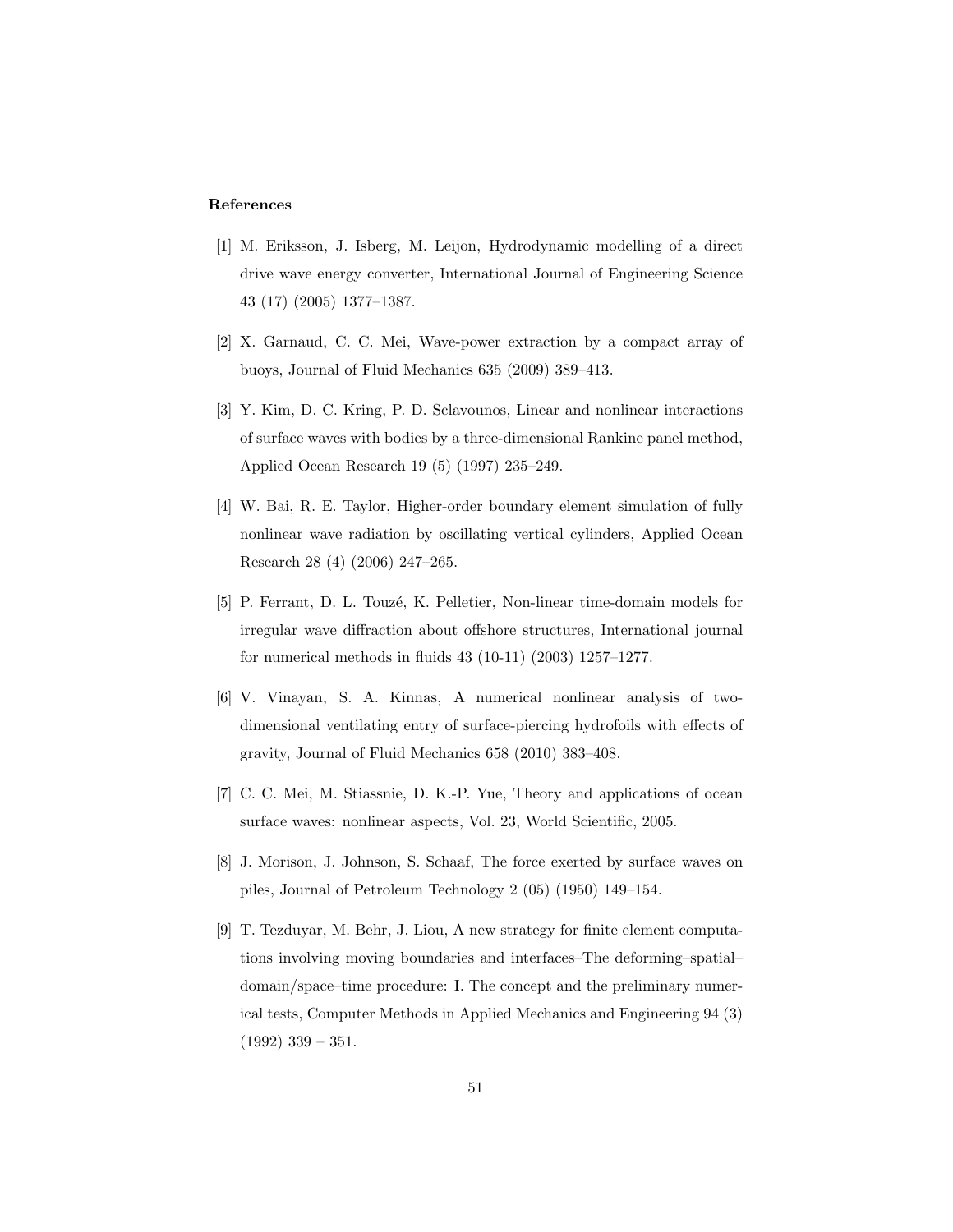### References

[1] M. Eriksson, J. Isberg, M. Leijon, Hydrodynamic modelling of a direct drive wave energy converter, International Journal of Engineering Science 43 (17) (2005) 1377–1387.

[2] X. Garnaud, C. C. Mei, Wave-power extraction by a compact array of buoys, Journal of Fluid Mechanics 635 (2009) 389–413.

[3] Y. Kim, D. C. Kring, P. D. Sclavounos, Linear and nonlinear interactions of surface waves with bodies by a three-dimensional Rankine panel method, Applied Ocean Research 19 (5) (1997) 235–249.

[4] W. Bai, R. E. Taylor, Higher-order boundary element simulation of fully nonlinear wave radiation by oscillating vertical cylinders, Applied Ocean Research 28 (4) (2006) 247–265.

[5] P. Ferrant, D. L. Touzé, K. Pelletier, Non-linear time-domain models for irregular wave diffraction about offshore structures, International journal for numerical methods in fluids 43 (10-11) (2003) 1257–1277.

[6] V. Vinayan, S. A. Kinnas, A numerical nonlinear analysis of two-dimensional ventilating entry of surface-piercing hydrofoils with effects of gravity, Journal of Fluid Mechanics 658 (2010) 383–408.

[7] C. C. Mei, M. Stiassnie, D. K.-P. Yue, Theory and applications of ocean surface waves: nonlinear aspects, Vol. 23, World Scientific, 2005.

[8] J. Morison, J. Johnson, S. Schaaf, The force exerted by surface waves on piles, Journal of Petroleum Technology 2 (05) (1950) 149–154.

[9] T. Tezduyar, M. Behr, J. Liou, A new strategy for finite element computations involving moving boundaries and interfaces–The deforming–spatial–domain/space–time procedure: I. The concept and the preliminary numerical tests, Computer Methods in Applied Mechanics and Engineering 94 (3) (1992) 339 – 351.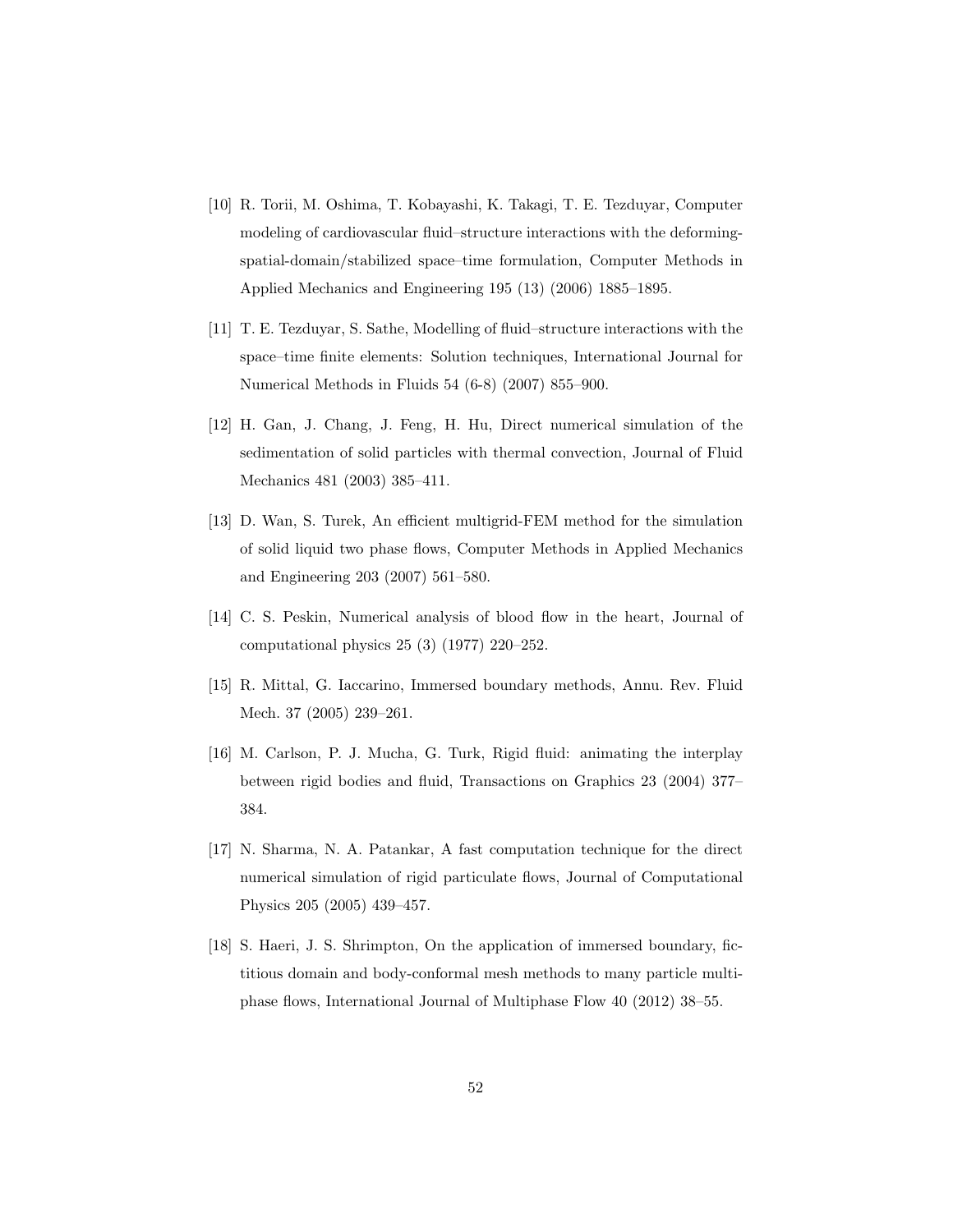[10] R. Torii, M. Oshima, T. Kobayashi, K. Takagi, T. E. Tezduyar, Computer modeling of cardiovascular fluid–structure interactions with the deforming-spatial-domain/stabilized space–time formulation, Computer Methods in Applied Mechanics and Engineering 195 (13) (2006) 1885–1895.

[11] T. E. Tezduyar, S. Sathe, Modelling of fluid–structure interactions with the space–time finite elements: Solution techniques, International Journal for Numerical Methods in Fluids 54 (6-8) (2007) 855–900.

[12] H. Gan, J. Chang, J. Feng, H. Hu, Direct numerical simulation of the sedimentation of solid particles with thermal convection, Journal of Fluid Mechanics 481 (2003) 385–411.

[13] D. Wan, S. Turek, An efficient multigrid-FEM method for the simulation of solid liquid two phase flows, Computer Methods in Applied Mechanics and Engineering 203 (2007) 561–580.

[14] C. S. Peskin, Numerical analysis of blood flow in the heart, Journal of computational physics 25 (3) (1977) 220–252.

[15] R. Mittal, G. Iaccarino, Immersed boundary methods, Annu. Rev. Fluid Mech. 37 (2005) 239–261.

[16] M. Carlson, P. J. Mucha, G. Turk, Rigid fluid: animating the interplay between rigid bodies and fluid, Transactions on Graphics 23 (2004) 377–384.

[17] N. Sharma, N. A. Patankar, A fast computation technique for the direct numerical simulation of rigid particulate flows, Journal of Computational Physics 205 (2005) 439–457.

[18] S. Haeri, J. S. Shrimpton, On the application of immersed boundary, fictitious domain and body-conformal mesh methods to many particle multiphase flows, International Journal of Multiphase Flow 40 (2012) 38–55.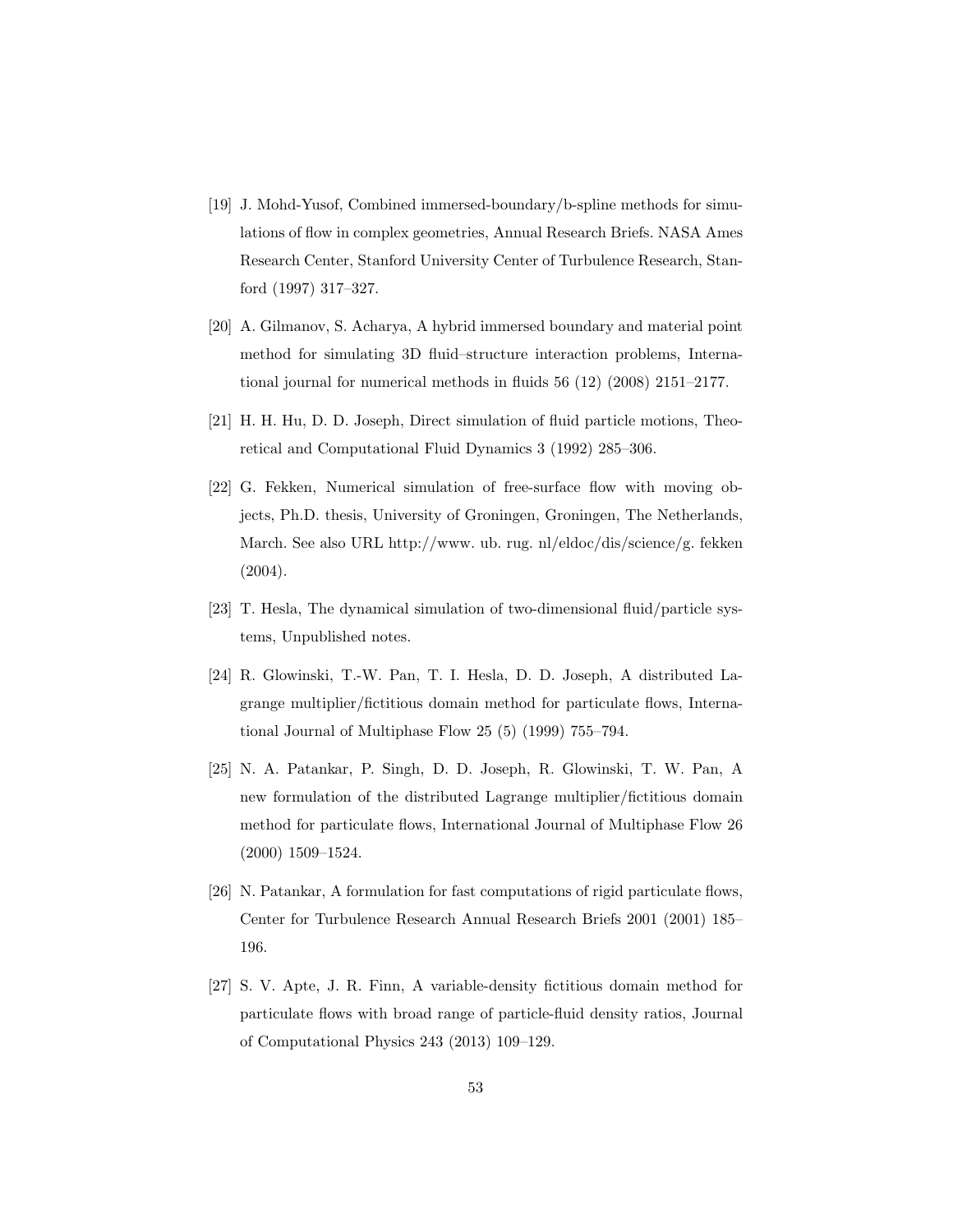[19] J. Mohd-Yusof, Combined immersed-boundary/b-spline methods for simulations of flow in complex geometries, Annual Research Briefs. NASA Ames Research Center, Stanford University Center of Turbulence Research, Stanford (1997) 317–327.

[20] A. Gilmanov, S. Acharya, A hybrid immersed boundary and material point method for simulating 3D fluid–structure interaction problems, International journal for numerical methods in fluids 56 (12) (2008) 2151–2177.

[21] H. H. Hu, D. D. Joseph, Direct simulation of fluid particle motions, Theoretical and Computational Fluid Dynamics 3 (1992) 285–306.

[22] G. Fekken, Numerical simulation of free-surface flow with moving objects, Ph.D. thesis, University of Groningen, Groningen, The Netherlands, March. See also URL http://www. ub. rug. nl/eldoc/dis/science/g. fekken (2004).

[23] T. Hesla, The dynamical simulation of two-dimensional fluid/particle systems, Unpublished notes.

[24] R. Glowinski, T.-W. Pan, T. I. Hesla, D. D. Joseph, A distributed Lagrange multiplier/fictitious domain method for particulate flows, International Journal of Multiphase Flow 25 (5) (1999) 755–794.

[25] N. A. Patankar, P. Singh, D. D. Joseph, R. Glowinski, T. W. Pan, A new formulation of the distributed Lagrange multiplier/fictitious domain method for particulate flows, International Journal of Multiphase Flow 26 (2000) 1509–1524.

[26] N. Patankar, A formulation for fast computations of rigid particulate flows, Center for Turbulence Research Annual Research Briefs 2001 (2001) 185–196.

[27] S. V. Apte, J. R. Finn, A variable-density fictitious domain method for particulate flows with broad range of particle-fluid density ratios, Journal of Computational Physics 243 (2013) 109–129.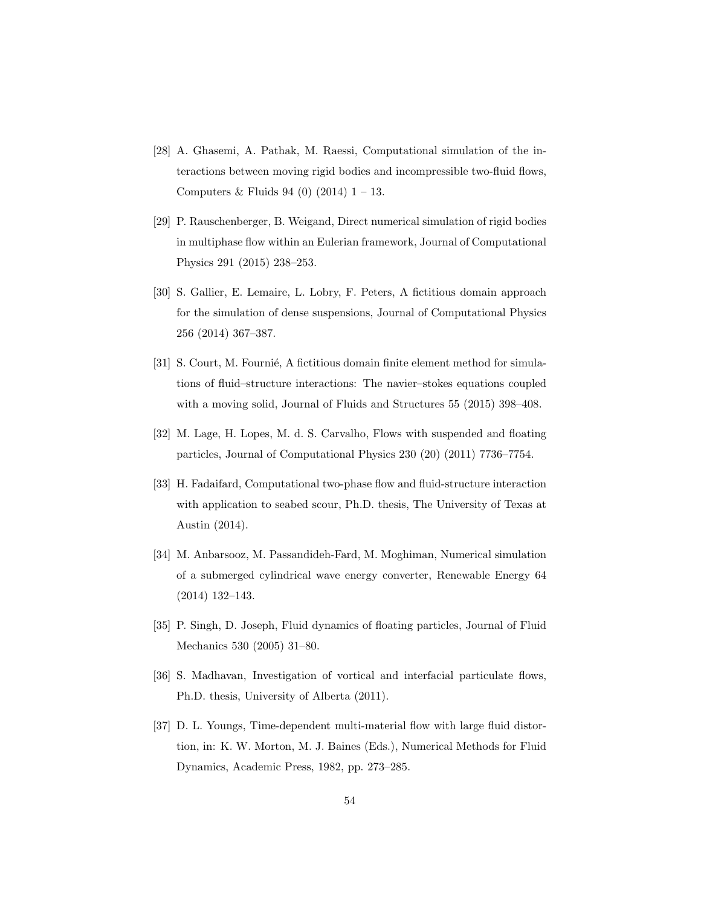[28] A. Ghasemi, A. Pathak, M. Raessi, Computational simulation of the interactions between moving rigid bodies and incompressible two-fluid flows, Computers & Fluids 94 (0) (2014) 1 – 13.

[29] P. Rauschenberger, B. Weigand, Direct numerical simulation of rigid bodies in multiphase flow within an Eulerian framework, Journal of Computational Physics 291 (2015) 238–253.

[30] S. Gallier, E. Lemaire, L. Lobry, F. Peters, A fictitious domain approach for the simulation of dense suspensions, Journal of Computational Physics 256 (2014) 367–387.

[31] S. Court, M. Fournié, A fictitious domain finite element method for simulations of fluid–structure interactions: The navier–stokes equations coupled with a moving solid, Journal of Fluids and Structures 55 (2015) 398–408.

[32] M. Lage, H. Lopes, M. d. S. Carvalho, Flows with suspended and floating particles, Journal of Computational Physics 230 (20) (2011) 7736–7754.

[33] H. Fadaifard, Computational two-phase flow and fluid-structure interaction with application to seabed scour, Ph.D. thesis, The University of Texas at Austin (2014).

[34] M. Anbarsooz, M. Passandideh-Fard, M. Moghiman, Numerical simulation of a submerged cylindrical wave energy converter, Renewable Energy 64 (2014) 132–143.

[35] P. Singh, D. Joseph, Fluid dynamics of floating particles, Journal of Fluid Mechanics 530 (2005) 31–80.

[36] S. Madhavan, Investigation of vortical and interfacial particulate flows, Ph.D. thesis, University of Alberta (2011).

[37] D. L. Youngs, Time-dependent multi-material flow with large fluid distortion, in: K. W. Morton, M. J. Baines (Eds.), Numerical Methods for Fluid Dynamics, Academic Press, 1982, pp. 273–285.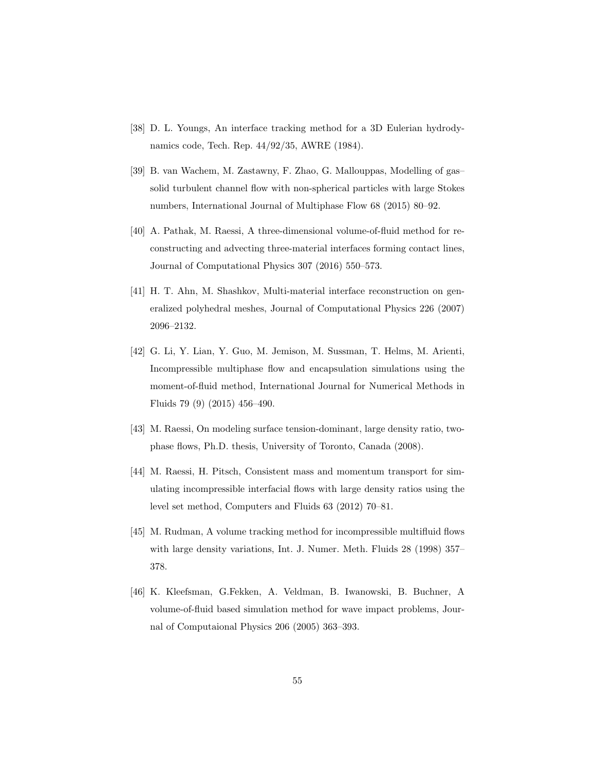[38] D. L. Youngs, An interface tracking method for a 3D Eulerian hydrodynamics code, Tech. Rep. 44/92/35, AWRE (1984).

[39] B. van Wachem, M. Zastawny, F. Zhao, G. Mallouppas, Modelling of gas–solid turbulent channel flow with non-spherical particles with large Stokes numbers, International Journal of Multiphase Flow 68 (2015) 80–92.

[40] A. Pathak, M. Raessi, A three-dimensional volume-of-fluid method for reconstructing and advecting three-material interfaces forming contact lines, Journal of Computational Physics 307 (2016) 550–573.

[41] H. T. Ahn, M. Shashkov, Multi-material interface reconstruction on generalized polyhedral meshes, Journal of Computational Physics 226 (2007) 2096–2132.

[42] G. Li, Y. Lian, Y. Guo, M. Jemison, M. Sussman, T. Helms, M. Arienti, Incompressible multiphase flow and encapsulation simulations using the moment-of-fluid method, International Journal for Numerical Methods in Fluids 79 (9) (2015) 456–490.

[43] M. Raessi, On modeling surface tension-dominant, large density ratio, two-phase flows, Ph.D. thesis, University of Toronto, Canada (2008).

[44] M. Raessi, H. Pitsch, Consistent mass and momentum transport for simulating incompressible interfacial flows with large density ratios using the level set method, Computers and Fluids 63 (2012) 70–81.

[45] M. Rudman, A volume tracking method for incompressible multifluid flows with large density variations, Int. J. Numer. Meth. Fluids 28 (1998) 357–378.

[46] K. Kleefsman, G.Fekken, A. Veldman, B. Iwanowski, B. Buchner, A volume-of-fluid based simulation method for wave impact problems, Journal of Computaional Physics 206 (2005) 363–393.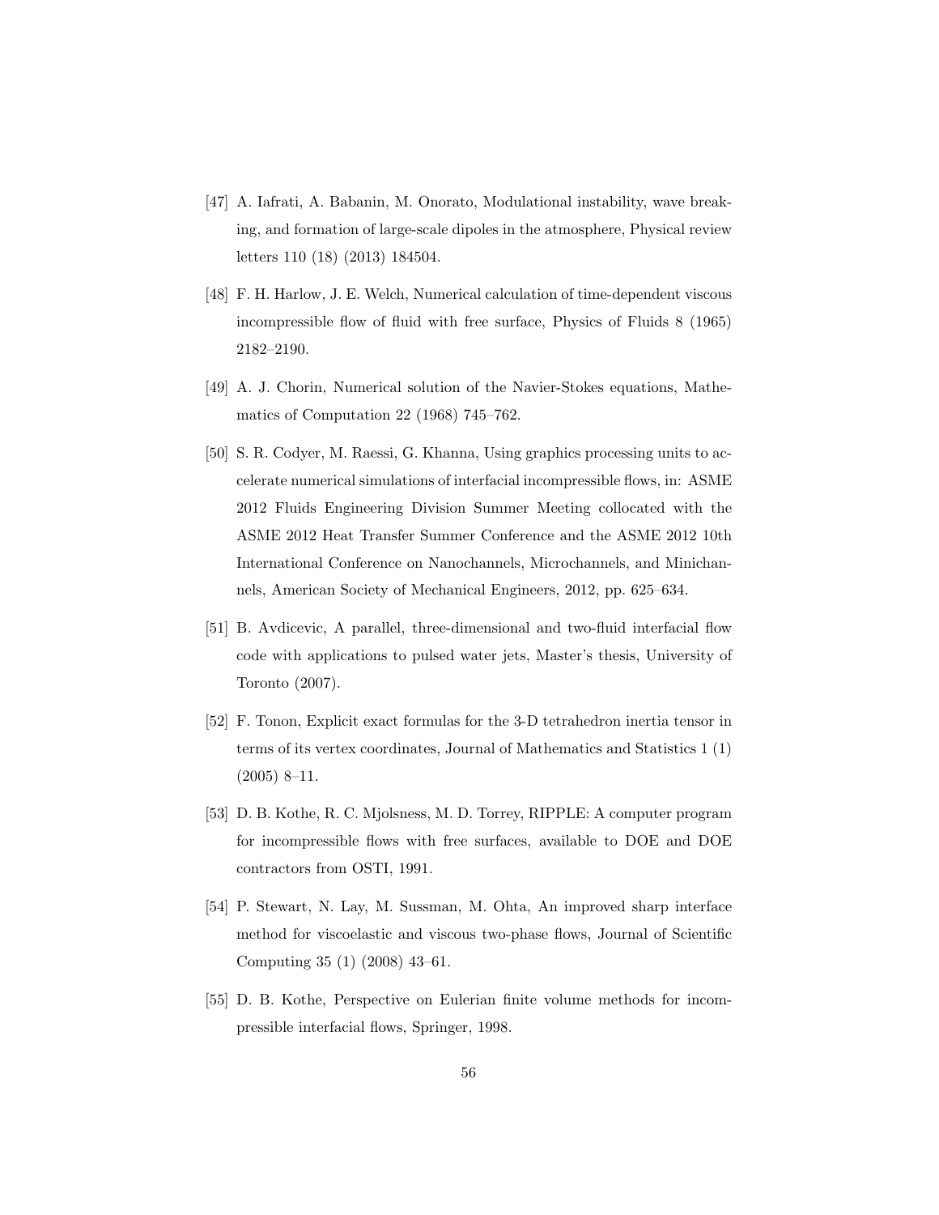[47] A. Iafrati, A. Babanin, M. Onorato, Modulational instability, wave breaking, and formation of large-scale dipoles in the atmosphere, Physical review letters 110 (18) (2013) 184504.

[48] F. H. Harlow, J. E. Welch, Numerical calculation of time-dependent viscous incompressible flow of fluid with free surface, Physics of Fluids 8 (1965) 2182–2190.

[49] A. J. Chorin, Numerical solution of the Navier-Stokes equations, Mathematics of Computation 22 (1968) 745–762.

[50] S. R. Codyer, M. Raessi, G. Khanna, Using graphics processing units to accelerate numerical simulations of interfacial incompressible flows, in: ASME 2012 Fluids Engineering Division Summer Meeting collocated with the ASME 2012 Heat Transfer Summer Conference and the ASME 2012 10th International Conference on Nanochannels, Microchannels, and Minichannels, American Society of Mechanical Engineers, 2012, pp. 625–634.

[51] B. Avdicevic, A parallel, three-dimensional and two-fluid interfacial flow code with applications to pulsed water jets, Master's thesis, University of Toronto (2007).

[52] F. Tonon, Explicit exact formulas for the 3-D tetrahedron inertia tensor in terms of its vertex coordinates, Journal of Mathematics and Statistics 1 (1) (2005) 8–11.

[53] D. B. Kothe, R. C. Mjolsness, M. D. Torrey, RIPPLE: A computer program for incompressible flows with free surfaces, available to DOE and DOE contractors from OSTI, 1991.

[54] P. Stewart, N. Lay, M. Sussman, M. Ohta, An improved sharp interface method for viscoelastic and viscous two-phase flows, Journal of Scientific Computing 35 (1) (2008) 43–61.

[55] D. B. Kothe, Perspective on Eulerian finite volume methods for incompressible interfacial flows, Springer, 1998.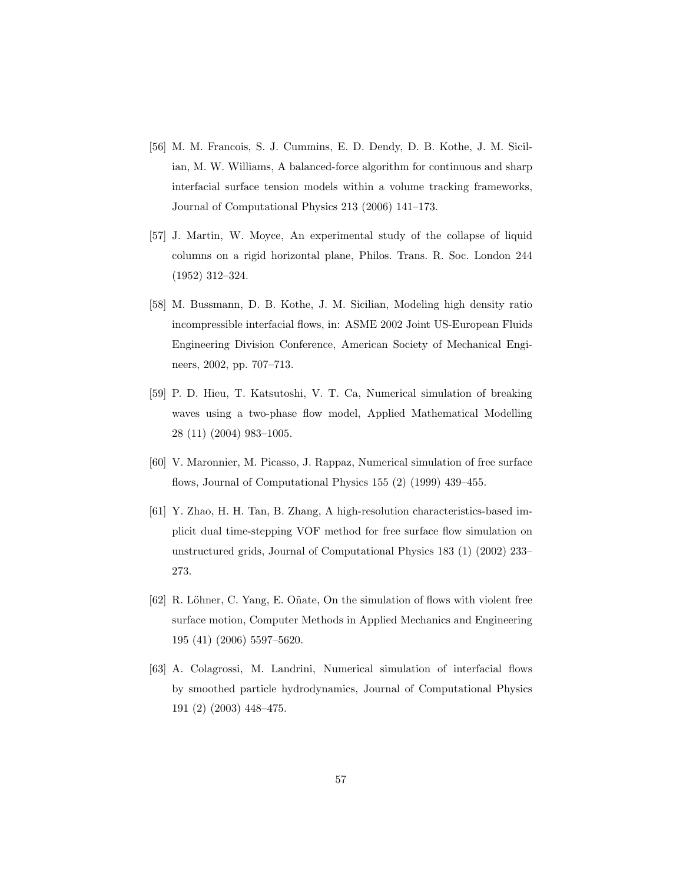[56] M. M. Francois, S. J. Cummins, E. D. Dendy, D. B. Kothe, J. M. Sicilian, M. W. Williams, A balanced-force algorithm for continuous and sharp interfacial surface tension models within a volume tracking frameworks, Journal of Computational Physics 213 (2006) 141–173.

[57] J. Martin, W. Moyce, An experimental study of the collapse of liquid columns on a rigid horizontal plane, Philos. Trans. R. Soc. London 244 (1952) 312–324.

[58] M. Bussmann, D. B. Kothe, J. M. Sicilian, Modeling high density ratio incompressible interfacial flows, in: ASME 2002 Joint US-European Fluids Engineering Division Conference, American Society of Mechanical Engineers, 2002, pp. 707–713.

[59] P. D. Hieu, T. Katsutoshi, V. T. Ca, Numerical simulation of breaking waves using a two-phase flow model, Applied Mathematical Modelling 28 (11) (2004) 983–1005.

[60] V. Maronnier, M. Picasso, J. Rappaz, Numerical simulation of free surface flows, Journal of Computational Physics 155 (2) (1999) 439–455.

[61] Y. Zhao, H. H. Tan, B. Zhang, A high-resolution characteristics-based implicit dual time-stepping VOF method for free surface flow simulation on unstructured grids, Journal of Computational Physics 183 (1) (2002) 233–273.

[62] R. Löhner, C. Yang, E. Oñate, On the simulation of flows with violent free surface motion, Computer Methods in Applied Mechanics and Engineering 195 (41) (2006) 5597–5620.

[63] A. Colagrossi, M. Landrini, Numerical simulation of interfacial flows by smoothed particle hydrodynamics, Journal of Computational Physics 191 (2) (2003) 448–475.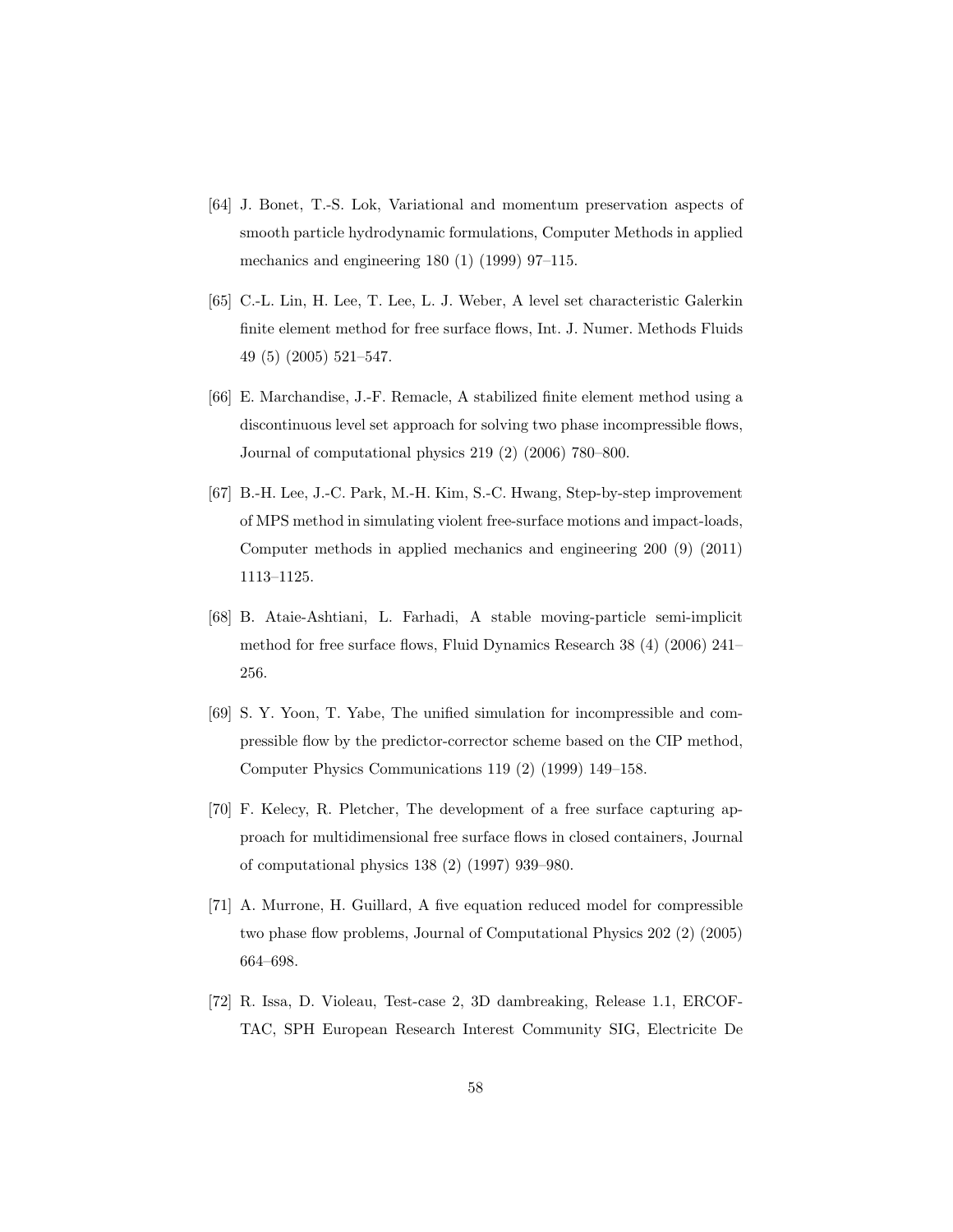[64] J. Bonet, T.-S. Lok, Variational and momentum preservation aspects of smooth particle hydrodynamic formulations, Computer Methods in applied mechanics and engineering 180 (1) (1999) 97–115.

[65] C.-L. Lin, H. Lee, T. Lee, L. J. Weber, A level set characteristic Galerkin finite element method for free surface flows, Int. J. Numer. Methods Fluids 49 (5) (2005) 521–547.

[66] E. Marchandise, J.-F. Remacle, A stabilized finite element method using a discontinuous level set approach for solving two phase incompressible flows, Journal of computational physics 219 (2) (2006) 780–800.

[67] B.-H. Lee, J.-C. Park, M.-H. Kim, S.-C. Hwang, Step-by-step improvement of MPS method in simulating violent free-surface motions and impact-loads, Computer methods in applied mechanics and engineering 200 (9) (2011) 1113–1125.

[68] B. Ataie-Ashtiani, L. Farhadi, A stable moving-particle semi-implicit method for free surface flows, Fluid Dynamics Research 38 (4) (2006) 241–256.

[69] S. Y. Yoon, T. Yabe, The unified simulation for incompressible and compressible flow by the predictor-corrector scheme based on the CIP method, Computer Physics Communications 119 (2) (1999) 149–158.

[70] F. Kelecy, R. Pletcher, The development of a free surface capturing approach for multidimensional free surface flows in closed containers, Journal of computational physics 138 (2) (1997) 939–980.

[71] A. Murrone, H. Guillard, A five equation reduced model for compressible two phase flow problems, Journal of Computational Physics 202 (2) (2005) 664–698.

[72] R. Issa, D. Violeau, Test-case 2, 3D dambreaking, Release 1.1, ERCOFTAC, SPH European Research Interest Community SIG, Electricite De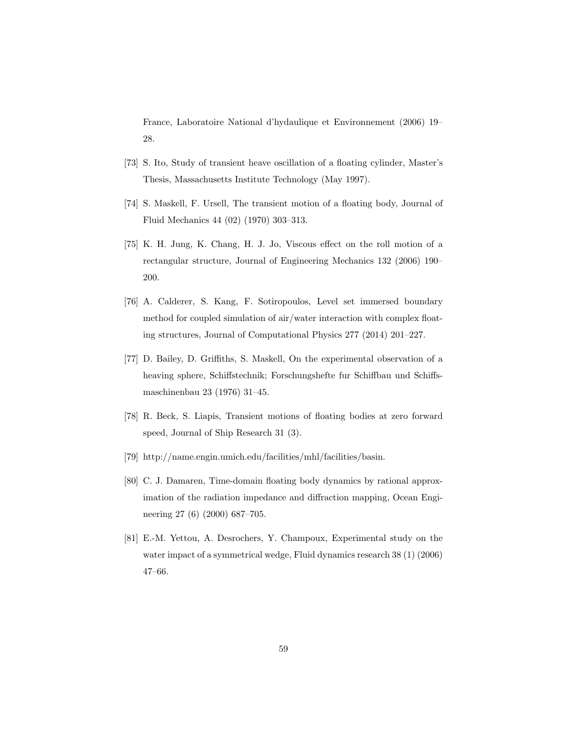France, Laboratoire National d'hydaulique et Environnement (2006) 19–28.

[73] S. Ito, Study of transient heave oscillation of a floating cylinder, Master's Thesis, Massachusetts Institute Technology (May 1997).

[74] S. Maskell, F. Ursell, The transient motion of a floating body, Journal of Fluid Mechanics 44 (02) (1970) 303–313.

[75] K. H. Jung, K. Chang, H. J. Jo, Viscous effect on the roll motion of a rectangular structure, Journal of Engineering Mechanics 132 (2006) 190–200.

[76] A. Calderer, S. Kang, F. Sotiropoulos, Level set immersed boundary method for coupled simulation of air/water interaction with complex floating structures, Journal of Computational Physics 277 (2014) 201–227.

[77] D. Bailey, D. Griffiths, S. Maskell, On the experimental observation of a heaving sphere, Schiffstechnik; Forschungshefte fur Schiffbau und Schiffsmaschinenbau 23 (1976) 31–45.

[78] R. Beck, S. Liapis, Transient motions of floating bodies at zero forward speed, Journal of Ship Research 31 (3).

[79] http://name.engin.umich.edu/facilities/mhl/facilities/basin.

[80] C. J. Damaren, Time-domain floating body dynamics by rational approximation of the radiation impedance and diffraction mapping, Ocean Engineering 27 (6) (2000) 687–705.

[81] E.-M. Yettou, A. Desrochers, Y. Champoux, Experimental study on the water impact of a symmetrical wedge, Fluid dynamics research 38 (1) (2006) 47–66.